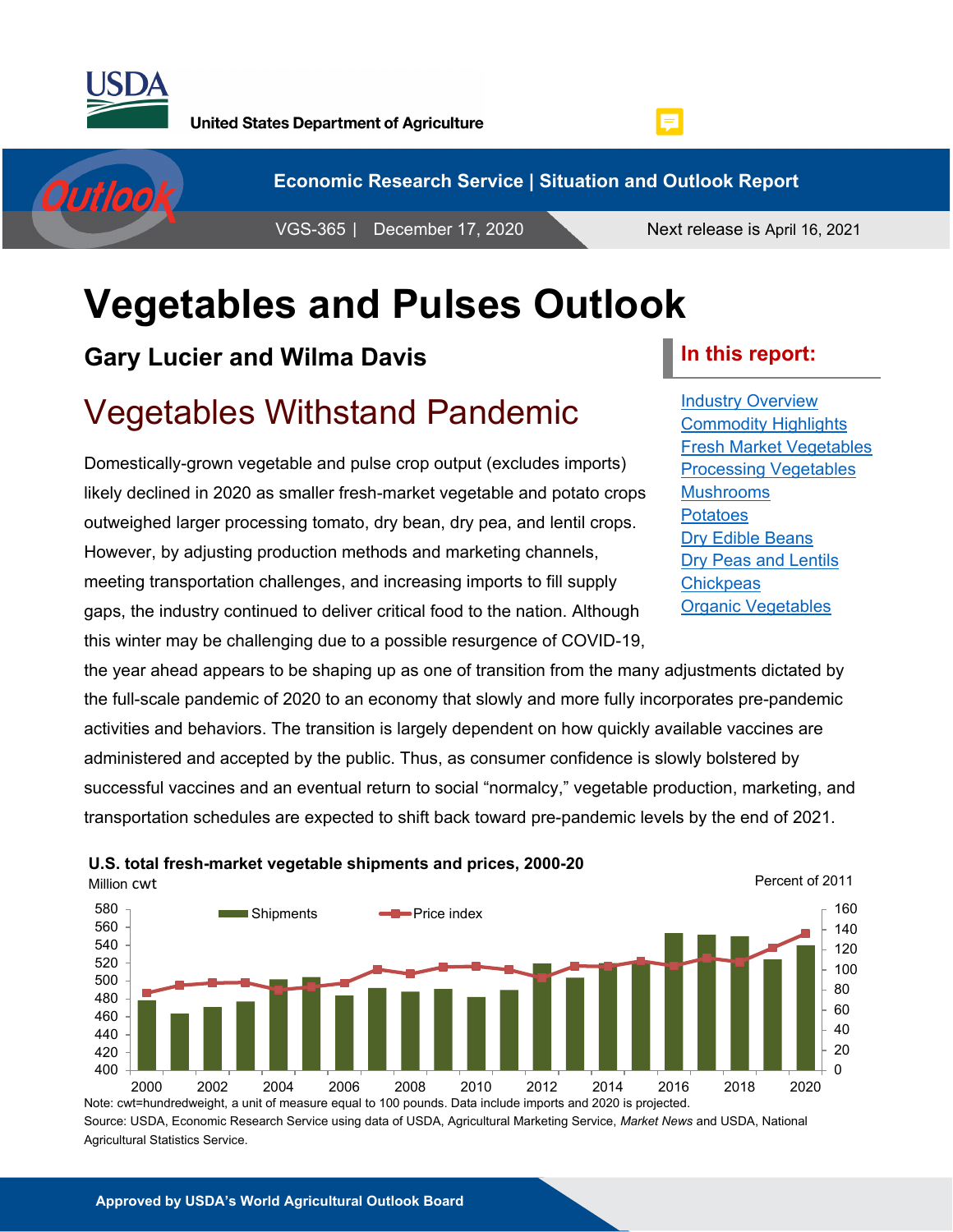United States Department of Agriculture

Economic Research Service | Situation and Outlook Report

VGS-365 | December 17, 2020

Next release is April 16, 2021

# Vegetables and Pulses Outlook

**Gary Lucier and Wilma Davis**

## Vegetables Withstand Pandemic

Domestically-grown vegetable and pulse crop output (excludes imports) likely declined in 2020 as smaller fresh-market vegetable and potato crops outweighed larger processing tomato, dry bean, dry pea, and lentil crops. However, by adjusting production methods and marketing channels, meeting transportation challenges, and increasing imports to fill supply gaps, the industry continued to deliver critical food to the nation. Although this winter may be challenging due to a possible resurgence of COVID-19, the year ahead appears to be shaping up as one of transition from the many adjustments dictated by the full-scale pandemic of 2020 to an economy that slowly and more fully incorporates pre-pandemic activities and behaviors. The transition is largely dependent on how quickly available vaccines are administered and accepted by the public. Thus, as consumer confidence is slowly bolstered by successful vaccines and an eventual return to social "normalcy," vegetable production, marketing, and transportation schedules are expected to shift back toward pre-pandemic levels by the end of 2021.

**In this report:**

- Industry Overview
- Commodity Highlights
- Fresh Market Vegetables
- Processing Vegetables
- Mushrooms
- Potatoes
- Dry Edible Beans
- Dry Peas and Lentils
- Chickpeas
- Organic Vegetables

**U.S. total fresh-market vegetable shipments and prices, 2000-20**

Note: cwt=hundredweight, a unit of measure equal to 100 pounds. Data include imports and 2020 is projected.

Source: USDA, Economic Research Service using data of USDA, Agricultural Marketing Service, *Market News* and USDA, National Agricultural Statistics Service.

Approved by USDA's World Agricultural Outlook Board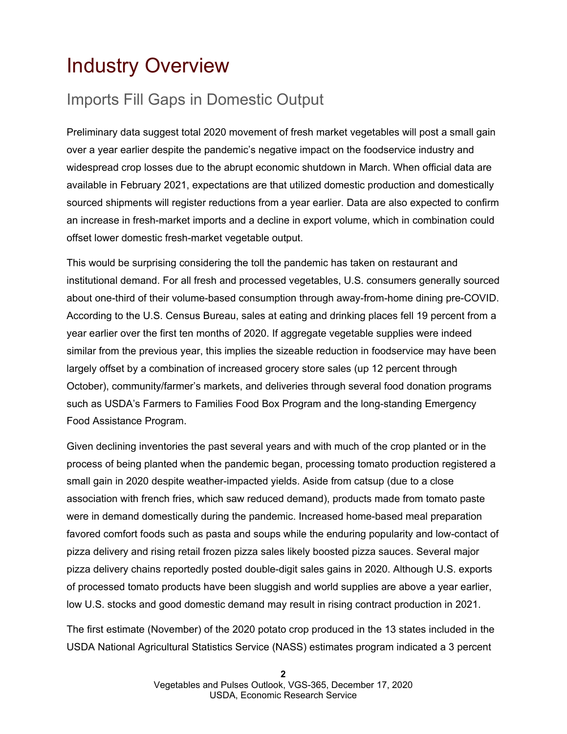# Industry Overview

## Imports Fill Gaps in Domestic Output

Preliminary data suggest total 2020 movement of fresh market vegetables will post a small gain over a year earlier despite the pandemic's negative impact on the foodservice industry and widespread crop losses due to the abrupt economic shutdown in March. When official data are available in February 2021, expectations are that utilized domestic production and domestically sourced shipments will register reductions from a year earlier. Data are also expected to confirm an increase in fresh-market imports and a decline in export volume, which in combination could offset lower domestic fresh-market vegetable output.

This would be surprising considering the toll the pandemic has taken on restaurant and institutional demand. For all fresh and processed vegetables, U.S. consumers generally sourced about one-third of their volume-based consumption through away-from-home dining pre-COVID. According to the U.S. Census Bureau, sales at eating and drinking places fell 19 percent from a year earlier over the first ten months of 2020. If aggregate vegetable supplies were indeed similar from the previous year, this implies the sizeable reduction in foodservice may have been largely offset by a combination of increased grocery store sales (up 12 percent through October), community/farmer's markets, and deliveries through several food donation programs such as USDA's Farmers to Families Food Box Program and the long-standing Emergency Food Assistance Program.

Given declining inventories the past several years and with much of the crop planted or in the process of being planted when the pandemic began, processing tomato production registered a small gain in 2020 despite weather-impacted yields. Aside from catsup (due to a close association with french fries, which saw reduced demand), products made from tomato paste were in demand domestically during the pandemic. Increased home-based meal preparation favored comfort foods such as pasta and soups while the enduring popularity and low-contact of pizza delivery and rising retail frozen pizza sales likely boosted pizza sauces. Several major pizza delivery chains reportedly posted double-digit sales gains in 2020. Although U.S. exports of processed tomato products have been sluggish and world supplies are above a year earlier, low U.S. stocks and good domestic demand may result in rising contract production in 2021.

The first estimate (November) of the 2020 potato crop produced in the 13 states included in the USDA National Agricultural Statistics Service (NASS) estimates program indicated a 3 percent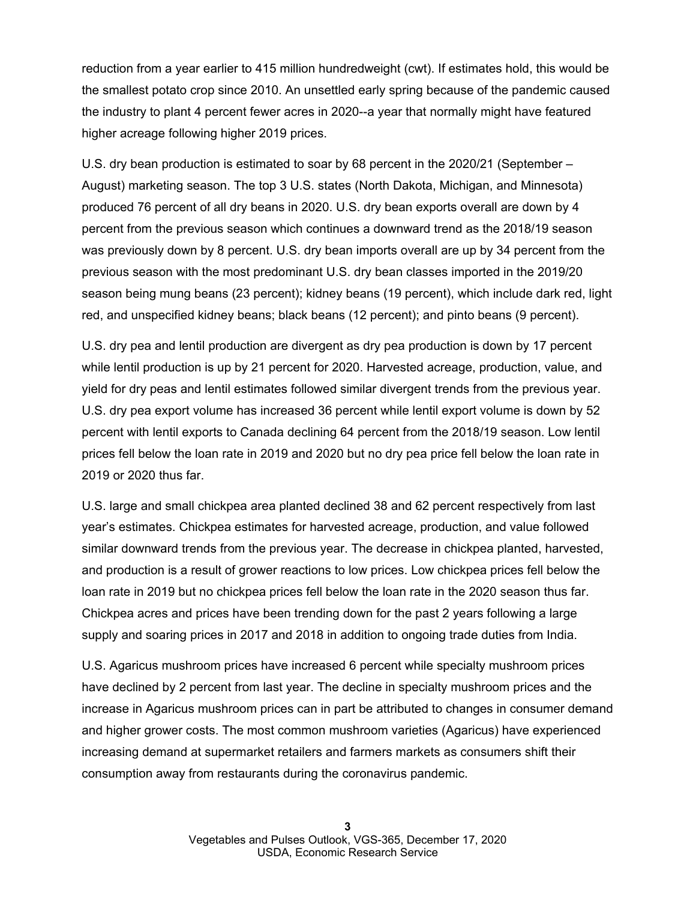reduction from a year earlier to 415 million hundredweight (cwt). If estimates hold, this would be the smallest potato crop since 2010. An unsettled early spring because of the pandemic caused the industry to plant 4 percent fewer acres in 2020--a year that normally might have featured higher acreage following higher 2019 prices.

U.S. dry bean production is estimated to soar by 68 percent in the 2020/21 (September – August) marketing season. The top 3 U.S. states (North Dakota, Michigan, and Minnesota) produced 76 percent of all dry beans in 2020. U.S. dry bean exports overall are down by 4 percent from the previous season which continues a downward trend as the 2018/19 season was previously down by 8 percent. U.S. dry bean imports overall are up by 34 percent from the previous season with the most predominant U.S. dry bean classes imported in the 2019/20 season being mung beans (23 percent); kidney beans (19 percent), which include dark red, light red, and unspecified kidney beans; black beans (12 percent); and pinto beans (9 percent).

U.S. dry pea and lentil production are divergent as dry pea production is down by 17 percent while lentil production is up by 21 percent for 2020. Harvested acreage, production, value, and yield for dry peas and lentil estimates followed similar divergent trends from the previous year. U.S. dry pea export volume has increased 36 percent while lentil export volume is down by 52 percent with lentil exports to Canada declining 64 percent from the 2018/19 season. Low lentil prices fell below the loan rate in 2019 and 2020 but no dry pea price fell below the loan rate in 2019 or 2020 thus far.

U.S. large and small chickpea area planted declined 38 and 62 percent respectively from last year's estimates. Chickpea estimates for harvested acreage, production, and value followed similar downward trends from the previous year. The decrease in chickpea planted, harvested, and production is a result of grower reactions to low prices. Low chickpea prices fell below the loan rate in 2019 but no chickpea prices fell below the loan rate in the 2020 season thus far. Chickpea acres and prices have been trending down for the past 2 years following a large supply and soaring prices in 2017 and 2018 in addition to ongoing trade duties from India.

U.S. Agaricus mushroom prices have increased 6 percent while specialty mushroom prices have declined by 2 percent from last year. The decline in specialty mushroom prices and the increase in Agaricus mushroom prices can in part be attributed to changes in consumer demand and higher grower costs. The most common mushroom varieties (Agaricus) have experienced increasing demand at supermarket retailers and farmers markets as consumers shift their consumption away from restaurants during the coronavirus pandemic.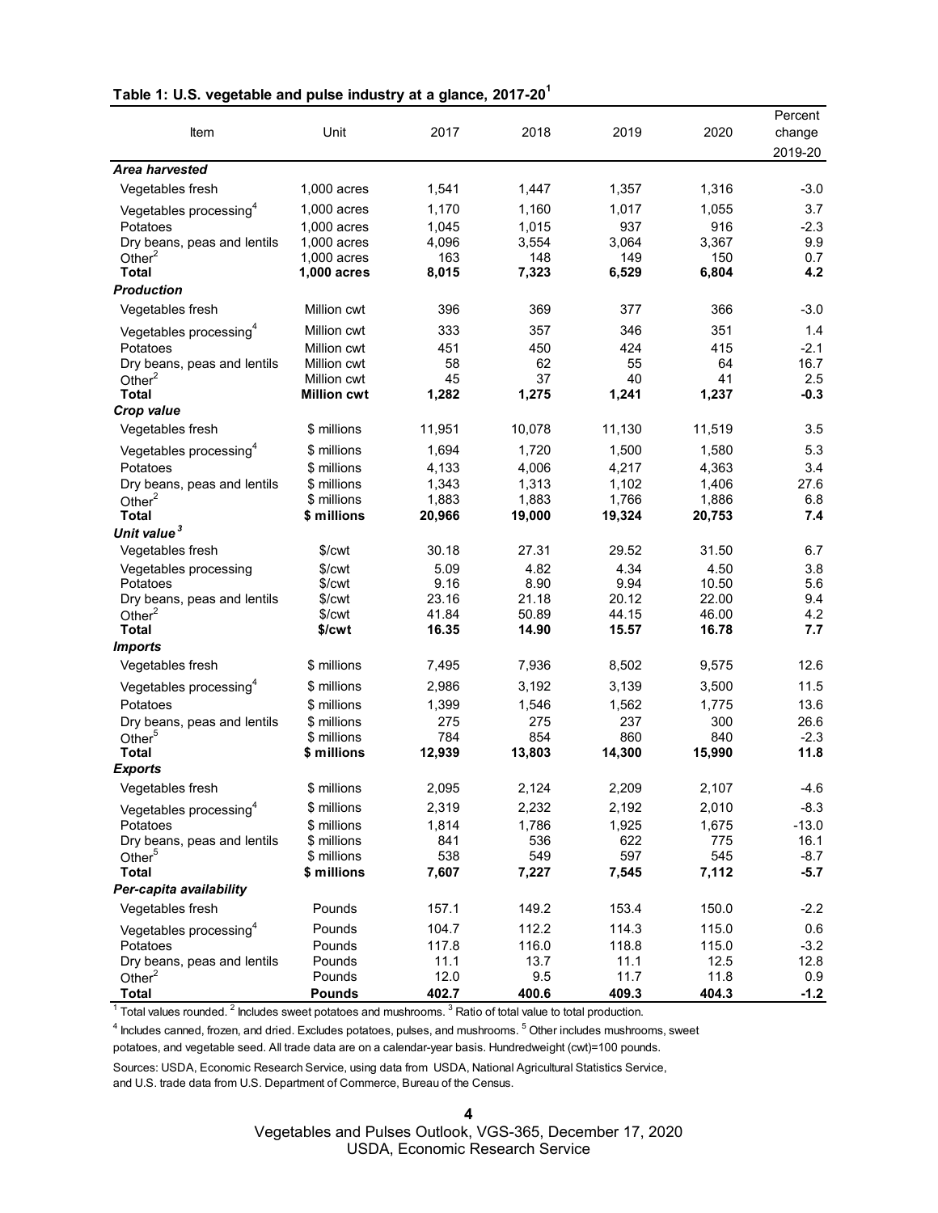**Table 1: U.S. vegetable and pulse industry at a glance, 2017-20[1]**

| Item | Unit | 2017 | 2018 | 2019 | 2020 | Percent change 2019-20 |
|---|---|---|---|---|---|---|
| ***Area harvested*** | | | | | | |
| Vegetables fresh | 1,000 acres | 1,541 | 1,447 | 1,357 | 1,316 | -3.0 |
| Vegetables processing[4] | 1,000 acres | 1,170 | 1,160 | 1,017 | 1,055 | 3.7 |
| Potatoes | 1,000 acres | 1,045 | 1,015 | 937 | 916 | -2.3 |
| Dry beans, peas and lentils | 1,000 acres | 4,096 | 3,554 | 3,064 | 3,367 | 9.9 |
| Other[2] | 1,000 acres | 163 | 148 | 149 | 150 | 0.7 |
| **Total** | **1,000 acres** | **8,015** | **7,323** | **6,529** | **6,804** | **4.2** |
| ***Production*** | | | | | | |
| Vegetables fresh | Million cwt | 396 | 369 | 377 | 366 | -3.0 |
| Vegetables processing[4] | Million cwt | 333 | 357 | 346 | 351 | 1.4 |
| Potatoes | Million cwt | 451 | 450 | 424 | 415 | -2.1 |
| Dry beans, peas and lentils | Million cwt | 58 | 62 | 55 | 64 | 16.7 |
| Other[2] | Million cwt | 45 | 37 | 40 | 41 | 2.5 |
| **Total** | **Million cwt** | **1,282** | **1,275** | **1,241** | **1,237** | **-0.3** |
| ***Crop value*** | | | | | | |
| Vegetables fresh | $ millions | 11,951 | 10,078 | 11,130 | 11,519 | 3.5 |
| Vegetables processing[4] | $ millions | 1,694 | 1,720 | 1,500 | 1,580 | 5.3 |
| Potatoes | $ millions | 4,133 | 4,006 | 4,217 | 4,363 | 3.4 |
| Dry beans, peas and lentils | $ millions | 1,343 | 1,313 | 1,102 | 1,406 | 27.6 |
| Other[2] | $ millions | 1,883 | 1,883 | 1,766 | 1,886 | 6.8 |
| **Total** | **$ millions** | **20,966** | **19,000** | **19,324** | **20,753** | **7.4** |
| ***Unit value[3]*** | | | | | | |
| Vegetables fresh | $/cwt | 30.18 | 27.31 | 29.52 | 31.50 | 6.7 |
| Vegetables processing | $/cwt | 5.09 | 4.82 | 4.34 | 4.50 | 3.8 |
| Potatoes | $/cwt | 9.16 | 8.90 | 9.94 | 10.50 | 5.6 |
| Dry beans, peas and lentils | $/cwt | 23.16 | 21.18 | 20.12 | 22.00 | 9.4 |
| Other[2] | $/cwt | 41.84 | 50.89 | 44.15 | 46.00 | 4.2 |
| **Total** | **$/cwt** | **16.35** | **14.90** | **15.57** | **16.78** | **7.7** |
| ***Imports*** | | | | | | |
| Vegetables fresh | $ millions | 7,495 | 7,936 | 8,502 | 9,575 | 12.6 |
| Vegetables processing[4] | $ millions | 2,986 | 3,192 | 3,139 | 3,500 | 11.5 |
| Potatoes | $ millions | 1,399 | 1,546 | 1,562 | 1,775 | 13.6 |
| Dry beans, peas and lentils | $ millions | 275 | 275 | 237 | 300 | 26.6 |
| Other[5] | $ millions | 784 | 854 | 860 | 840 | -2.3 |
| **Total** | **$ millions** | **12,939** | **13,803** | **14,300** | **15,990** | **11.8** |
| ***Exports*** | | | | | | |
| Vegetables fresh | $ millions | 2,095 | 2,124 | 2,209 | 2,107 | -4.6 |
| Vegetables processing[4] | $ millions | 2,319 | 2,232 | 2,192 | 2,010 | -8.3 |
| Potatoes | $ millions | 1,814 | 1,786 | 1,925 | 1,675 | -13.0 |
| Dry beans, peas and lentils | $ millions | 841 | 536 | 622 | 775 | 16.1 |
| Other[5] | $ millions | 538 | 549 | 597 | 545 | -8.7 |
| **Total** | **$ millions** | **7,607** | **7,227** | **7,545** | **7,112** | **-5.7** |
| ***Per-capita availability*** | | | | | | |
| Vegetables fresh | Pounds | 157.1 | 149.2 | 153.4 | 150.0 | -2.2 |
| Vegetables processing[4] | Pounds | 104.7 | 112.2 | 114.3 | 115.0 | 0.6 |
| Potatoes | Pounds | 117.8 | 116.0 | 118.8 | 115.0 | -3.2 |
| Dry beans, peas and lentils | Pounds | 11.1 | 13.7 | 11.1 | 12.5 | 12.8 |
| Other[2] | Pounds | 12.0 | 9.5 | 11.7 | 11.8 | 0.9 |
| **Total** | **Pounds** | **402.7** | **400.6** | **409.3** | **404.3** | **-1.2** |

[1] Total values rounded. [2] Includes sweet potatoes and mushrooms. [3] Ratio of total value to total production.

[4] Includes canned, frozen, and dried. Excludes potatoes, pulses, and mushrooms. [5] Other includes mushrooms, sweet potatoes, and vegetable seed. All trade data are on a calendar-year basis. Hundredweight (cwt)=100 pounds.

Sources: USDA, Economic Research Service, using data from USDA, National Agricultural Statistics Service, and U.S. trade data from U.S. Department of Commerce, Bureau of the Census.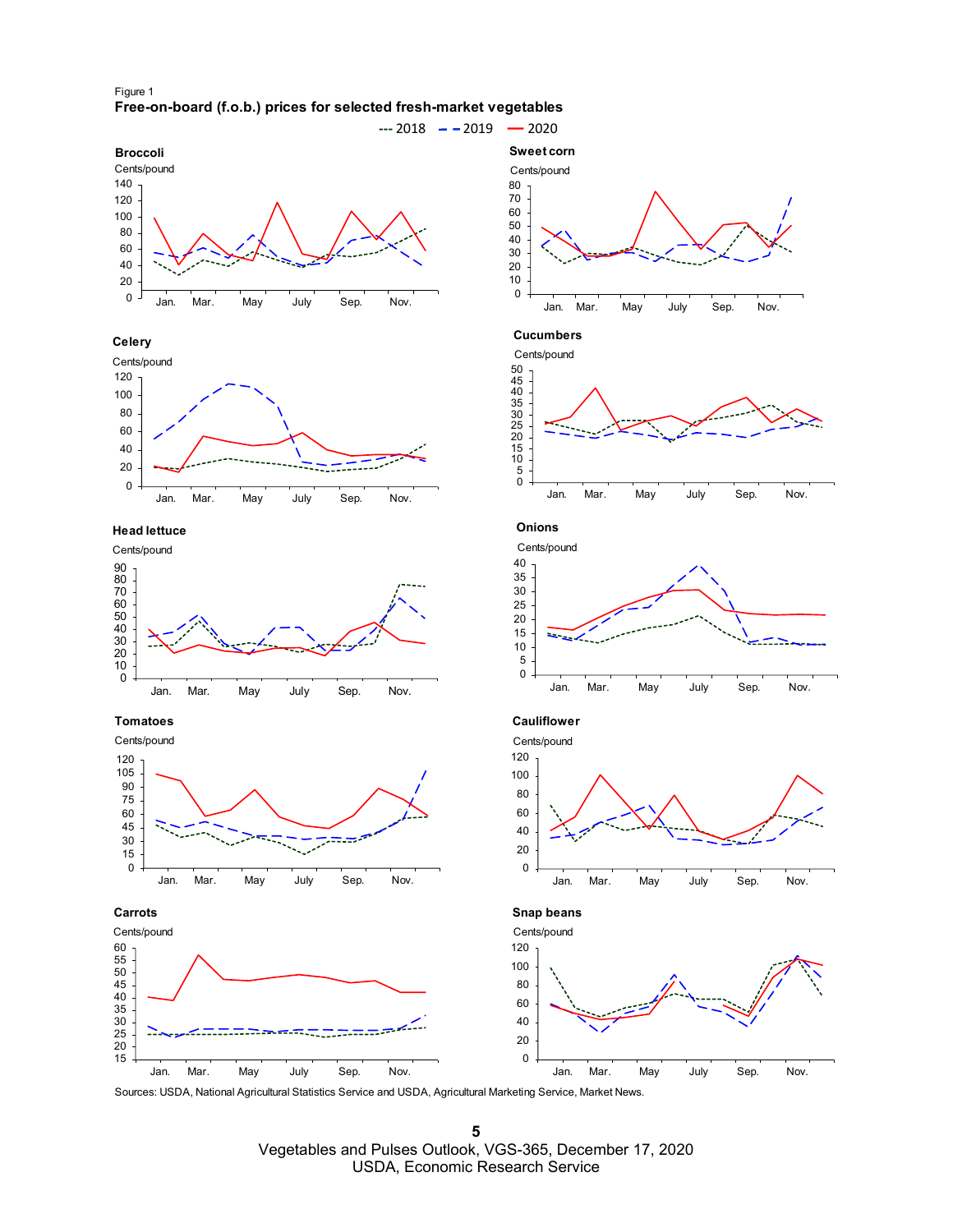Figure 1

**Free-on-board (f.o.b.) prices for selected fresh-market vegetables**

Sources: USDA, National Agricultural Statistics Service and USDA, Agricultural Marketing Service, Market News.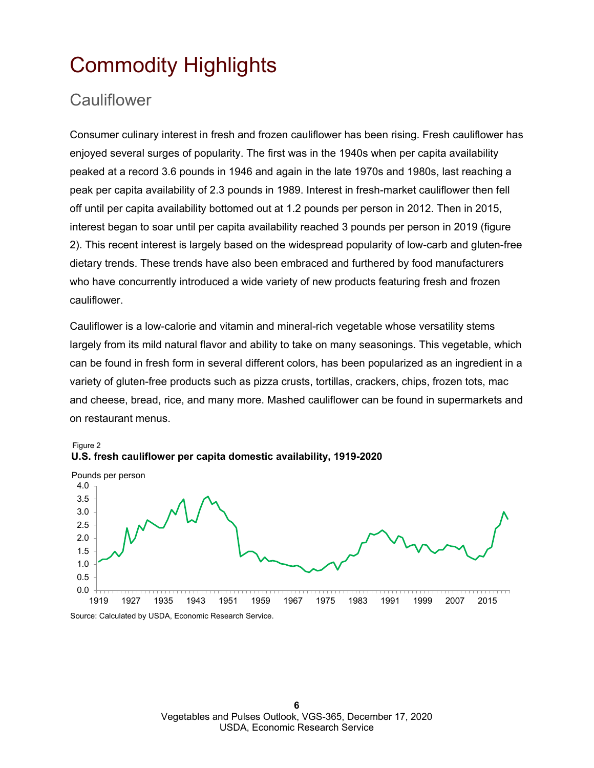# Commodity Highlights

## Cauliflower

Consumer culinary interest in fresh and frozen cauliflower has been rising. Fresh cauliflower has enjoyed several surges of popularity. The first was in the 1940s when per capita availability peaked at a record 3.6 pounds in 1946 and again in the late 1970s and 1980s, last reaching a peak per capita availability of 2.3 pounds in 1989. Interest in fresh-market cauliflower then fell off until per capita availability bottomed out at 1.2 pounds per person in 2012. Then in 2015, interest began to soar until per capita availability reached 3 pounds per person in 2019 (figure 2). This recent interest is largely based on the widespread popularity of low-carb and gluten-free dietary trends. These trends have also been embraced and furthered by food manufacturers who have concurrently introduced a wide variety of new products featuring fresh and frozen cauliflower.

Cauliflower is a low-calorie and vitamin and mineral-rich vegetable whose versatility stems largely from its mild natural flavor and ability to take on many seasonings. This vegetable, which can be found in fresh form in several different colors, has been popularized as an ingredient in a variety of gluten-free products such as pizza crusts, tortillas, crackers, chips, frozen tots, mac and cheese, bread, rice, and many more. Mashed cauliflower can be found in supermarkets and on restaurant menus.

Figure 2

**U.S. fresh cauliflower per capita domestic availability, 1919-2020**

Pounds per person

Source: Calculated by USDA, Economic Research Service.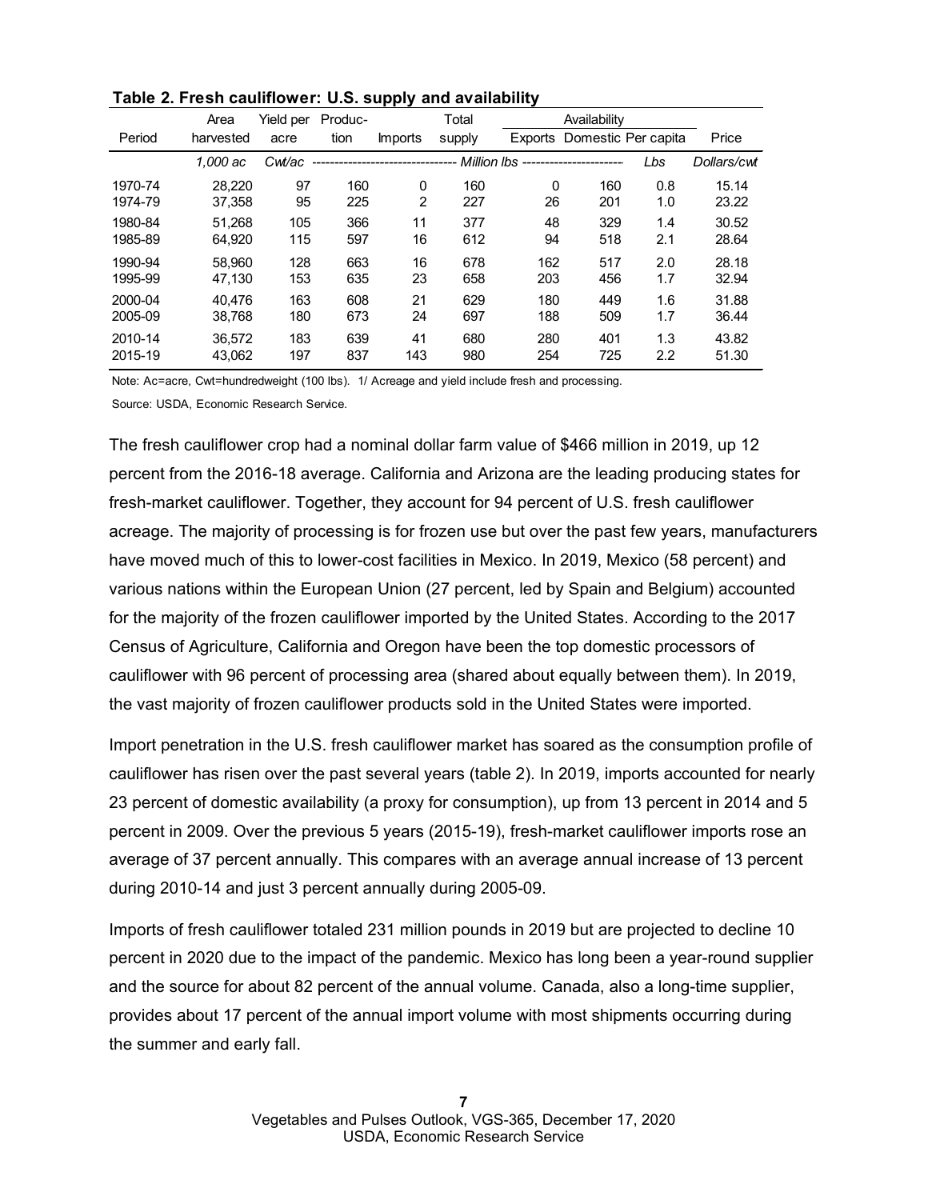**Table 2. Fresh cauliflower: U.S. supply and availability**

| Period | Area harvested | Yield per acre | Produc-tion | Imports | Total supply | Exports | Domestic | Per capita | Price |
|---|---|---|---|---|---|---|---|---|---|
| | | | | | | Availability | | | |
| | *1,000 ac* | *Cwt/ac* | *Million lbs* | | | | | *Lbs* | *Dollars/cwt* |
| 1970-74 | 28,220 | 97 | 160 | 0 | 160 | 0 | 160 | 0.8 | 15.14 |
| 1974-79 | 37,358 | 95 | 225 | 2 | 227 | 26 | 201 | 1.0 | 23.22 |
| 1980-84 | 51,268 | 105 | 366 | 11 | 377 | 48 | 329 | 1.4 | 30.52 |
| 1985-89 | 64,920 | 115 | 597 | 16 | 612 | 94 | 518 | 2.1 | 28.64 |
| 1990-94 | 58,960 | 128 | 663 | 16 | 678 | 162 | 517 | 2.0 | 28.18 |
| 1995-99 | 47,130 | 153 | 635 | 23 | 658 | 203 | 456 | 1.7 | 32.94 |
| 2000-04 | 40,476 | 163 | 608 | 21 | 629 | 180 | 449 | 1.6 | 31.88 |
| 2005-09 | 38,768 | 180 | 673 | 24 | 697 | 188 | 509 | 1.7 | 36.44 |
| 2010-14 | 36,572 | 183 | 639 | 41 | 680 | 280 | 401 | 1.3 | 43.82 |
| 2015-19 | 43,062 | 197 | 837 | 143 | 980 | 254 | 725 | 2.2 | 51.30 |

Note: Ac=acre, Cwt=hundredweight (100 lbs). 1/ Acreage and yield include fresh and processing.

Source: USDA, Economic Research Service.

The fresh cauliflower crop had a nominal dollar farm value of $466 million in 2019, up 12 percent from the 2016-18 average. California and Arizona are the leading producing states for fresh-market cauliflower. Together, they account for 94 percent of U.S. fresh cauliflower acreage. The majority of processing is for frozen use but over the past few years, manufacturers have moved much of this to lower-cost facilities in Mexico. In 2019, Mexico (58 percent) and various nations within the European Union (27 percent, led by Spain and Belgium) accounted for the majority of the frozen cauliflower imported by the United States. According to the 2017 Census of Agriculture, California and Oregon have been the top domestic processors of cauliflower with 96 percent of processing area (shared about equally between them). In 2019, the vast majority of frozen cauliflower products sold in the United States were imported.

Import penetration in the U.S. fresh cauliflower market has soared as the consumption profile of cauliflower has risen over the past several years (table 2). In 2019, imports accounted for nearly 23 percent of domestic availability (a proxy for consumption), up from 13 percent in 2014 and 5 percent in 2009. Over the previous 5 years (2015-19), fresh-market cauliflower imports rose an average of 37 percent annually. This compares with an average annual increase of 13 percent during 2010-14 and just 3 percent annually during 2005-09.

Imports of fresh cauliflower totaled 231 million pounds in 2019 but are projected to decline 10 percent in 2020 due to the impact of the pandemic. Mexico has long been a year-round supplier and the source for about 82 percent of the annual volume. Canada, also a long-time supplier, provides about 17 percent of the annual import volume with most shipments occurring during the summer and early fall.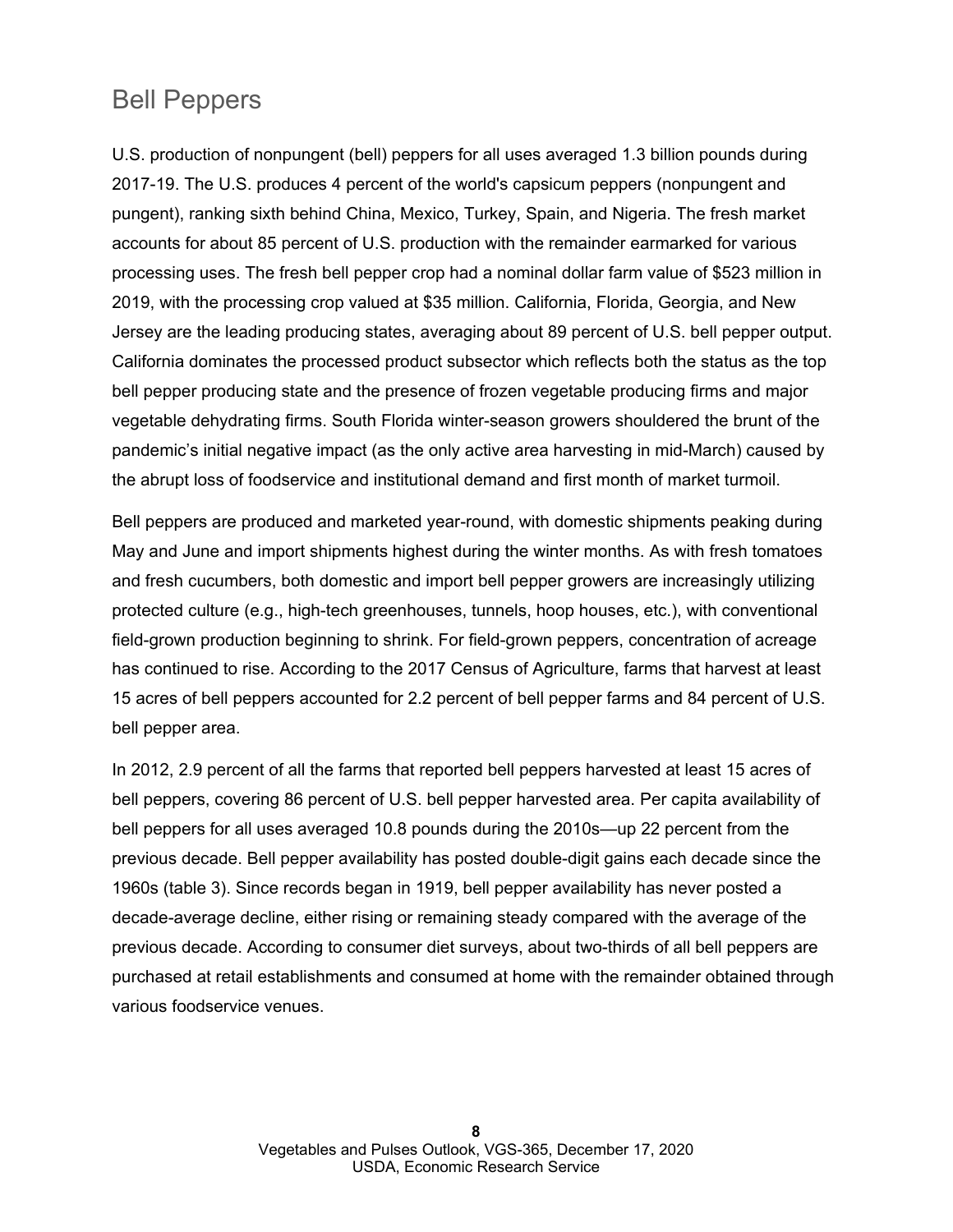## Bell Peppers

U.S. production of nonpungent (bell) peppers for all uses averaged 1.3 billion pounds during 2017-19. The U.S. produces 4 percent of the world's capsicum peppers (nonpungent and pungent), ranking sixth behind China, Mexico, Turkey, Spain, and Nigeria. The fresh market accounts for about 85 percent of U.S. production with the remainder earmarked for various processing uses. The fresh bell pepper crop had a nominal dollar farm value of $523 million in 2019, with the processing crop valued at $35 million. California, Florida, Georgia, and New Jersey are the leading producing states, averaging about 89 percent of U.S. bell pepper output. California dominates the processed product subsector which reflects both the status as the top bell pepper producing state and the presence of frozen vegetable producing firms and major vegetable dehydrating firms. South Florida winter-season growers shouldered the brunt of the pandemic's initial negative impact (as the only active area harvesting in mid-March) caused by the abrupt loss of foodservice and institutional demand and first month of market turmoil.

Bell peppers are produced and marketed year-round, with domestic shipments peaking during May and June and import shipments highest during the winter months. As with fresh tomatoes and fresh cucumbers, both domestic and import bell pepper growers are increasingly utilizing protected culture (e.g., high-tech greenhouses, tunnels, hoop houses, etc.), with conventional field-grown production beginning to shrink. For field-grown peppers, concentration of acreage has continued to rise. According to the 2017 Census of Agriculture, farms that harvest at least 15 acres of bell peppers accounted for 2.2 percent of bell pepper farms and 84 percent of U.S. bell pepper area.

In 2012, 2.9 percent of all the farms that reported bell peppers harvested at least 15 acres of bell peppers, covering 86 percent of U.S. bell pepper harvested area. Per capita availability of bell peppers for all uses averaged 10.8 pounds during the 2010s—up 22 percent from the previous decade. Bell pepper availability has posted double-digit gains each decade since the 1960s (table 3). Since records began in 1919, bell pepper availability has never posted a decade-average decline, either rising or remaining steady compared with the average of the previous decade. According to consumer diet surveys, about two-thirds of all bell peppers are purchased at retail establishments and consumed at home with the remainder obtained through various foodservice venues.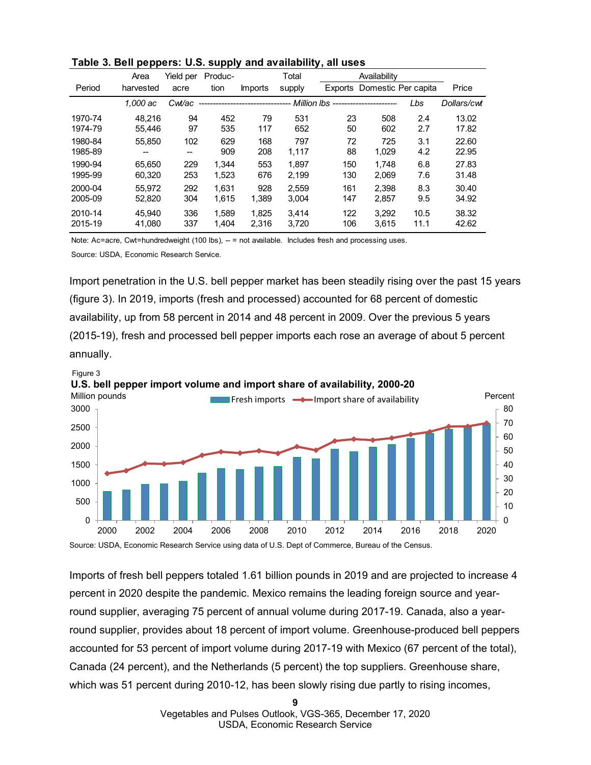**Table 3. Bell peppers: U.S. supply and availability, all uses**

| Period | Area harvested | Yield per acre | Produc-tion | Imports | Total supply | Availability: Exports | Availability: Domestic | Availability: Per capita | Price |
|---|---|---|---|---|---|---|---|---|---|
| | *1,000 ac* | *Cwt/ac* | *Million lbs* | | | | | *Lbs* | *Dollars/cwt* |
| 1970-74 | 48,216 | 94 | 452 | 79 | 531 | 23 | 508 | 2.4 | 13.02 |
| 1974-79 | 55,446 | 97 | 535 | 117 | 652 | 50 | 602 | 2.7 | 17.82 |
| 1980-84 | 55,850 | 102 | 629 | 168 | 797 | 72 | 725 | 3.1 | 22.60 |
| 1985-89 | -- | -- | 909 | 208 | 1,117 | 88 | 1,029 | 4.2 | 22.95 |
| 1990-94 | 65,650 | 229 | 1,344 | 553 | 1,897 | 150 | 1,748 | 6.8 | 27.83 |
| 1995-99 | 60,320 | 253 | 1,523 | 676 | 2,199 | 130 | 2,069 | 7.6 | 31.48 |
| 2000-04 | 55,972 | 292 | 1,631 | 928 | 2,559 | 161 | 2,398 | 8.3 | 30.40 |
| 2005-09 | 52,820 | 304 | 1,615 | 1,389 | 3,004 | 147 | 2,857 | 9.5 | 34.92 |
| 2010-14 | 45,940 | 336 | 1,589 | 1,825 | 3,414 | 122 | 3,292 | 10.5 | 38.32 |
| 2015-19 | 41,080 | 337 | 1,404 | 2,316 | 3,720 | 106 | 3,615 | 11.1 | 42.62 |

Note: Ac=acre, Cwt=hundredweight (100 lbs), -- = not available. Includes fresh and processing uses.

Source: USDA, Economic Research Service.

Import penetration in the U.S. bell pepper market has been steadily rising over the past 15 years (figure 3). In 2019, imports (fresh and processed) accounted for 68 percent of domestic availability, up from 58 percent in 2014 and 48 percent in 2009. Over the previous 5 years (2015-19), fresh and processed bell pepper imports each rose an average of about 5 percent annually.

Figure 3

**U.S. bell pepper import volume and import share of availability, 2000-20**

Source: USDA, Economic Research Service using data of U.S. Dept of Commerce, Bureau of the Census.

Imports of fresh bell peppers totaled 1.61 billion pounds in 2019 and are projected to increase 4 percent in 2020 despite the pandemic. Mexico remains the leading foreign source and year-round supplier, averaging 75 percent of annual volume during 2017-19. Canada, also a year-round supplier, provides about 18 percent of import volume. Greenhouse-produced bell peppers accounted for 53 percent of import volume during 2017-19 with Mexico (67 percent of the total), Canada (24 percent), and the Netherlands (5 percent) the top suppliers. Greenhouse share, which was 51 percent during 2010-12, has been slowly rising due partly to rising incomes,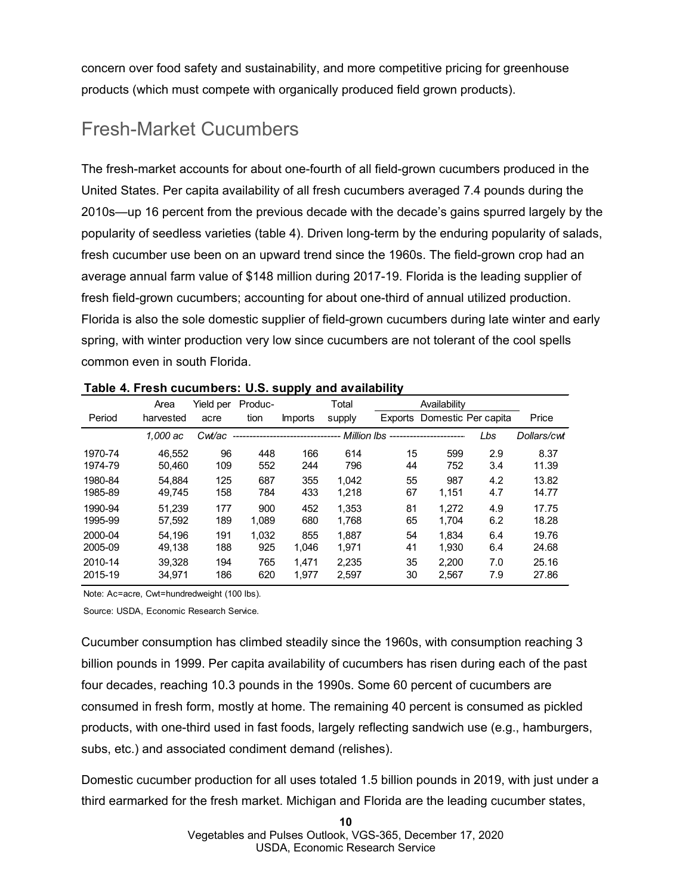concern over food safety and sustainability, and more competitive pricing for greenhouse products (which must compete with organically produced field grown products).

## Fresh-Market Cucumbers

The fresh-market accounts for about one-fourth of all field-grown cucumbers produced in the United States. Per capita availability of all fresh cucumbers averaged 7.4 pounds during the 2010s—up 16 percent from the previous decade with the decade's gains spurred largely by the popularity of seedless varieties (table 4). Driven long-term by the enduring popularity of salads, fresh cucumber use been on an upward trend since the 1960s. The field-grown crop had an average annual farm value of $148 million during 2017-19. Florida is the leading supplier of fresh field-grown cucumbers; accounting for about one-third of annual utilized production. Florida is also the sole domestic supplier of field-grown cucumbers during late winter and early spring, with winter production very low since cucumbers are not tolerant of the cool spells common even in south Florida.

**Table 4. Fresh cucumbers: U.S. supply and availability**

| Period | Area harvested | Yield per acre | Production | Imports | Total supply | Availability | | | Price |
|---|---|---|---|---|---|---|---|---|---|
| | | | | | | Exports | Domestic | Per capita | |
| | *1,000 ac* | *Cwt/ac* | *Million lbs* | | | | | *Lbs* | *Dollars/cwt* |
| 1970-74 | 46,552 | 96 | 448 | 166 | 614 | 15 | 599 | 2.9 | 8.37 |
| 1974-79 | 50,460 | 109 | 552 | 244 | 796 | 44 | 752 | 3.4 | 11.39 |
| 1980-84 | 54,884 | 125 | 687 | 355 | 1,042 | 55 | 987 | 4.2 | 13.82 |
| 1985-89 | 49,745 | 158 | 784 | 433 | 1,218 | 67 | 1,151 | 4.7 | 14.77 |
| 1990-94 | 51,239 | 177 | 900 | 452 | 1,353 | 81 | 1,272 | 4.9 | 17.75 |
| 1995-99 | 57,592 | 189 | 1,089 | 680 | 1,768 | 65 | 1,704 | 6.2 | 18.28 |
| 2000-04 | 54,196 | 191 | 1,032 | 855 | 1,887 | 54 | 1,834 | 6.4 | 19.76 |
| 2005-09 | 49,138 | 188 | 925 | 1,046 | 1,971 | 41 | 1,930 | 6.4 | 24.68 |
| 2010-14 | 39,328 | 194 | 765 | 1,471 | 2,235 | 35 | 2,200 | 7.0 | 25.16 |
| 2015-19 | 34,971 | 186 | 620 | 1,977 | 2,597 | 30 | 2,567 | 7.9 | 27.86 |

Note: Ac=acre, Cwt=hundredweight (100 lbs).

Source: USDA, Economic Research Service.

Cucumber consumption has climbed steadily since the 1960s, with consumption reaching 3 billion pounds in 1999. Per capita availability of cucumbers has risen during each of the past four decades, reaching 10.3 pounds in the 1990s. Some 60 percent of cucumbers are consumed in fresh form, mostly at home. The remaining 40 percent is consumed as pickled products, with one-third used in fast foods, largely reflecting sandwich use (e.g., hamburgers, subs, etc.) and associated condiment demand (relishes).

Domestic cucumber production for all uses totaled 1.5 billion pounds in 2019, with just under a third earmarked for the fresh market. Michigan and Florida are the leading cucumber states,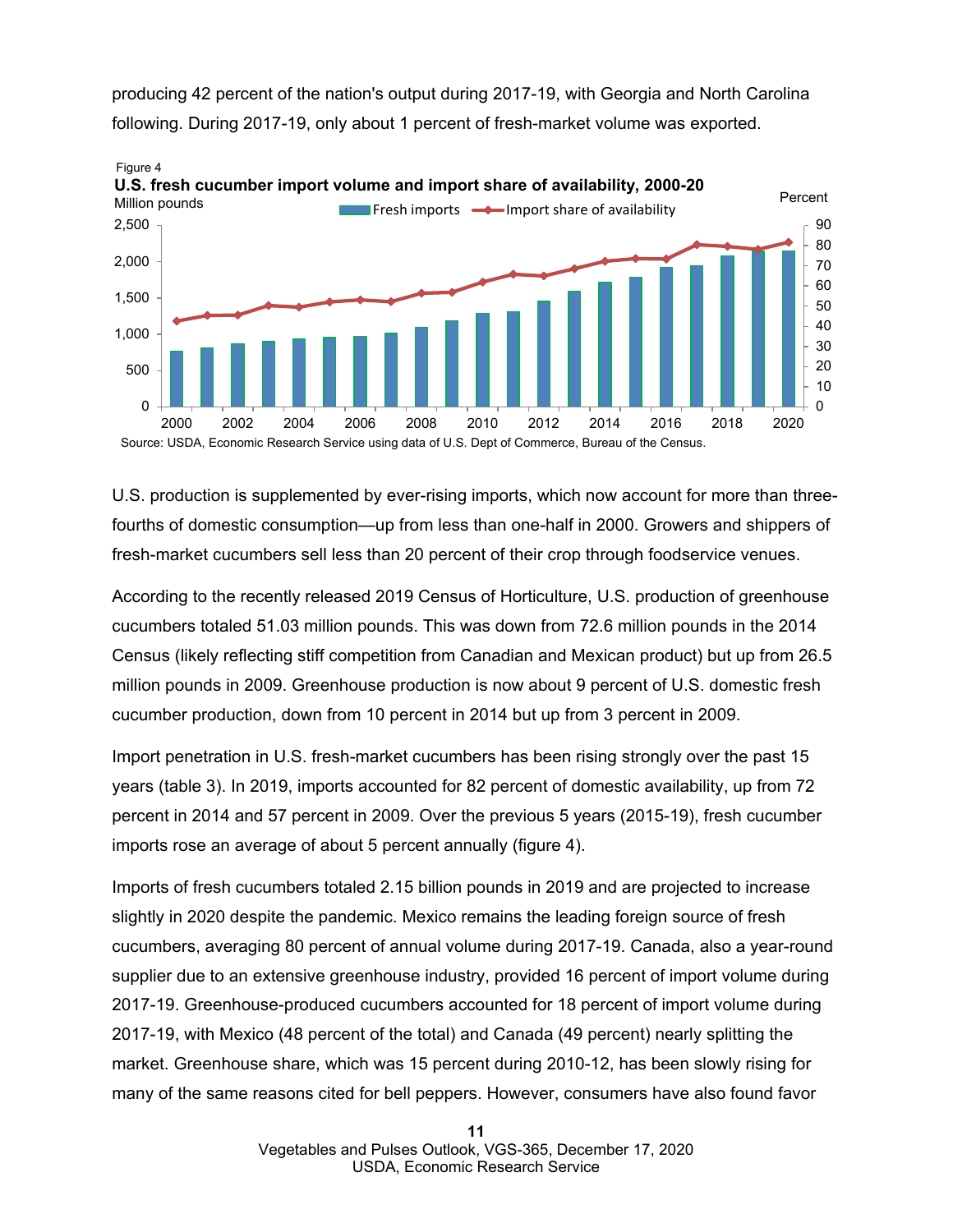producing 42 percent of the nation's output during 2017-19, with Georgia and North Carolina following. During 2017-19, only about 1 percent of fresh-market volume was exported.

Figure 4

**U.S. fresh cucumber import volume and import share of availability, 2000-20**

Source: USDA, Economic Research Service using data of U.S. Dept of Commerce, Bureau of the Census.

U.S. production is supplemented by ever-rising imports, which now account for more than three-fourths of domestic consumption—up from less than one-half in 2000. Growers and shippers of fresh-market cucumbers sell less than 20 percent of their crop through foodservice venues.

According to the recently released 2019 Census of Horticulture, U.S. production of greenhouse cucumbers totaled 51.03 million pounds. This was down from 72.6 million pounds in the 2014 Census (likely reflecting stiff competition from Canadian and Mexican product) but up from 26.5 million pounds in 2009. Greenhouse production is now about 9 percent of U.S. domestic fresh cucumber production, down from 10 percent in 2014 but up from 3 percent in 2009.

Import penetration in U.S. fresh-market cucumbers has been rising strongly over the past 15 years (table 3). In 2019, imports accounted for 82 percent of domestic availability, up from 72 percent in 2014 and 57 percent in 2009. Over the previous 5 years (2015-19), fresh cucumber imports rose an average of about 5 percent annually (figure 4).

Imports of fresh cucumbers totaled 2.15 billion pounds in 2019 and are projected to increase slightly in 2020 despite the pandemic. Mexico remains the leading foreign source of fresh cucumbers, averaging 80 percent of annual volume during 2017-19. Canada, also a year-round supplier due to an extensive greenhouse industry, provided 16 percent of import volume during 2017-19. Greenhouse-produced cucumbers accounted for 18 percent of import volume during 2017-19, with Mexico (48 percent of the total) and Canada (49 percent) nearly splitting the market. Greenhouse share, which was 15 percent during 2010-12, has been slowly rising for many of the same reasons cited for bell peppers. However, consumers have also found favor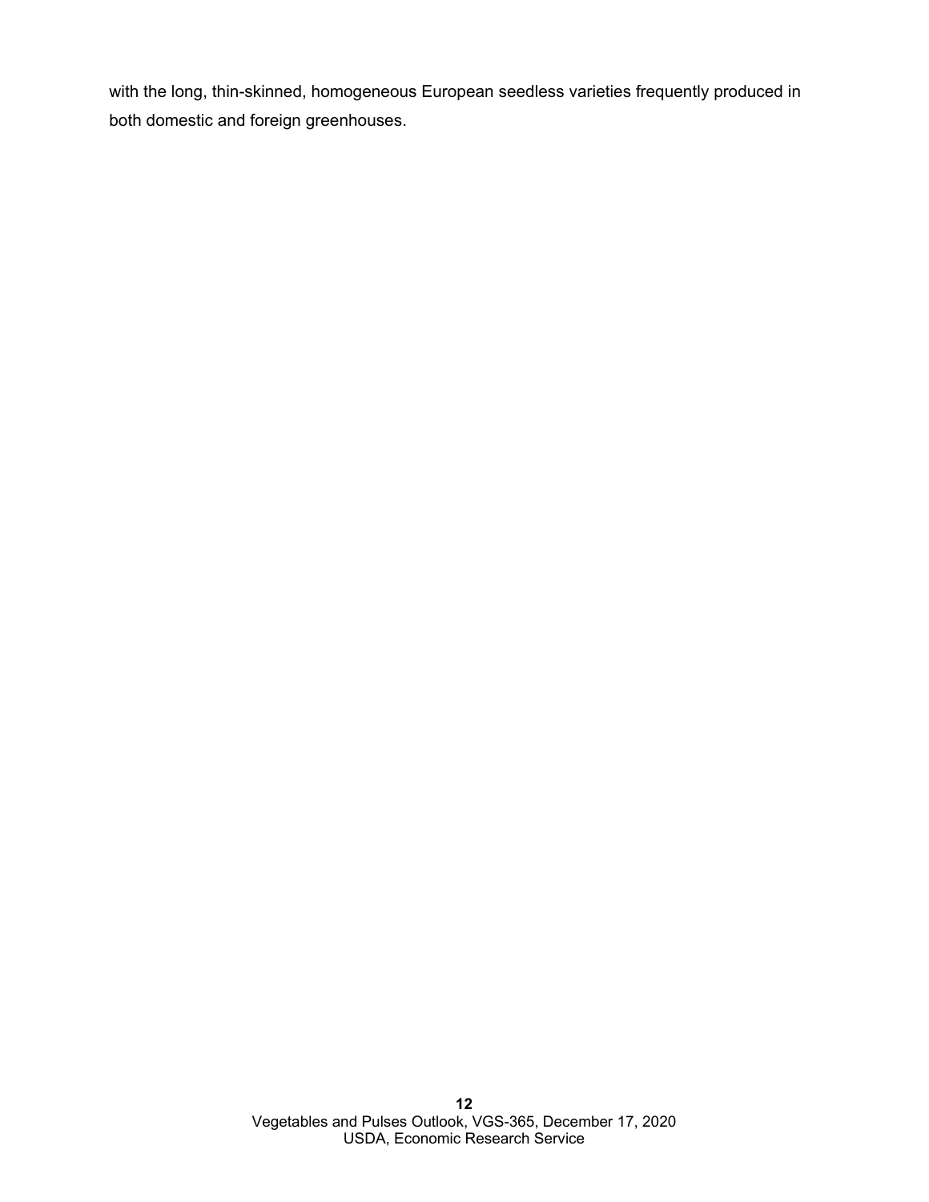with the long, thin-skinned, homogeneous European seedless varieties frequently produced in both domestic and foreign greenhouses.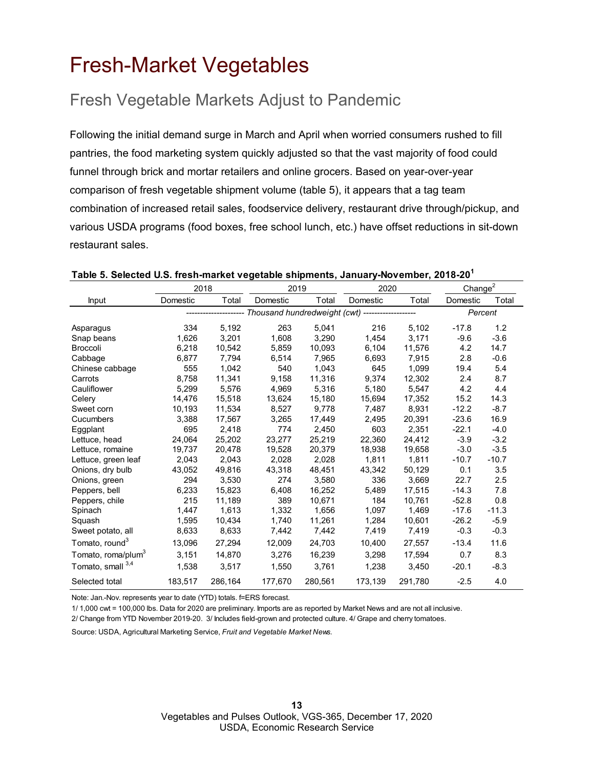# Fresh-Market Vegetables

## Fresh Vegetable Markets Adjust to Pandemic

Following the initial demand surge in March and April when worried consumers rushed to fill pantries, the food marketing system quickly adjusted so that the vast majority of food could funnel through brick and mortar retailers and online grocers. Based on year-over-year comparison of fresh vegetable shipment volume (table 5), it appears that a tag team combination of increased retail sales, foodservice delivery, restaurant drive through/pickup, and various USDA programs (food boxes, free school lunch, etc.) have offset reductions in sit-down restaurant sales.

**Table 5. Selected U.S. fresh-market vegetable shipments, January-November, 2018-20[1]**

| | 2018 | | 2019 | | 2020 | | Change[2] | |
|---|---|---|---|---|---|---|---|---|
| Input | Domestic | Total | Domestic | Total | Domestic | Total | Domestic | Total |
| | *Thousand hundredweight (cwt)* | | | | | | *Percent* | |
| Asparagus | 334 | 5,192 | 263 | 5,041 | 216 | 5,102 | -17.8 | 1.2 |
| Snap beans | 1,626 | 3,201 | 1,608 | 3,290 | 1,454 | 3,171 | -9.6 | -3.6 |
| Broccoli | 6,218 | 10,542 | 5,859 | 10,093 | 6,104 | 11,576 | 4.2 | 14.7 |
| Cabbage | 6,877 | 7,794 | 6,514 | 7,965 | 6,693 | 7,915 | 2.8 | -0.6 |
| Chinese cabbage | 555 | 1,042 | 540 | 1,043 | 645 | 1,099 | 19.4 | 5.4 |
| Carrots | 8,758 | 11,341 | 9,158 | 11,316 | 9,374 | 12,302 | 2.4 | 8.7 |
| Cauliflower | 5,299 | 5,576 | 4,969 | 5,316 | 5,180 | 5,547 | 4.2 | 4.4 |
| Celery | 14,476 | 15,518 | 13,624 | 15,180 | 15,694 | 17,352 | 15.2 | 14.3 |
| Sweet corn | 10,193 | 11,534 | 8,527 | 9,778 | 7,487 | 8,931 | -12.2 | -8.7 |
| Cucumbers | 3,388 | 17,567 | 3,265 | 17,449 | 2,495 | 20,391 | -23.6 | 16.9 |
| Eggplant | 695 | 2,418 | 774 | 2,450 | 603 | 2,351 | -22.1 | -4.0 |
| Lettuce, head | 24,064 | 25,202 | 23,277 | 25,219 | 22,360 | 24,412 | -3.9 | -3.2 |
| Lettuce, romaine | 19,737 | 20,478 | 19,528 | 20,379 | 18,938 | 19,658 | -3.0 | -3.5 |
| Lettuce, green leaf | 2,043 | 2,043 | 2,028 | 2,028 | 1,811 | 1,811 | -10.7 | -10.7 |
| Onions, dry bulb | 43,052 | 49,816 | 43,318 | 48,451 | 43,342 | 50,129 | 0.1 | 3.5 |
| Onions, green | 294 | 3,530 | 274 | 3,580 | 336 | 3,669 | 22.7 | 2.5 |
| Peppers, bell | 6,233 | 15,823 | 6,408 | 16,252 | 5,489 | 17,515 | -14.3 | 7.8 |
| Peppers, chile | 215 | 11,189 | 389 | 10,671 | 184 | 10,761 | -52.8 | 0.8 |
| Spinach | 1,447 | 1,613 | 1,332 | 1,656 | 1,097 | 1,469 | -17.6 | -11.3 |
| Squash | 1,595 | 10,434 | 1,740 | 11,261 | 1,284 | 10,601 | -26.2 | -5.9 |
| Sweet potato, all | 8,633 | 8,633 | 7,442 | 7,442 | 7,419 | 7,419 | -0.3 | -0.3 |
| Tomato, round[3] | 13,096 | 27,294 | 12,009 | 24,703 | 10,400 | 27,557 | -13.4 | 11.6 |
| Tomato, roma/plum[3] | 3,151 | 14,870 | 3,276 | 16,239 | 3,298 | 17,594 | 0.7 | 8.3 |
| Tomato, small [3,4] | 1,538 | 3,517 | 1,550 | 3,761 | 1,238 | 3,450 | -20.1 | -8.3 |
| Selected total | 183,517 | 286,164 | 177,670 | 280,561 | 173,139 | 291,780 | -2.5 | 4.0 |

Note: Jan.-Nov. represents year to date (YTD) totals. f=ERS forecast.

1/ 1,000 cwt = 100,000 lbs. Data for 2020 are preliminary. Imports are as reported by Market News and are not all inclusive.

2/ Change from YTD November 2019-20. 3/ Includes field-grown and protected culture. 4/ Grape and cherry tomatoes.

Source: USDA, Agricultural Marketing Service, *Fruit and Vegetable Market News*.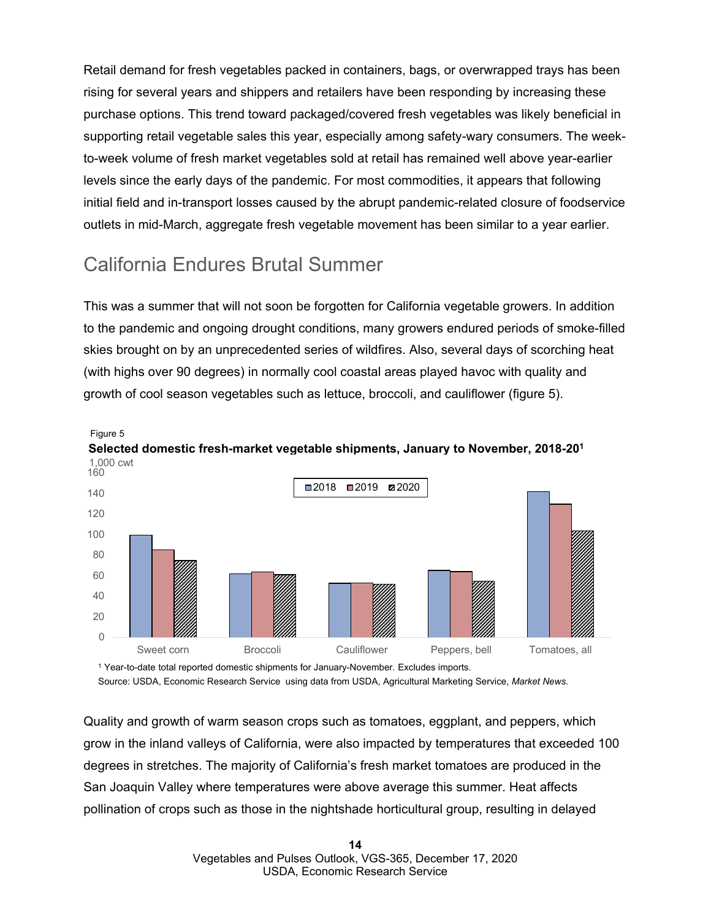Retail demand for fresh vegetables packed in containers, bags, or overwrapped trays has been rising for several years and shippers and retailers have been responding by increasing these purchase options. This trend toward packaged/covered fresh vegetables was likely beneficial in supporting retail vegetable sales this year, especially among safety-wary consumers. The week-to-week volume of fresh market vegetables sold at retail has remained well above year-earlier levels since the early days of the pandemic. For most commodities, it appears that following initial field and in-transport losses caused by the abrupt pandemic-related closure of foodservice outlets in mid-March, aggregate fresh vegetable movement has been similar to a year earlier.

## California Endures Brutal Summer

This was a summer that will not soon be forgotten for California vegetable growers. In addition to the pandemic and ongoing drought conditions, many growers endured periods of smoke-filled skies brought on by an unprecedented series of wildfires. Also, several days of scorching heat (with highs over 90 degrees) in normally cool coastal areas played havoc with quality and growth of cool season vegetables such as lettuce, broccoli, and cauliflower (figure 5).

Figure 5

**Selected domestic fresh-market vegetable shipments, January to November, 2018-20[1]**

1,000 cwt

[1] Year-to-date total reported domestic shipments for January-November. Excludes imports.

Source: USDA, Economic Research Service using data from USDA, Agricultural Marketing Service, *Market News*.

Quality and growth of warm season crops such as tomatoes, eggplant, and peppers, which grow in the inland valleys of California, were also impacted by temperatures that exceeded 100 degrees in stretches. The majority of California's fresh market tomatoes are produced in the San Joaquin Valley where temperatures were above average this summer. Heat affects pollination of crops such as those in the nightshade horticultural group, resulting in delayed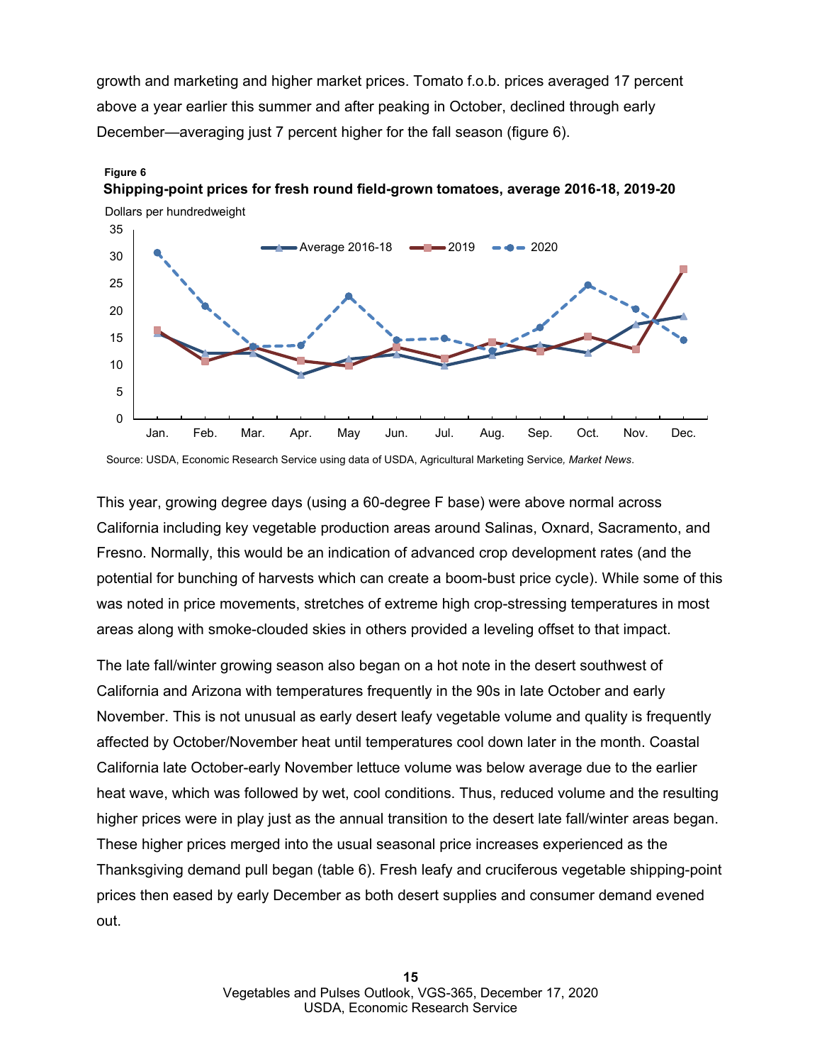growth and marketing and higher market prices. Tomato f.o.b. prices averaged 17 percent above a year earlier this summer and after peaking in October, declined through early December—averaging just 7 percent higher for the fall season (figure 6).

**Figure 6**

**Shipping-point prices for fresh round field-grown tomatoes, average 2016-18, 2019-20**

Source: USDA, Economic Research Service using data of USDA, Agricultural Marketing Service, *Market News*.

This year, growing degree days (using a 60-degree F base) were above normal across California including key vegetable production areas around Salinas, Oxnard, Sacramento, and Fresno. Normally, this would be an indication of advanced crop development rates (and the potential for bunching of harvests which can create a boom-bust price cycle). While some of this was noted in price movements, stretches of extreme high crop-stressing temperatures in most areas along with smoke-clouded skies in others provided a leveling offset to that impact.

The late fall/winter growing season also began on a hot note in the desert southwest of California and Arizona with temperatures frequently in the 90s in late October and early November. This is not unusual as early desert leafy vegetable volume and quality is frequently affected by October/November heat until temperatures cool down later in the month. Coastal California late October-early November lettuce volume was below average due to the earlier heat wave, which was followed by wet, cool conditions. Thus, reduced volume and the resulting higher prices were in play just as the annual transition to the desert late fall/winter areas began. These higher prices merged into the usual seasonal price increases experienced as the Thanksgiving demand pull began (table 6). Fresh leafy and cruciferous vegetable shipping-point prices then eased by early December as both desert supplies and consumer demand evened out.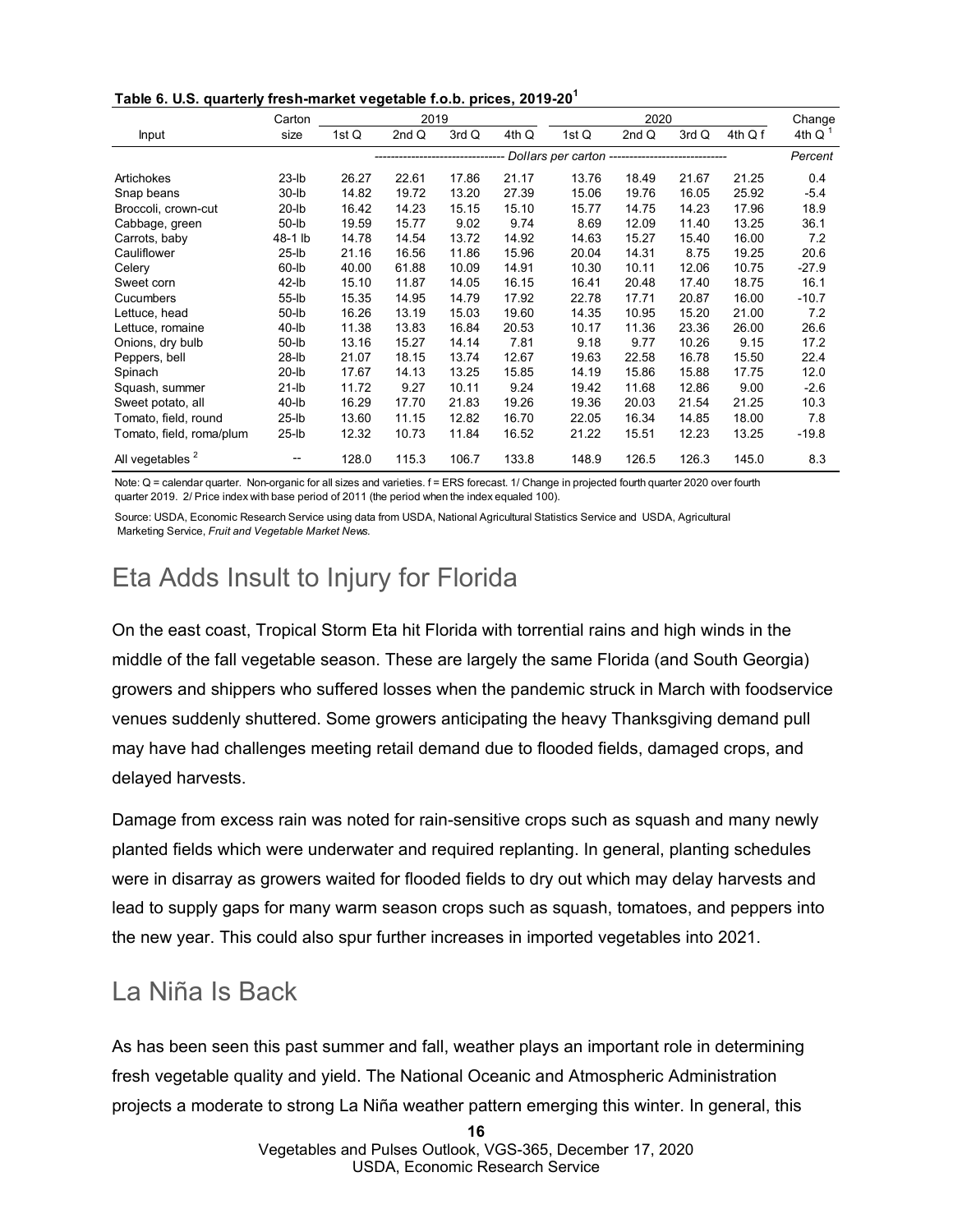**Table 6. U.S. quarterly fresh-market vegetable f.o.b. prices, 2019-20[1]**

| Input | Carton size | 2019 | | | | 2020 | | | | Change |
|---|---|---|---|---|---|---|---|---|---|---|
| | | 1st Q | 2nd Q | 3rd Q | 4th Q | 1st Q | 2nd Q | 3rd Q | 4th Q f | 4th Q [1] |
| | | Dollars per carton | | | | | | | | Percent |
| Artichokes | 23-lb | 26.27 | 22.61 | 17.86 | 21.17 | 13.76 | 18.49 | 21.67 | 21.25 | 0.4 |
| Snap beans | 30-lb | 14.82 | 19.72 | 13.20 | 27.39 | 15.06 | 19.76 | 16.05 | 25.92 | -5.4 |
| Broccoli, crown-cut | 20-lb | 16.42 | 14.23 | 15.15 | 15.10 | 15.77 | 14.75 | 14.23 | 17.96 | 18.9 |
| Cabbage, green | 50-lb | 19.59 | 15.77 | 9.02 | 9.74 | 8.69 | 12.09 | 11.40 | 13.25 | 36.1 |
| Carrots, baby | 48-1 lb | 14.78 | 14.54 | 13.72 | 14.92 | 14.63 | 15.27 | 15.40 | 16.00 | 7.2 |
| Cauliflower | 25-lb | 21.16 | 16.56 | 11.86 | 15.96 | 20.04 | 14.31 | 8.75 | 19.25 | 20.6 |
| Celery | 60-lb | 40.00 | 61.88 | 10.09 | 14.91 | 10.30 | 10.11 | 12.06 | 10.75 | -27.9 |
| Sweet corn | 42-lb | 15.10 | 11.87 | 14.05 | 16.15 | 16.41 | 20.48 | 17.40 | 18.75 | 16.1 |
| Cucumbers | 55-lb | 15.35 | 14.95 | 14.79 | 17.92 | 22.78 | 17.71 | 20.87 | 16.00 | -10.7 |
| Lettuce, head | 50-lb | 16.26 | 13.19 | 15.03 | 19.60 | 14.35 | 10.95 | 15.20 | 21.00 | 7.2 |
| Lettuce, romaine | 40-lb | 11.38 | 13.83 | 16.84 | 20.53 | 10.17 | 11.36 | 23.36 | 26.00 | 26.6 |
| Onions, dry bulb | 50-lb | 13.16 | 15.27 | 14.14 | 7.81 | 9.18 | 9.77 | 10.26 | 9.15 | 17.2 |
| Peppers, bell | 28-lb | 21.07 | 18.15 | 13.74 | 12.67 | 19.63 | 22.58 | 16.78 | 15.50 | 22.4 |
| Spinach | 20-lb | 17.67 | 14.13 | 13.25 | 15.85 | 14.19 | 15.86 | 15.88 | 17.75 | 12.0 |
| Squash, summer | 21-lb | 11.72 | 9.27 | 10.11 | 9.24 | 19.42 | 11.68 | 12.86 | 9.00 | -2.6 |
| Sweet potato, all | 40-lb | 16.29 | 17.70 | 21.83 | 19.26 | 19.36 | 20.03 | 21.54 | 21.25 | 10.3 |
| Tomato, field, round | 25-lb | 13.60 | 11.15 | 12.82 | 16.70 | 22.05 | 16.34 | 14.85 | 18.00 | 7.8 |
| Tomato, field, roma/plum | 25-lb | 12.32 | 10.73 | 11.84 | 16.52 | 21.22 | 15.51 | 12.23 | 13.25 | -19.8 |
| All vegetables [2] | -- | 128.0 | 115.3 | 106.7 | 133.8 | 148.9 | 126.5 | 126.3 | 145.0 | 8.3 |

Note: Q = calendar quarter. Non-organic for all sizes and varieties. f = ERS forecast. 1/ Change in projected fourth quarter 2020 over fourth quarter 2019. 2/ Price index with base period of 2011 (the period when the index equaled 100).

Source: USDA, Economic Research Service using data from USDA, National Agricultural Statistics Service and USDA, Agricultural Marketing Service, *Fruit and Vegetable Market News.*

## Eta Adds Insult to Injury for Florida

On the east coast, Tropical Storm Eta hit Florida with torrential rains and high winds in the middle of the fall vegetable season. These are largely the same Florida (and South Georgia) growers and shippers who suffered losses when the pandemic struck in March with foodservice venues suddenly shuttered. Some growers anticipating the heavy Thanksgiving demand pull may have had challenges meeting retail demand due to flooded fields, damaged crops, and delayed harvests.

Damage from excess rain was noted for rain-sensitive crops such as squash and many newly planted fields which were underwater and required replanting. In general, planting schedules were in disarray as growers waited for flooded fields to dry out which may delay harvests and lead to supply gaps for many warm season crops such as squash, tomatoes, and peppers into the new year. This could also spur further increases in imported vegetables into 2021.

## La Niña Is Back

As has been seen this past summer and fall, weather plays an important role in determining fresh vegetable quality and yield. The National Oceanic and Atmospheric Administration projects a moderate to strong La Niña weather pattern emerging this winter. In general, this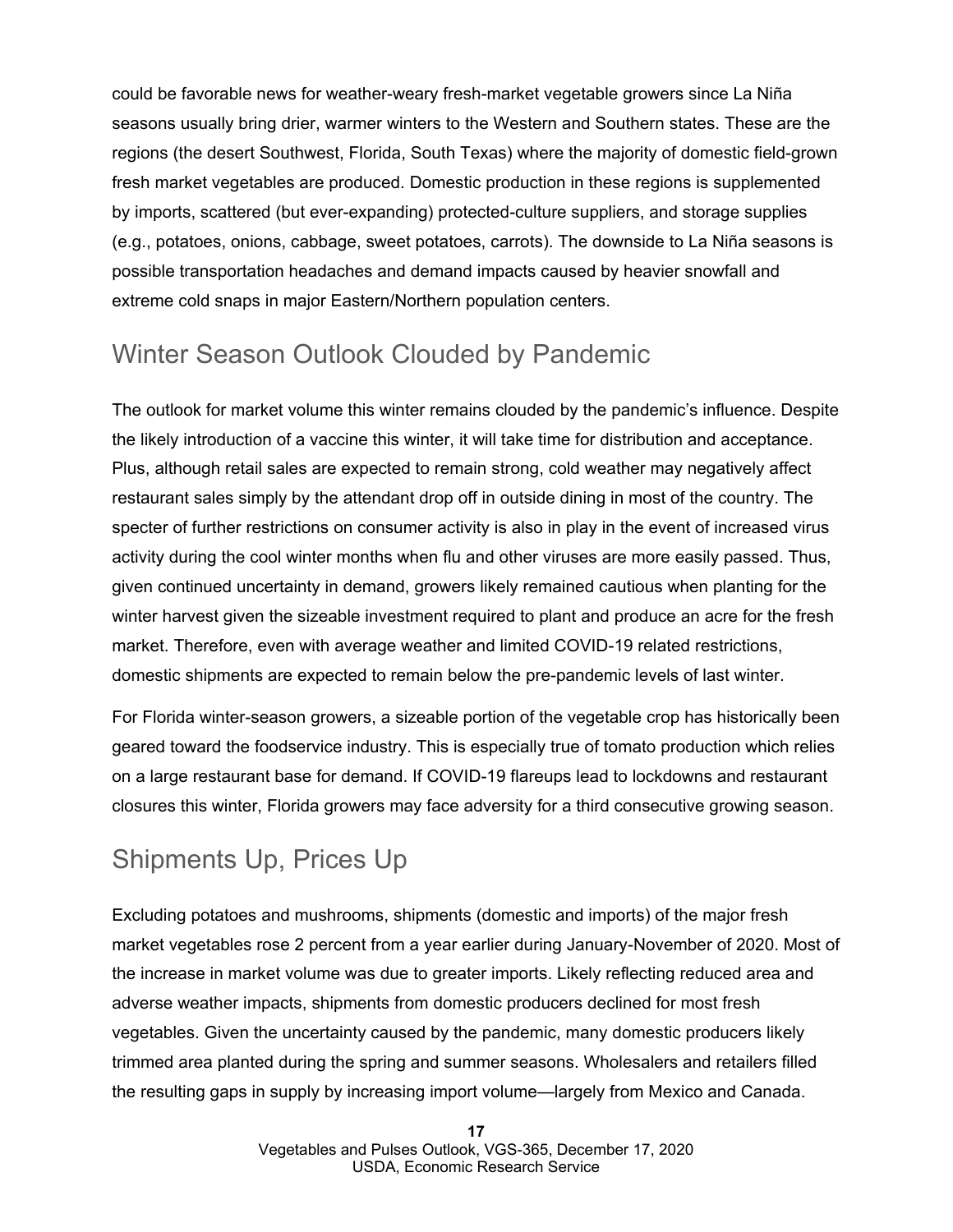could be favorable news for weather-weary fresh-market vegetable growers since La Niña seasons usually bring drier, warmer winters to the Western and Southern states. These are the regions (the desert Southwest, Florida, South Texas) where the majority of domestic field-grown fresh market vegetables are produced. Domestic production in these regions is supplemented by imports, scattered (but ever-expanding) protected-culture suppliers, and storage supplies (e.g., potatoes, onions, cabbage, sweet potatoes, carrots). The downside to La Niña seasons is possible transportation headaches and demand impacts caused by heavier snowfall and extreme cold snaps in major Eastern/Northern population centers.

## Winter Season Outlook Clouded by Pandemic

The outlook for market volume this winter remains clouded by the pandemic's influence. Despite the likely introduction of a vaccine this winter, it will take time for distribution and acceptance. Plus, although retail sales are expected to remain strong, cold weather may negatively affect restaurant sales simply by the attendant drop off in outside dining in most of the country. The specter of further restrictions on consumer activity is also in play in the event of increased virus activity during the cool winter months when flu and other viruses are more easily passed. Thus, given continued uncertainty in demand, growers likely remained cautious when planting for the winter harvest given the sizeable investment required to plant and produce an acre for the fresh market. Therefore, even with average weather and limited COVID-19 related restrictions, domestic shipments are expected to remain below the pre-pandemic levels of last winter.

For Florida winter-season growers, a sizeable portion of the vegetable crop has historically been geared toward the foodservice industry. This is especially true of tomato production which relies on a large restaurant base for demand. If COVID-19 flareups lead to lockdowns and restaurant closures this winter, Florida growers may face adversity for a third consecutive growing season.

## Shipments Up, Prices Up

Excluding potatoes and mushrooms, shipments (domestic and imports) of the major fresh market vegetables rose 2 percent from a year earlier during January-November of 2020. Most of the increase in market volume was due to greater imports. Likely reflecting reduced area and adverse weather impacts, shipments from domestic producers declined for most fresh vegetables. Given the uncertainty caused by the pandemic, many domestic producers likely trimmed area planted during the spring and summer seasons. Wholesalers and retailers filled the resulting gaps in supply by increasing import volume—largely from Mexico and Canada.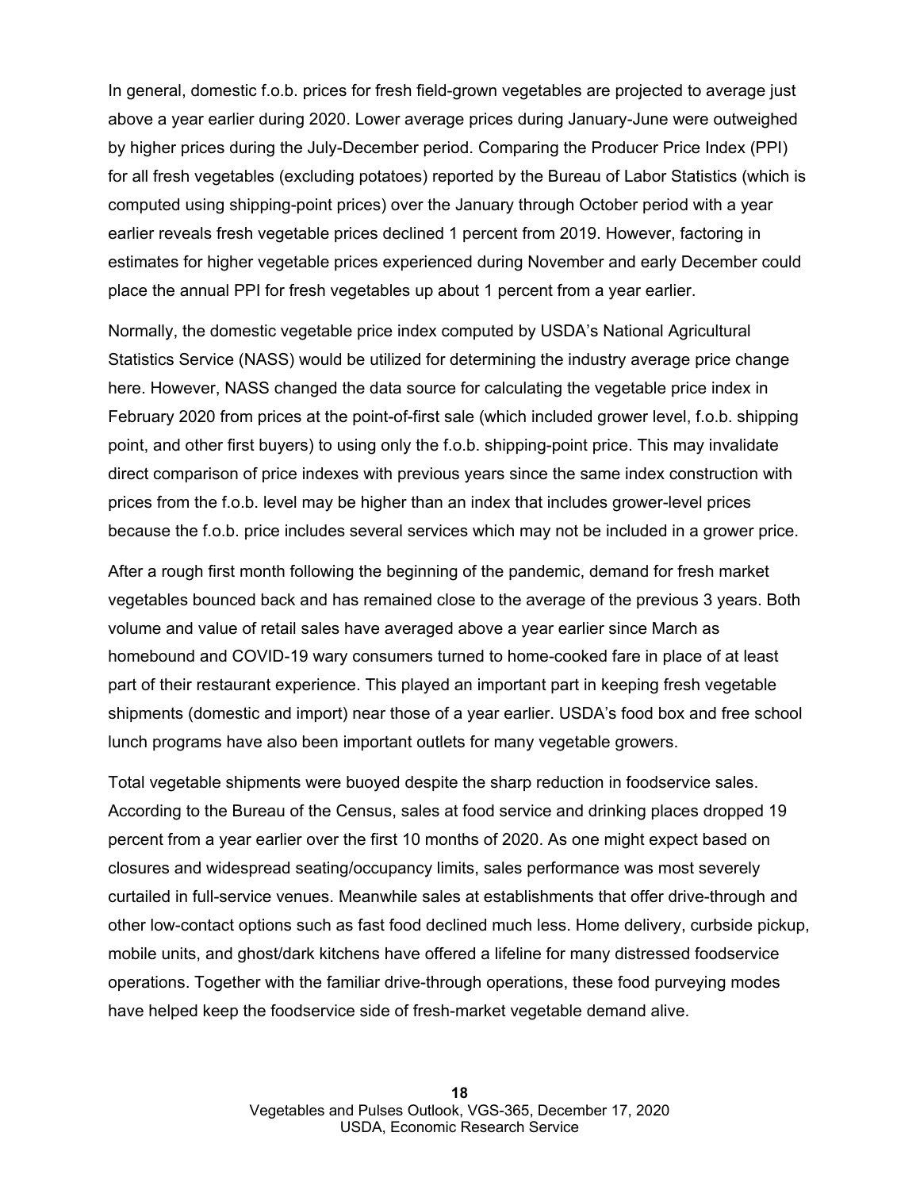In general, domestic f.o.b. prices for fresh field-grown vegetables are projected to average just above a year earlier during 2020. Lower average prices during January-June were outweighed by higher prices during the July-December period. Comparing the Producer Price Index (PPI) for all fresh vegetables (excluding potatoes) reported by the Bureau of Labor Statistics (which is computed using shipping-point prices) over the January through October period with a year earlier reveals fresh vegetable prices declined 1 percent from 2019. However, factoring in estimates for higher vegetable prices experienced during November and early December could place the annual PPI for fresh vegetables up about 1 percent from a year earlier.

Normally, the domestic vegetable price index computed by USDA's National Agricultural Statistics Service (NASS) would be utilized for determining the industry average price change here. However, NASS changed the data source for calculating the vegetable price index in February 2020 from prices at the point-of-first sale (which included grower level, f.o.b. shipping point, and other first buyers) to using only the f.o.b. shipping-point price. This may invalidate direct comparison of price indexes with previous years since the same index construction with prices from the f.o.b. level may be higher than an index that includes grower-level prices because the f.o.b. price includes several services which may not be included in a grower price.

After a rough first month following the beginning of the pandemic, demand for fresh market vegetables bounced back and has remained close to the average of the previous 3 years. Both volume and value of retail sales have averaged above a year earlier since March as homebound and COVID-19 wary consumers turned to home-cooked fare in place of at least part of their restaurant experience. This played an important part in keeping fresh vegetable shipments (domestic and import) near those of a year earlier. USDA's food box and free school lunch programs have also been important outlets for many vegetable growers.

Total vegetable shipments were buoyed despite the sharp reduction in foodservice sales. According to the Bureau of the Census, sales at food service and drinking places dropped 19 percent from a year earlier over the first 10 months of 2020. As one might expect based on closures and widespread seating/occupancy limits, sales performance was most severely curtailed in full-service venues. Meanwhile sales at establishments that offer drive-through and other low-contact options such as fast food declined much less. Home delivery, curbside pickup, mobile units, and ghost/dark kitchens have offered a lifeline for many distressed foodservice operations. Together with the familiar drive-through operations, these food purveying modes have helped keep the foodservice side of fresh-market vegetable demand alive.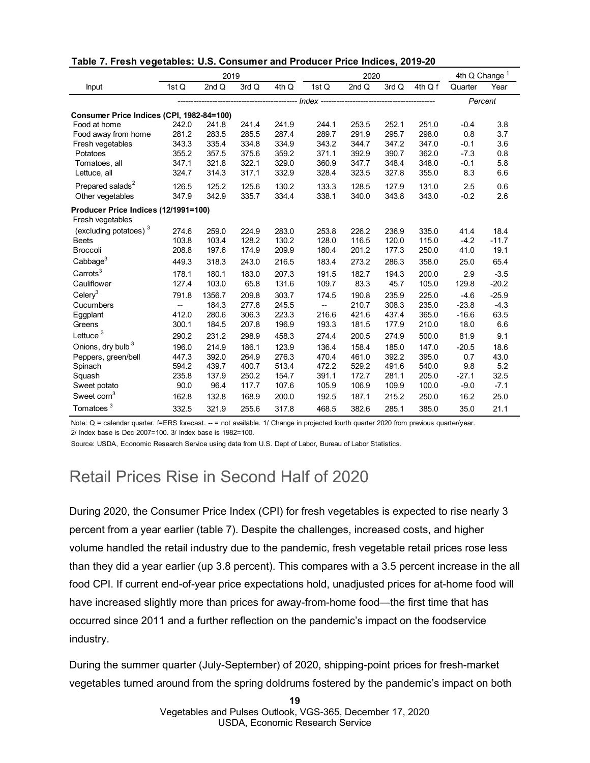**Table 7. Fresh vegetables: U.S. Consumer and Producer Price Indices, 2019-20**

| Input | 2019 | | | | 2020 | | | | 4th Q Change [1] | |
|---|---|---|---|---|---|---|---|---|---|---|
| | 1st Q | 2nd Q | 3rd Q | 4th Q | 1st Q | 2nd Q | 3rd Q | 4th Q f | Quarter | Year |
| | *Index* | | | | | | | | *Percent* | |
| **Consumer Price Indices (CPI, 1982-84=100)** | | | | | | | | | | |
| Food at home | 242.0 | 241.8 | 241.4 | 241.9 | 244.1 | 253.5 | 252.1 | 251.0 | -0.4 | 3.8 |
| Food away from home | 281.2 | 283.5 | 285.5 | 287.4 | 289.7 | 291.9 | 295.7 | 298.0 | 0.8 | 3.7 |
| Fresh vegetables | 343.3 | 335.4 | 334.8 | 334.9 | 343.2 | 344.7 | 347.2 | 347.0 | -0.1 | 3.6 |
| Potatoes | 355.2 | 357.5 | 375.6 | 359.2 | 371.1 | 392.9 | 390.7 | 362.0 | -7.3 | 0.8 |
| Tomatoes, all | 347.1 | 321.8 | 322.1 | 329.0 | 360.9 | 347.7 | 348.4 | 348.0 | -0.1 | 5.8 |
| Lettuce, all | 324.7 | 314.3 | 317.1 | 332.9 | 328.4 | 323.5 | 327.8 | 355.0 | 8.3 | 6.6 |
| Prepared salads [2] | 126.5 | 125.2 | 125.6 | 130.2 | 133.3 | 128.5 | 127.9 | 131.0 | 2.5 | 0.6 |
| Other vegetables | 347.9 | 342.9 | 335.7 | 334.4 | 338.1 | 340.0 | 343.8 | 343.0 | -0.2 | 2.6 |
| **Producer Price Indices (12/1991=100)** | | | | | | | | | | |
| Fresh vegetables (excluding potatoes) [3] | 274.6 | 259.0 | 224.9 | 283.0 | 253.8 | 226.2 | 236.9 | 335.0 | 41.4 | 18.4 |
| Beets | 103.8 | 103.4 | 128.2 | 130.2 | 128.0 | 116.5 | 120.0 | 115.0 | -4.2 | -11.7 |
| Broccoli | 208.8 | 197.6 | 174.9 | 209.9 | 180.4 | 201.2 | 177.3 | 250.0 | 41.0 | 19.1 |
| Cabbage [3] | 449.3 | 318.3 | 243.0 | 216.5 | 183.4 | 273.2 | 286.3 | 358.0 | 25.0 | 65.4 |
| Carrots [3] | 178.1 | 180.1 | 183.0 | 207.3 | 191.5 | 182.7 | 194.3 | 200.0 | 2.9 | -3.5 |
| Cauliflower | 127.4 | 103.0 | 65.8 | 131.6 | 109.7 | 83.3 | 45.7 | 105.0 | 129.8 | -20.2 |
| Celery [3] | 791.8 | 1356.7 | 209.8 | 303.7 | 174.5 | 190.8 | 235.9 | 225.0 | -4.6 | -25.9 |
| Cucumbers | -- | 184.3 | 277.8 | 245.5 | -- | 210.7 | 308.3 | 235.0 | -23.8 | -4.3 |
| Eggplant | 412.0 | 280.6 | 306.3 | 223.3 | 216.6 | 421.6 | 437.4 | 365.0 | -16.6 | 63.5 |
| Greens | 300.1 | 184.5 | 207.8 | 196.9 | 193.3 | 181.5 | 177.9 | 210.0 | 18.0 | 6.6 |
| Lettuce [3] | 290.2 | 231.2 | 298.9 | 458.3 | 274.4 | 200.5 | 274.9 | 500.0 | 81.9 | 9.1 |
| Onions, dry bulb [3] | 196.0 | 214.9 | 186.1 | 123.9 | 136.4 | 158.4 | 185.0 | 147.0 | -20.5 | 18.6 |
| Peppers, green/bell | 447.3 | 392.0 | 264.9 | 276.3 | 470.4 | 461.0 | 392.2 | 395.0 | 0.7 | 43.0 |
| Spinach | 594.2 | 439.7 | 400.7 | 513.4 | 472.2 | 529.2 | 491.6 | 540.0 | 9.8 | 5.2 |
| Squash | 235.8 | 137.9 | 250.2 | 154.7 | 391.1 | 172.7 | 281.1 | 205.0 | -27.1 | 32.5 |
| Sweet potato | 90.0 | 96.4 | 117.7 | 107.6 | 105.9 | 106.9 | 109.9 | 100.0 | -9.0 | -7.1 |
| Sweet corn [3] | 162.8 | 132.8 | 168.9 | 200.0 | 192.5 | 187.1 | 215.2 | 250.0 | 16.2 | 25.0 |
| Tomatoes [3] | 332.5 | 321.9 | 255.6 | 317.8 | 468.5 | 382.6 | 285.1 | 385.0 | 35.0 | 21.1 |

Note: Q = calendar quarter. f=ERS forecast. -- = not available. 1/ Change in projected fourth quarter 2020 from previous quarter/year. 2/ Index base is Dec 2007=100. 3/ Index base is 1982=100.

Source: USDA, Economic Research Service using data from U.S. Dept of Labor, Bureau of Labor Statistics.

## Retail Prices Rise in Second Half of 2020

During 2020, the Consumer Price Index (CPI) for fresh vegetables is expected to rise nearly 3 percent from a year earlier (table 7). Despite the challenges, increased costs, and higher volume handled the retail industry due to the pandemic, fresh vegetable retail prices rose less than they did a year earlier (up 3.8 percent). This compares with a 3.5 percent increase in the all food CPI. If current end-of-year price expectations hold, unadjusted prices for at-home food will have increased slightly more than prices for away-from-home food—the first time that has occurred since 2011 and a further reflection on the pandemic's impact on the foodservice industry.

During the summer quarter (July-September) of 2020, shipping-point prices for fresh-market vegetables turned around from the spring doldrums fostered by the pandemic's impact on both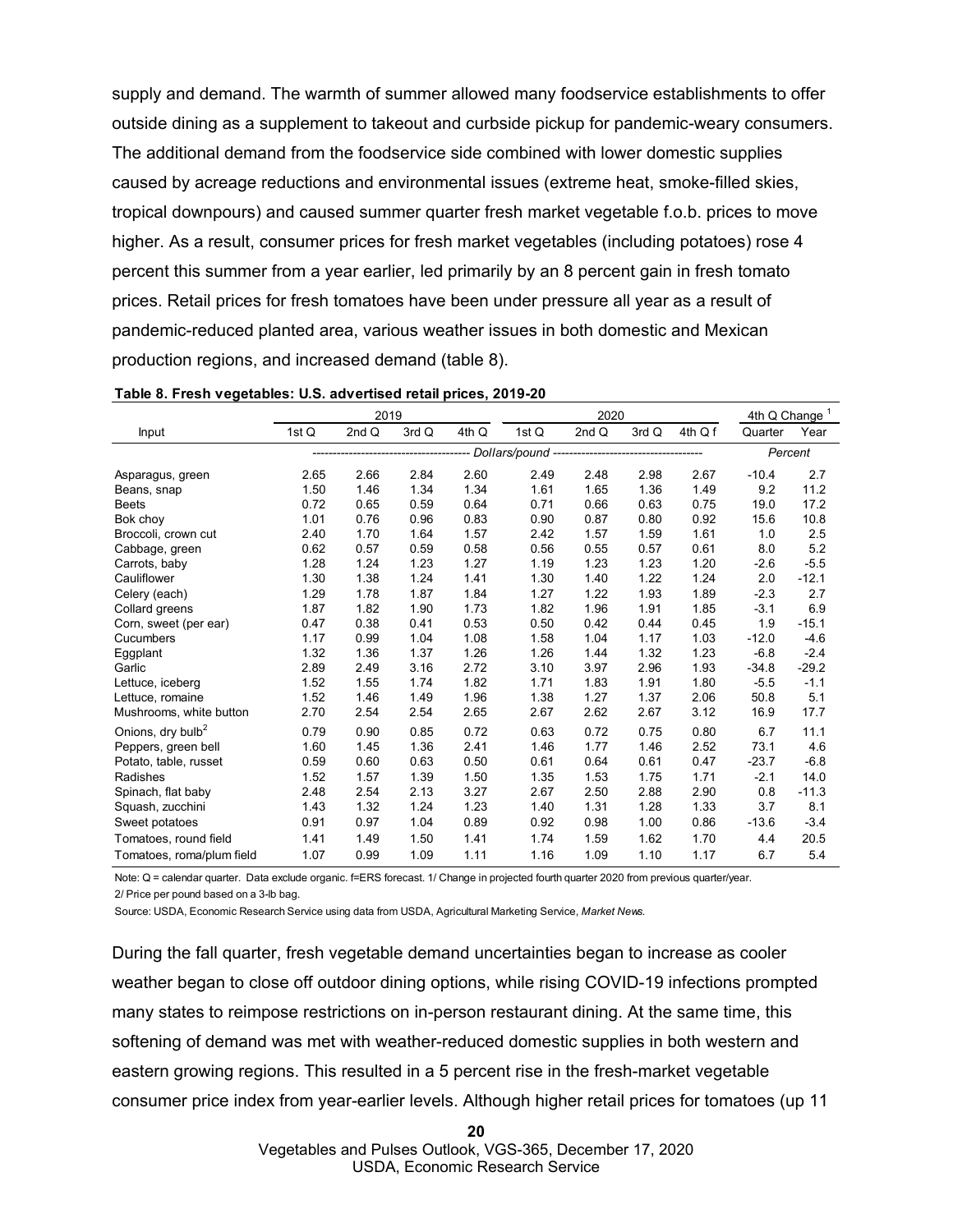supply and demand. The warmth of summer allowed many foodservice establishments to offer outside dining as a supplement to takeout and curbside pickup for pandemic-weary consumers. The additional demand from the foodservice side combined with lower domestic supplies caused by acreage reductions and environmental issues (extreme heat, smoke-filled skies, tropical downpours) and caused summer quarter fresh market vegetable f.o.b. prices to move higher. As a result, consumer prices for fresh market vegetables (including potatoes) rose 4 percent this summer from a year earlier, led primarily by an 8 percent gain in fresh tomato prices. Retail prices for fresh tomatoes have been under pressure all year as a result of pandemic-reduced planted area, various weather issues in both domestic and Mexican production regions, and increased demand (table 8).

**Table 8. Fresh vegetables: U.S. advertised retail prices, 2019-20**

| Input | 2019 | | | | 2020 | | | | 4th Q Change [1] | |
|---|---|---|---|---|---|---|---|---|---|---|
| | 1st Q | 2nd Q | 3rd Q | 4th Q | 1st Q | 2nd Q | 3rd Q | 4th Q f | Quarter | Year |
| | *Dollars/pound* | | | | | | | | *Percent* | |
| Asparagus, green | 2.65 | 2.66 | 2.84 | 2.60 | 2.49 | 2.48 | 2.98 | 2.67 | -10.4 | 2.7 |
| Beans, snap | 1.50 | 1.46 | 1.34 | 1.34 | 1.61 | 1.65 | 1.36 | 1.49 | 9.2 | 11.2 |
| Beets | 0.72 | 0.65 | 0.59 | 0.64 | 0.71 | 0.66 | 0.63 | 0.75 | 19.0 | 17.2 |
| Bok choy | 1.01 | 0.76 | 0.96 | 0.83 | 0.90 | 0.87 | 0.80 | 0.92 | 15.6 | 10.8 |
| Broccoli, crown cut | 2.40 | 1.70 | 1.64 | 1.57 | 2.42 | 1.57 | 1.59 | 1.61 | 1.0 | 2.5 |
| Cabbage, green | 0.62 | 0.57 | 0.59 | 0.58 | 0.56 | 0.55 | 0.57 | 0.61 | 8.0 | 5.2 |
| Carrots, baby | 1.28 | 1.24 | 1.23 | 1.27 | 1.19 | 1.23 | 1.23 | 1.20 | -2.6 | -5.5 |
| Cauliflower | 1.30 | 1.38 | 1.24 | 1.41 | 1.30 | 1.40 | 1.22 | 1.24 | 2.0 | -12.1 |
| Celery (each) | 1.29 | 1.78 | 1.87 | 1.84 | 1.27 | 1.22 | 1.93 | 1.89 | -2.3 | 2.7 |
| Collard greens | 1.87 | 1.82 | 1.90 | 1.73 | 1.82 | 1.96 | 1.91 | 1.85 | -3.1 | 6.9 |
| Corn, sweet (per ear) | 0.47 | 0.38 | 0.41 | 0.53 | 0.50 | 0.42 | 0.44 | 0.45 | 1.9 | -15.1 |
| Cucumbers | 1.17 | 0.99 | 1.04 | 1.08 | 1.58 | 1.04 | 1.17 | 1.03 | -12.0 | -4.6 |
| Eggplant | 1.32 | 1.36 | 1.37 | 1.26 | 1.26 | 1.44 | 1.32 | 1.23 | -6.8 | -2.4 |
| Garlic | 2.89 | 2.49 | 3.16 | 2.72 | 3.10 | 3.97 | 2.96 | 1.93 | -34.8 | -29.2 |
| Lettuce, iceberg | 1.52 | 1.55 | 1.74 | 1.82 | 1.71 | 1.83 | 1.91 | 1.80 | -5.5 | -1.1 |
| Lettuce, romaine | 1.52 | 1.46 | 1.49 | 1.96 | 1.38 | 1.27 | 1.37 | 2.06 | 50.8 | 5.1 |
| Mushrooms, white button | 2.70 | 2.54 | 2.54 | 2.65 | 2.67 | 2.62 | 2.67 | 3.12 | 16.9 | 17.7 |
| Onions, dry bulb[2] | 0.79 | 0.90 | 0.85 | 0.72 | 0.63 | 0.72 | 0.75 | 0.80 | 6.7 | 11.1 |
| Peppers, green bell | 1.60 | 1.45 | 1.36 | 2.41 | 1.46 | 1.77 | 1.46 | 2.52 | 73.1 | 4.6 |
| Potato, table, russet | 0.59 | 0.60 | 0.63 | 0.50 | 0.61 | 0.64 | 0.61 | 0.47 | -23.7 | -6.8 |
| Radishes | 1.52 | 1.57 | 1.39 | 1.50 | 1.35 | 1.53 | 1.75 | 1.71 | -2.1 | 14.0 |
| Spinach, flat baby | 2.48 | 2.54 | 2.13 | 3.27 | 2.67 | 2.50 | 2.88 | 2.90 | 0.8 | -11.3 |
| Squash, zucchini | 1.43 | 1.32 | 1.24 | 1.23 | 1.40 | 1.31 | 1.28 | 1.33 | 3.7 | 8.1 |
| Sweet potatoes | 0.91 | 0.97 | 1.04 | 0.89 | 0.92 | 0.98 | 1.00 | 0.86 | -13.6 | -3.4 |
| Tomatoes, round field | 1.41 | 1.49 | 1.50 | 1.41 | 1.74 | 1.59 | 1.62 | 1.70 | 4.4 | 20.5 |
| Tomatoes, roma/plum field | 1.07 | 0.99 | 1.09 | 1.11 | 1.16 | 1.09 | 1.10 | 1.17 | 6.7 | 5.4 |

Note: Q = calendar quarter. Data exclude organic. f=ERS forecast. 1/ Change in projected fourth quarter 2020 from previous quarter/year.

2/ Price per pound based on a 3-lb bag.

Source: USDA, Economic Research Service using data from USDA, Agricultural Marketing Service, *Market News*.

During the fall quarter, fresh vegetable demand uncertainties began to increase as cooler weather began to close off outdoor dining options, while rising COVID-19 infections prompted many states to reimpose restrictions on in-person restaurant dining. At the same time, this softening of demand was met with weather-reduced domestic supplies in both western and eastern growing regions. This resulted in a 5 percent rise in the fresh-market vegetable consumer price index from year-earlier levels. Although higher retail prices for tomatoes (up 11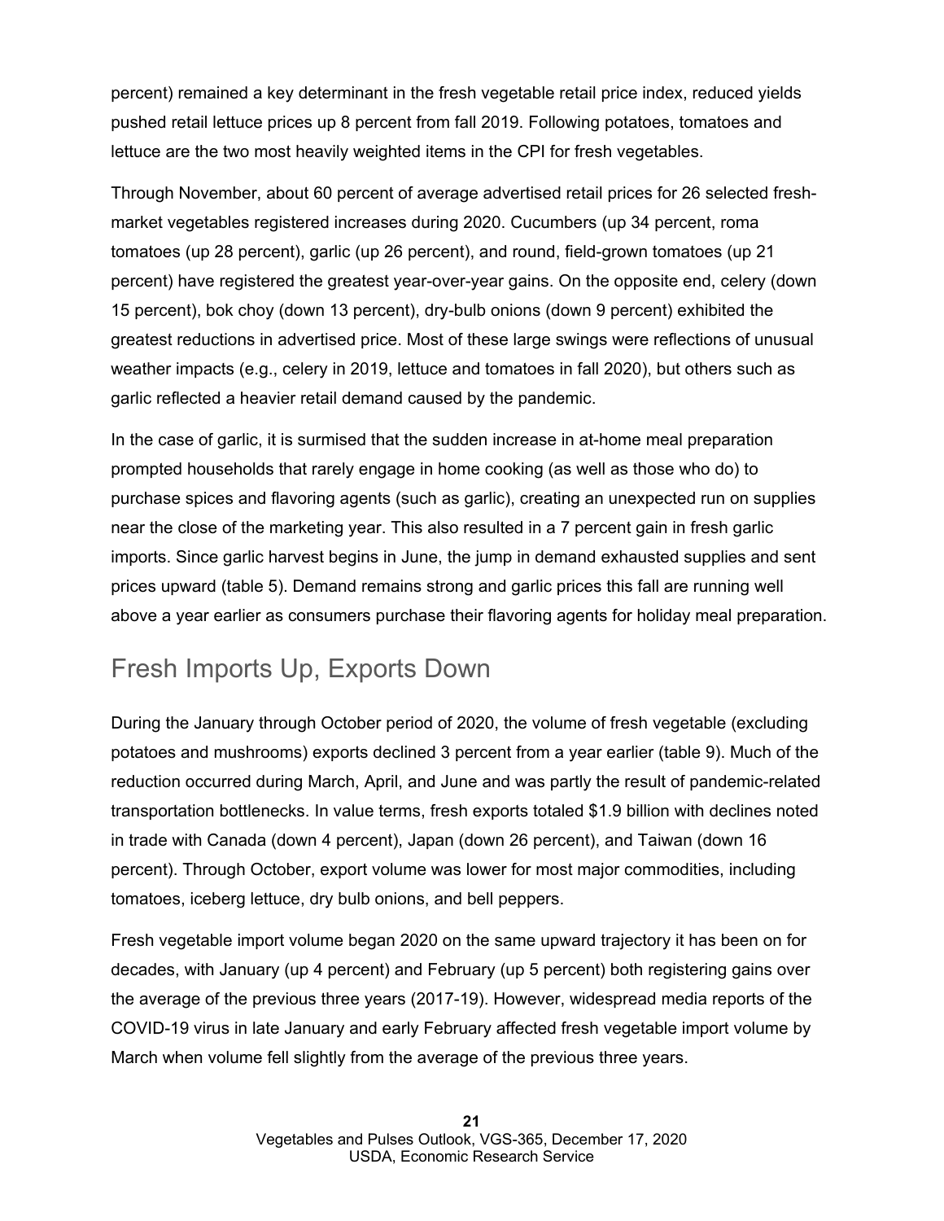percent) remained a key determinant in the fresh vegetable retail price index, reduced yields pushed retail lettuce prices up 8 percent from fall 2019. Following potatoes, tomatoes and lettuce are the two most heavily weighted items in the CPI for fresh vegetables.

Through November, about 60 percent of average advertised retail prices for 26 selected fresh-market vegetables registered increases during 2020. Cucumbers (up 34 percent, roma tomatoes (up 28 percent), garlic (up 26 percent), and round, field-grown tomatoes (up 21 percent) have registered the greatest year-over-year gains. On the opposite end, celery (down 15 percent), bok choy (down 13 percent), dry-bulb onions (down 9 percent) exhibited the greatest reductions in advertised price. Most of these large swings were reflections of unusual weather impacts (e.g., celery in 2019, lettuce and tomatoes in fall 2020), but others such as garlic reflected a heavier retail demand caused by the pandemic.

In the case of garlic, it is surmised that the sudden increase in at-home meal preparation prompted households that rarely engage in home cooking (as well as those who do) to purchase spices and flavoring agents (such as garlic), creating an unexpected run on supplies near the close of the marketing year. This also resulted in a 7 percent gain in fresh garlic imports. Since garlic harvest begins in June, the jump in demand exhausted supplies and sent prices upward (table 5). Demand remains strong and garlic prices this fall are running well above a year earlier as consumers purchase their flavoring agents for holiday meal preparation.

## Fresh Imports Up, Exports Down

During the January through October period of 2020, the volume of fresh vegetable (excluding potatoes and mushrooms) exports declined 3 percent from a year earlier (table 9). Much of the reduction occurred during March, April, and June and was partly the result of pandemic-related transportation bottlenecks. In value terms, fresh exports totaled $1.9 billion with declines noted in trade with Canada (down 4 percent), Japan (down 26 percent), and Taiwan (down 16 percent). Through October, export volume was lower for most major commodities, including tomatoes, iceberg lettuce, dry bulb onions, and bell peppers.

Fresh vegetable import volume began 2020 on the same upward trajectory it has been on for decades, with January (up 4 percent) and February (up 5 percent) both registering gains over the average of the previous three years (2017-19). However, widespread media reports of the COVID-19 virus in late January and early February affected fresh vegetable import volume by March when volume fell slightly from the average of the previous three years.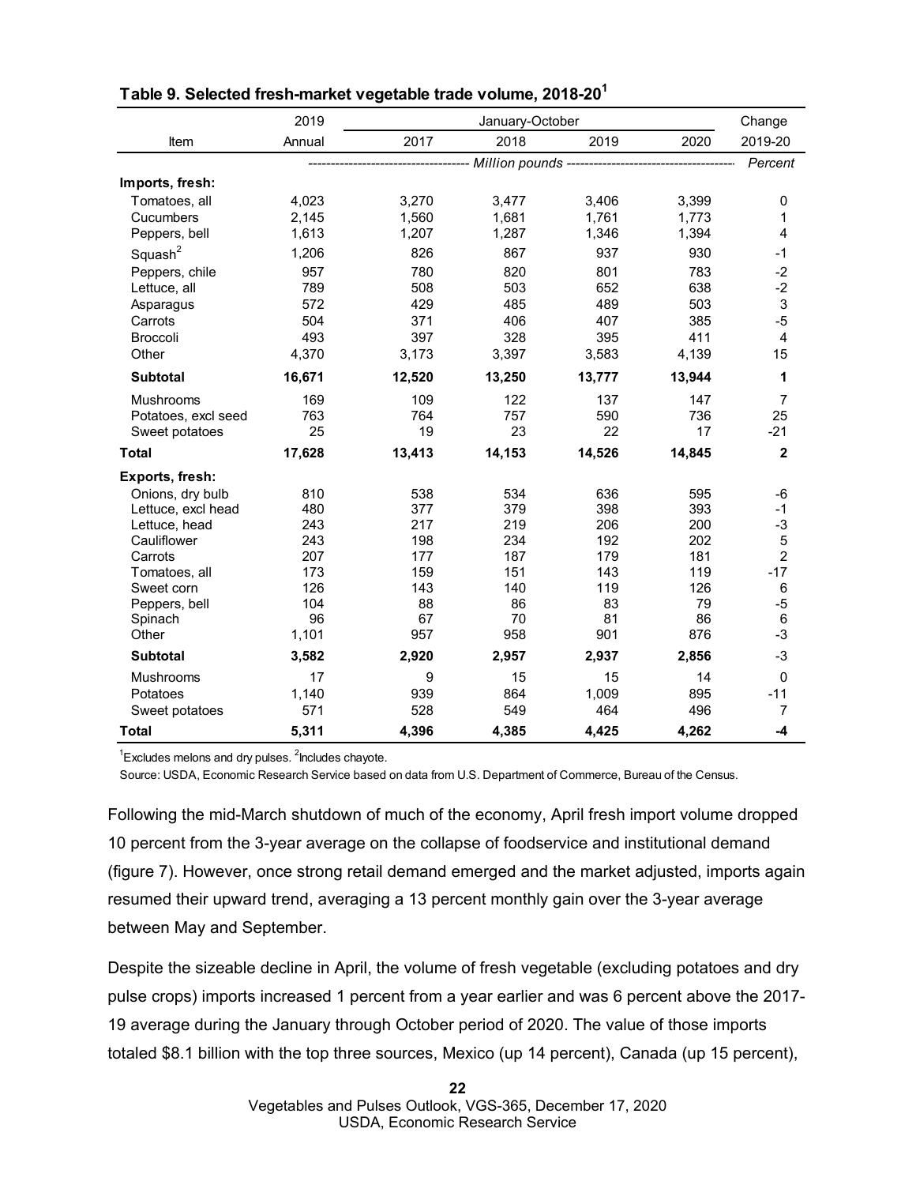**Table 9. Selected fresh-market vegetable trade volume, 2018-20[1]**

| Item | 2019 Annual | January-October 2017 | 2018 | 2019 | 2020 | Change 2019-20 |
|---|---|---|---|---|---|---|
| | Million pounds | | | | | Percent |
| **Imports, fresh:** | | | | | | |
| Tomatoes, all | 4,023 | 3,270 | 3,477 | 3,406 | 3,399 | 0 |
| Cucumbers | 2,145 | 1,560 | 1,681 | 1,761 | 1,773 | 1 |
| Peppers, bell | 1,613 | 1,207 | 1,287 | 1,346 | 1,394 | 4 |
| Squash[2] | 1,206 | 826 | 867 | 937 | 930 | -1 |
| Peppers, chile | 957 | 780 | 820 | 801 | 783 | -2 |
| Lettuce, all | 789 | 508 | 503 | 652 | 638 | -2 |
| Asparagus | 572 | 429 | 485 | 489 | 503 | 3 |
| Carrots | 504 | 371 | 406 | 407 | 385 | -5 |
| Broccoli | 493 | 397 | 328 | 395 | 411 | 4 |
| Other | 4,370 | 3,173 | 3,397 | 3,583 | 4,139 | 15 |
| **Subtotal** | **16,671** | **12,520** | **13,250** | **13,777** | **13,944** | **1** |
| Mushrooms | 169 | 109 | 122 | 137 | 147 | 7 |
| Potatoes, excl seed | 763 | 764 | 757 | 590 | 736 | 25 |
| Sweet potatoes | 25 | 19 | 23 | 22 | 17 | -21 |
| **Total** | **17,628** | **13,413** | **14,153** | **14,526** | **14,845** | **2** |
| **Exports, fresh:** | | | | | | |
| Onions, dry bulb | 810 | 538 | 534 | 636 | 595 | -6 |
| Lettuce, excl head | 480 | 377 | 379 | 398 | 393 | -1 |
| Lettuce, head | 243 | 217 | 219 | 206 | 200 | -3 |
| Cauliflower | 243 | 198 | 234 | 192 | 202 | 5 |
| Carrots | 207 | 177 | 187 | 179 | 181 | 2 |
| Tomatoes, all | 173 | 159 | 151 | 143 | 119 | -17 |
| Sweet corn | 126 | 143 | 140 | 119 | 126 | 6 |
| Peppers, bell | 104 | 88 | 86 | 83 | 79 | -5 |
| Spinach | 96 | 67 | 70 | 81 | 86 | 6 |
| Other | 1,101 | 957 | 958 | 901 | 876 | -3 |
| **Subtotal** | **3,582** | **2,920** | **2,957** | **2,937** | **2,856** | **-3** |
| Mushrooms | 17 | 9 | 15 | 15 | 14 | 0 |
| Potatoes | 1,140 | 939 | 864 | 1,009 | 895 | -11 |
| Sweet potatoes | 571 | 528 | 549 | 464 | 496 | 7 |
| **Total** | **5,311** | **4,396** | **4,385** | **4,425** | **4,262** | **-4** |

[1]Excludes melons and dry pulses. [2]Includes chayote.

Source: USDA, Economic Research Service based on data from U.S. Department of Commerce, Bureau of the Census.

Following the mid-March shutdown of much of the economy, April fresh import volume dropped 10 percent from the 3-year average on the collapse of foodservice and institutional demand (figure 7). However, once strong retail demand emerged and the market adjusted, imports again resumed their upward trend, averaging a 13 percent monthly gain over the 3-year average between May and September.

Despite the sizeable decline in April, the volume of fresh vegetable (excluding potatoes and dry pulse crops) imports increased 1 percent from a year earlier and was 6 percent above the 2017-19 average during the January through October period of 2020. The value of those imports totaled $8.1 billion with the top three sources, Mexico (up 14 percent), Canada (up 15 percent),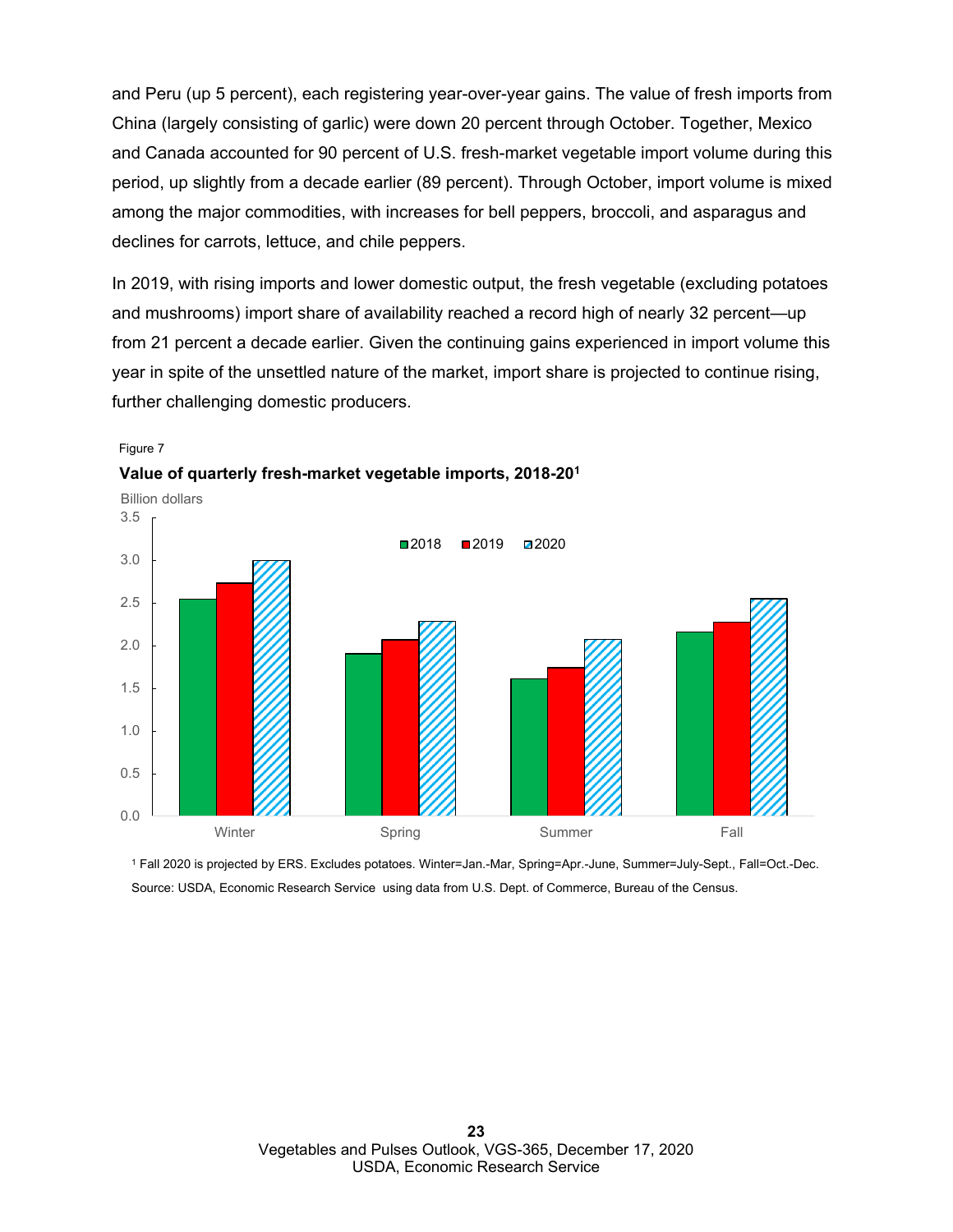and Peru (up 5 percent), each registering year-over-year gains. The value of fresh imports from China (largely consisting of garlic) were down 20 percent through October. Together, Mexico and Canada accounted for 90 percent of U.S. fresh-market vegetable import volume during this period, up slightly from a decade earlier (89 percent). Through October, import volume is mixed among the major commodities, with increases for bell peppers, broccoli, and asparagus and declines for carrots, lettuce, and chile peppers.

In 2019, with rising imports and lower domestic output, the fresh vegetable (excluding potatoes and mushrooms) import share of availability reached a record high of nearly 32 percent—up from 21 percent a decade earlier. Given the continuing gains experienced in import volume this year in spite of the unsettled nature of the market, import share is projected to continue rising, further challenging domestic producers.

Figure 7

**Value of quarterly fresh-market vegetable imports, 2018-20[1]**

Billion dollars

| | 2018 | 2019 | 2020 |
|---|---|---|---|
| Winter | 2.55 | 2.73 | 3.00 |
| Spring | 1.90 | 2.07 | 2.28 |
| Summer | 1.61 | 1.74 | 2.07 |
| Fall | 2.16 | 2.27 | 2.55 |

[1] Fall 2020 is projected by ERS. Excludes potatoes. Winter=Jan.-Mar, Spring=Apr.-June, Summer=July-Sept., Fall=Oct.-Dec.

Source: USDA, Economic Research Service using data from U.S. Dept. of Commerce, Bureau of the Census.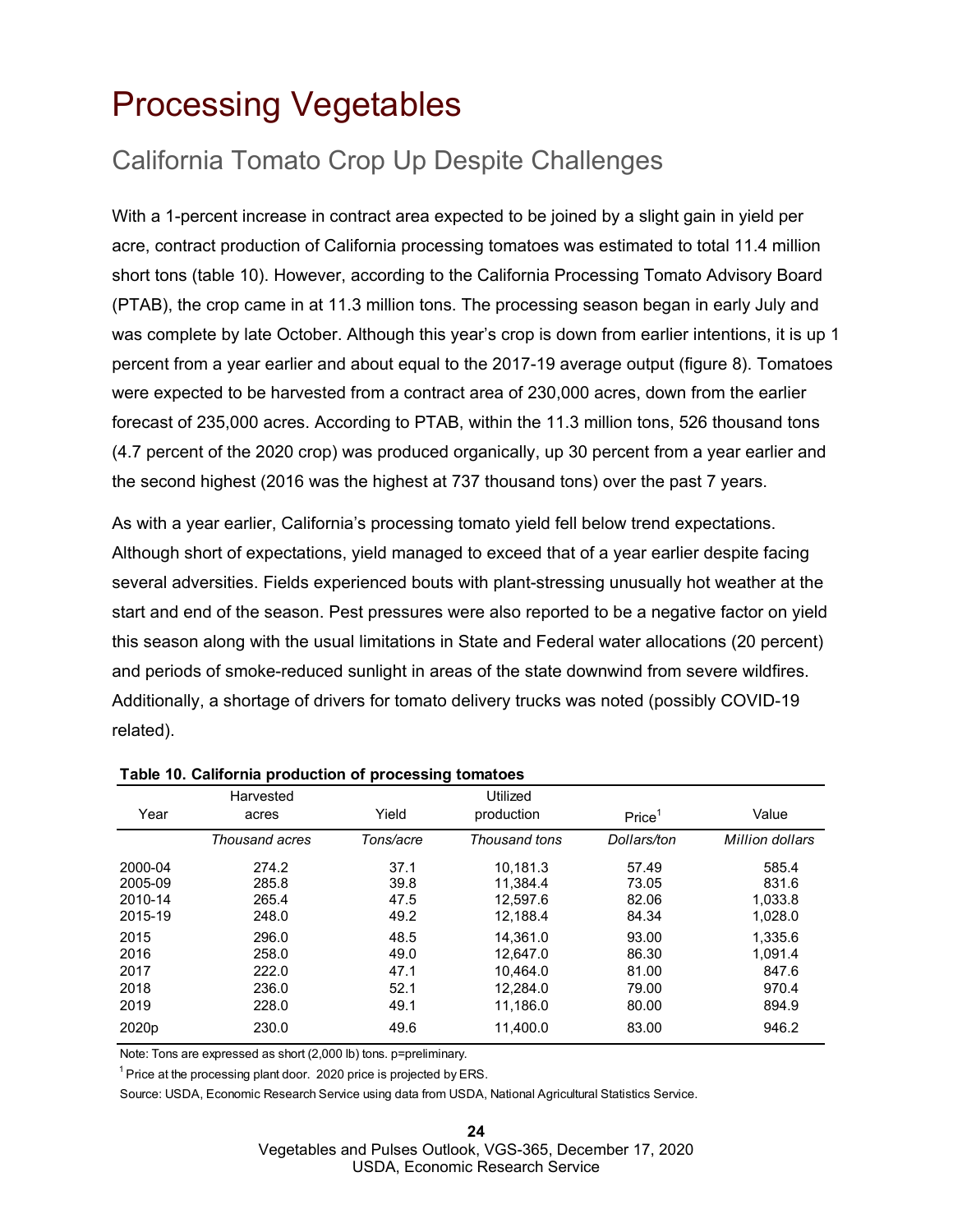# Processing Vegetables

## California Tomato Crop Up Despite Challenges

With a 1-percent increase in contract area expected to be joined by a slight gain in yield per acre, contract production of California processing tomatoes was estimated to total 11.4 million short tons (table 10). However, according to the California Processing Tomato Advisory Board (PTAB), the crop came in at 11.3 million tons. The processing season began in early July and was complete by late October. Although this year's crop is down from earlier intentions, it is up 1 percent from a year earlier and about equal to the 2017-19 average output (figure 8). Tomatoes were expected to be harvested from a contract area of 230,000 acres, down from the earlier forecast of 235,000 acres. According to PTAB, within the 11.3 million tons, 526 thousand tons (4.7 percent of the 2020 crop) was produced organically, up 30 percent from a year earlier and the second highest (2016 was the highest at 737 thousand tons) over the past 7 years.

As with a year earlier, California's processing tomato yield fell below trend expectations. Although short of expectations, yield managed to exceed that of a year earlier despite facing several adversities. Fields experienced bouts with plant-stressing unusually hot weather at the start and end of the season. Pest pressures were also reported to be a negative factor on yield this season along with the usual limitations in State and Federal water allocations (20 percent) and periods of smoke-reduced sunlight in areas of the state downwind from severe wildfires. Additionally, a shortage of drivers for tomato delivery trucks was noted (possibly COVID-19 related).

**Table 10. California production of processing tomatoes**

| Year | Harvested acres | Yield | Utilized production | Price[1] | Value |
|---|---|---|---|---|---|
| | *Thousand acres* | *Tons/acre* | *Thousand tons* | *Dollars/ton* | *Million dollars* |
| 2000-04 | 274.2 | 37.1 | 10,181.3 | 57.49 | 585.4 |
| 2005-09 | 285.8 | 39.8 | 11,384.4 | 73.05 | 831.6 |
| 2010-14 | 265.4 | 47.5 | 12,597.6 | 82.06 | 1,033.8 |
| 2015-19 | 248.0 | 49.2 | 12,188.4 | 84.34 | 1,028.0 |
| 2015 | 296.0 | 48.5 | 14,361.0 | 93.00 | 1,335.6 |
| 2016 | 258.0 | 49.0 | 12,647.0 | 86.30 | 1,091.4 |
| 2017 | 222.0 | 47.1 | 10,464.0 | 81.00 | 847.6 |
| 2018 | 236.0 | 52.1 | 12,284.0 | 79.00 | 970.4 |
| 2019 | 228.0 | 49.1 | 11,186.0 | 80.00 | 894.9 |
| 2020p | 230.0 | 49.6 | 11,400.0 | 83.00 | 946.2 |

Note: Tons are expressed as short (2,000 lb) tons. p=preliminary.

[1] Price at the processing plant door. 2020 price is projected by ERS.

Source: USDA, Economic Research Service using data from USDA, National Agricultural Statistics Service.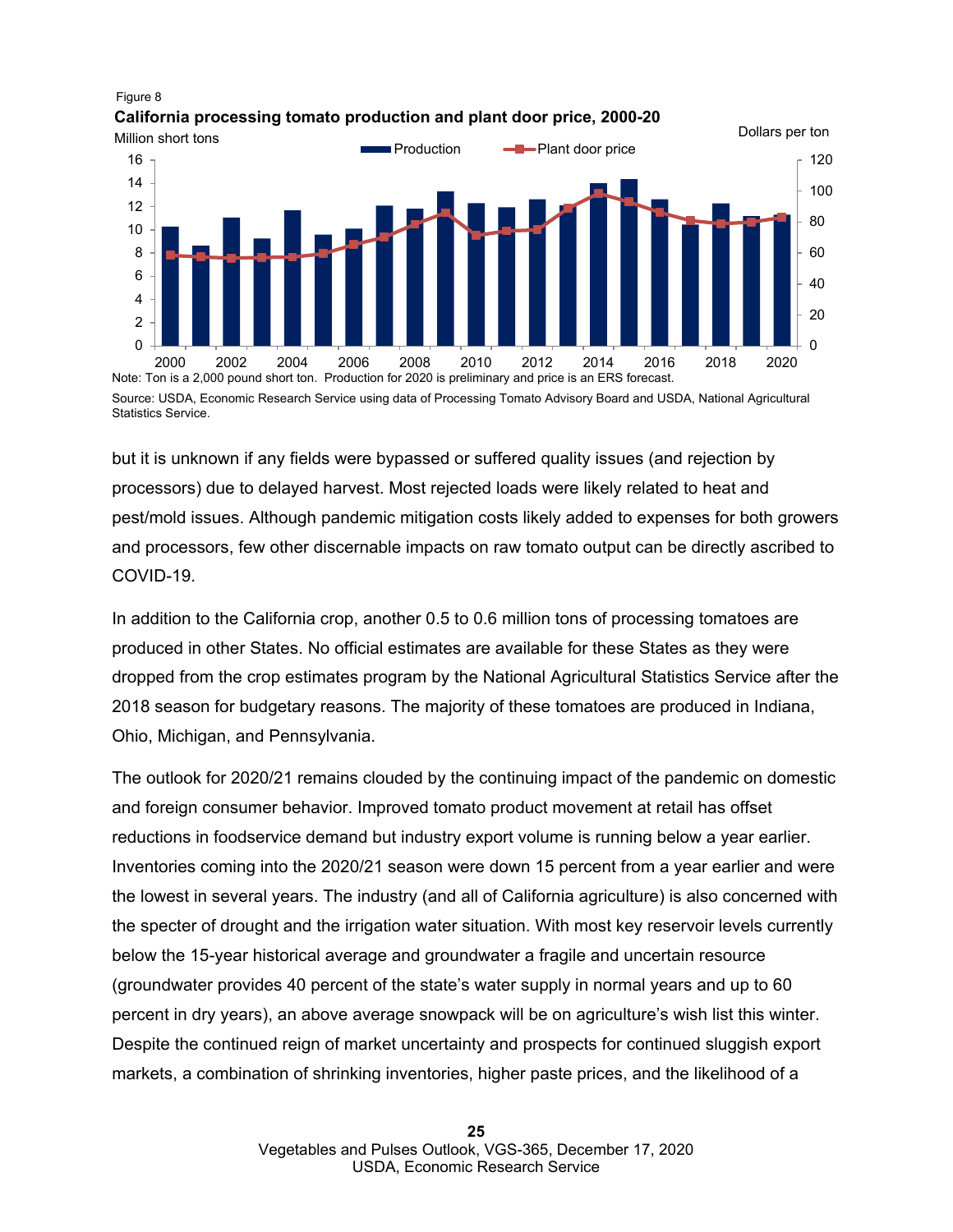Figure 8

**California processing tomato production and plant door price, 2000-20**

Note: Ton is a 2,000 pound short ton. Production for 2020 is preliminary and price is an ERS forecast.

Source: USDA, Economic Research Service using data of Processing Tomato Advisory Board and USDA, National Agricultural Statistics Service.

but it is unknown if any fields were bypassed or suffered quality issues (and rejection by processors) due to delayed harvest. Most rejected loads were likely related to heat and pest/mold issues. Although pandemic mitigation costs likely added to expenses for both growers and processors, few other discernable impacts on raw tomato output can be directly ascribed to COVID-19.

In addition to the California crop, another 0.5 to 0.6 million tons of processing tomatoes are produced in other States. No official estimates are available for these States as they were dropped from the crop estimates program by the National Agricultural Statistics Service after the 2018 season for budgetary reasons. The majority of these tomatoes are produced in Indiana, Ohio, Michigan, and Pennsylvania.

The outlook for 2020/21 remains clouded by the continuing impact of the pandemic on domestic and foreign consumer behavior. Improved tomato product movement at retail has offset reductions in foodservice demand but industry export volume is running below a year earlier. Inventories coming into the 2020/21 season were down 15 percent from a year earlier and were the lowest in several years. The industry (and all of California agriculture) is also concerned with the specter of drought and the irrigation water situation. With most key reservoir levels currently below the 15-year historical average and groundwater a fragile and uncertain resource (groundwater provides 40 percent of the state's water supply in normal years and up to 60 percent in dry years), an above average snowpack will be on agriculture's wish list this winter. Despite the continued reign of market uncertainty and prospects for continued sluggish export markets, a combination of shrinking inventories, higher paste prices, and the likelihood of a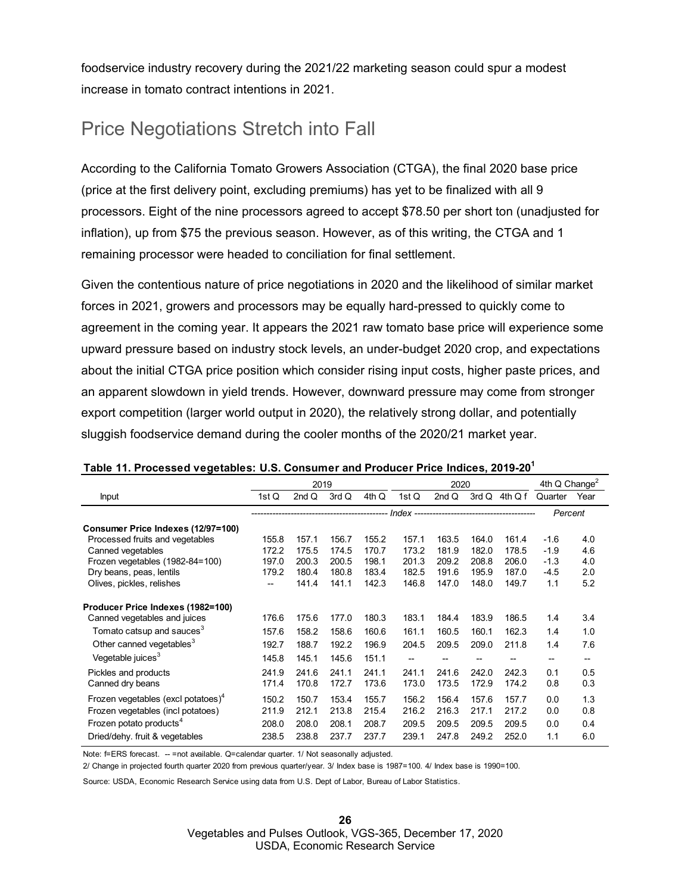foodservice industry recovery during the 2021/22 marketing season could spur a modest increase in tomato contract intentions in 2021.

## Price Negotiations Stretch into Fall

According to the California Tomato Growers Association (CTGA), the final 2020 base price (price at the first delivery point, excluding premiums) has yet to be finalized with all 9 processors. Eight of the nine processors agreed to accept $78.50 per short ton (unadjusted for inflation), up from $75 the previous season. However, as of this writing, the CTGA and 1 remaining processor were headed to conciliation for final settlement.

Given the contentious nature of price negotiations in 2020 and the likelihood of similar market forces in 2021, growers and processors may be equally hard-pressed to quickly come to agreement in the coming year. It appears the 2021 raw tomato base price will experience some upward pressure based on industry stock levels, an under-budget 2020 crop, and expectations about the initial CTGA price position which consider rising input costs, higher paste prices, and an apparent slowdown in yield trends. However, downward pressure may come from stronger export competition (larger world output in 2020), the relatively strong dollar, and potentially sluggish foodservice demand during the cooler months of the 2020/21 market year.

**Table 11. Processed vegetables: U.S. Consumer and Producer Price Indices, 2019-20[1]**

| Input | 2019 | | | | 2020 | | | | 4th Q Change[2] | |
|---|---|---|---|---|---|---|---|---|---|---|
| | 1st Q | 2nd Q | 3rd Q | 4th Q | 1st Q | 2nd Q | 3rd Q | 4th Q f | Quarter | Year |
| | Index | | | | | | | | Percent | |
| **Consumer Price Indexes (12/97=100)** | | | | | | | | | | |
| Processed fruits and vegetables | 155.8 | 157.1 | 156.7 | 155.2 | 157.1 | 163.5 | 164.0 | 161.4 | -1.6 | 4.0 |
| Canned vegetables | 172.2 | 175.5 | 174.5 | 170.7 | 173.2 | 181.9 | 182.0 | 178.5 | -1.9 | 4.6 |
| Frozen vegetables (1982-84=100) | 197.0 | 200.3 | 200.5 | 198.1 | 201.3 | 209.2 | 208.8 | 206.0 | -1.3 | 4.0 |
| Dry beans, peas, lentils | 179.2 | 180.4 | 180.8 | 183.4 | 182.5 | 191.6 | 195.9 | 187.0 | -4.5 | 2.0 |
| Olives, pickles, relishes | -- | 141.4 | 141.1 | 142.3 | 146.8 | 147.0 | 148.0 | 149.7 | 1.1 | 5.2 |
| **Producer Price Indexes (1982=100)** | | | | | | | | | | |
| Canned vegetables and juices | 176.6 | 175.6 | 177.0 | 180.3 | 183.1 | 184.4 | 183.9 | 186.5 | 1.4 | 3.4 |
| Tomato catsup and sauces[3] | 157.6 | 158.2 | 158.6 | 160.6 | 161.1 | 160.5 | 160.1 | 162.3 | 1.4 | 1.0 |
| Other canned vegetables[3] | 192.7 | 188.7 | 192.2 | 196.9 | 204.5 | 209.5 | 209.0 | 211.8 | 1.4 | 7.6 |
| Vegetable juices[3] | 145.8 | 145.1 | 145.6 | 151.1 | -- | -- | -- | -- | -- | -- |
| Pickles and products | 241.9 | 241.6 | 241.1 | 241.1 | 241.1 | 241.6 | 242.0 | 242.3 | 0.1 | 0.5 |
| Canned dry beans | 171.4 | 170.8 | 172.7 | 173.6 | 173.0 | 173.5 | 172.9 | 174.2 | 0.8 | 0.3 |
| Frozen vegetables (excl potatoes)[4] | 150.2 | 150.7 | 153.4 | 155.7 | 156.2 | 156.4 | 157.6 | 157.7 | 0.0 | 1.3 |
| Frozen vegetables (incl potatoes) | 211.9 | 212.1 | 213.8 | 215.4 | 216.2 | 216.3 | 217.1 | 217.2 | 0.0 | 0.8 |
| Frozen potato products[4] | 208.0 | 208.0 | 208.1 | 208.7 | 209.5 | 209.5 | 209.5 | 209.5 | 0.0 | 0.4 |
| Dried/dehy. fruit & vegetables | 238.5 | 238.8 | 237.7 | 237.7 | 239.1 | 247.8 | 249.2 | 252.0 | 1.1 | 6.0 |

Note: f=ERS forecast. -- =not available. Q=calendar quarter. 1/ Not seasonally adjusted.

2/ Change in projected fourth quarter 2020 from previous quarter/year. 3/ Index base is 1987=100. 4/ Index base is 1990=100.

Source: USDA, Economic Research Service using data from U.S. Dept of Labor, Bureau of Labor Statistics.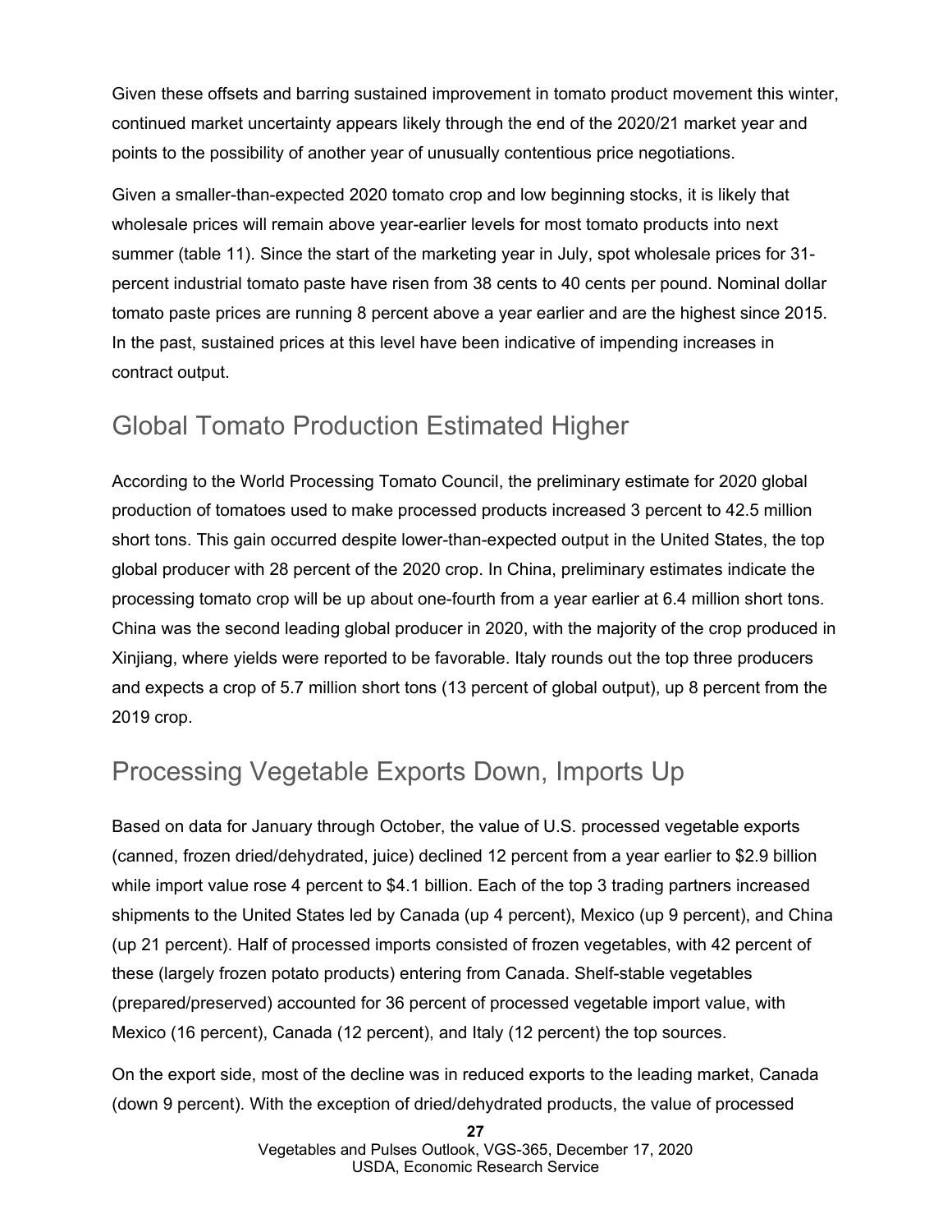Given these offsets and barring sustained improvement in tomato product movement this winter, continued market uncertainty appears likely through the end of the 2020/21 market year and points to the possibility of another year of unusually contentious price negotiations.

Given a smaller-than-expected 2020 tomato crop and low beginning stocks, it is likely that wholesale prices will remain above year-earlier levels for most tomato products into next summer (table 11). Since the start of the marketing year in July, spot wholesale prices for 31-percent industrial tomato paste have risen from 38 cents to 40 cents per pound. Nominal dollar tomato paste prices are running 8 percent above a year earlier and are the highest since 2015. In the past, sustained prices at this level have been indicative of impending increases in contract output.

## Global Tomato Production Estimated Higher

According to the World Processing Tomato Council, the preliminary estimate for 2020 global production of tomatoes used to make processed products increased 3 percent to 42.5 million short tons. This gain occurred despite lower-than-expected output in the United States, the top global producer with 28 percent of the 2020 crop. In China, preliminary estimates indicate the processing tomato crop will be up about one-fourth from a year earlier at 6.4 million short tons. China was the second leading global producer in 2020, with the majority of the crop produced in Xinjiang, where yields were reported to be favorable. Italy rounds out the top three producers and expects a crop of 5.7 million short tons (13 percent of global output), up 8 percent from the 2019 crop.

## Processing Vegetable Exports Down, Imports Up

Based on data for January through October, the value of U.S. processed vegetable exports (canned, frozen dried/dehydrated, juice) declined 12 percent from a year earlier to $2.9 billion while import value rose 4 percent to $4.1 billion. Each of the top 3 trading partners increased shipments to the United States led by Canada (up 4 percent), Mexico (up 9 percent), and China (up 21 percent). Half of processed imports consisted of frozen vegetables, with 42 percent of these (largely frozen potato products) entering from Canada. Shelf-stable vegetables (prepared/preserved) accounted for 36 percent of processed vegetable import value, with Mexico (16 percent), Canada (12 percent), and Italy (12 percent) the top sources.

On the export side, most of the decline was in reduced exports to the leading market, Canada (down 9 percent). With the exception of dried/dehydrated products, the value of processed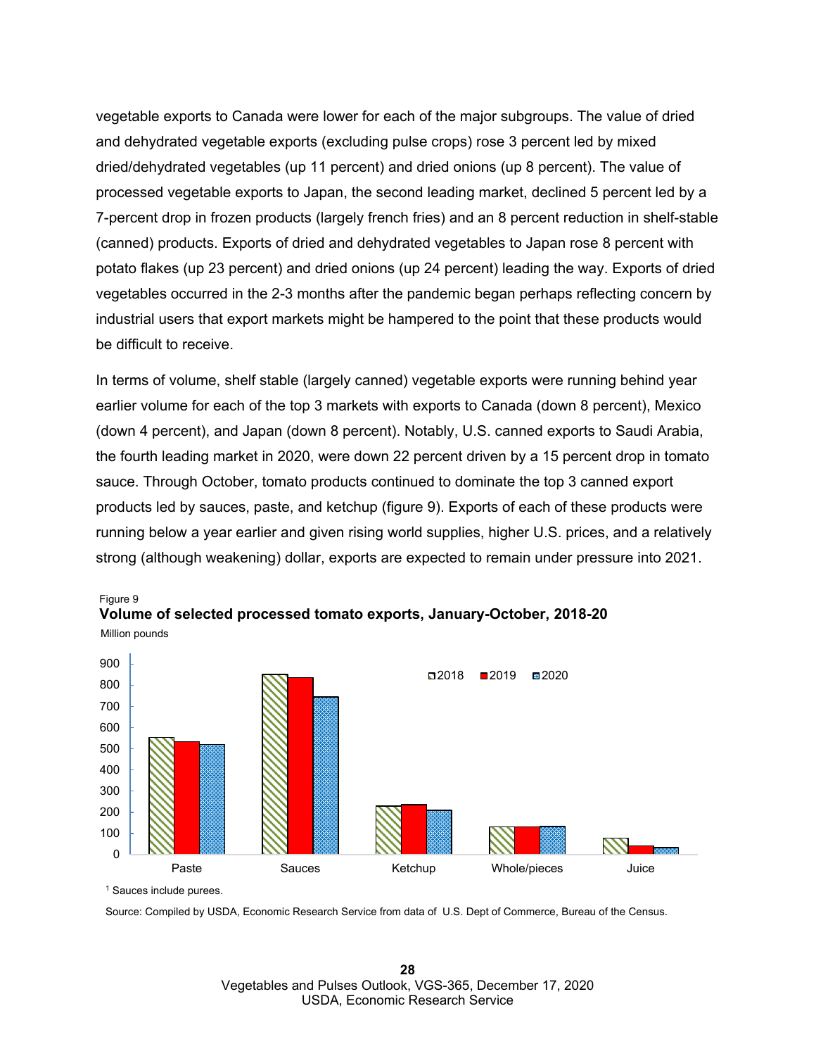vegetable exports to Canada were lower for each of the major subgroups. The value of dried and dehydrated vegetable exports (excluding pulse crops) rose 3 percent led by mixed dried/dehydrated vegetables (up 11 percent) and dried onions (up 8 percent). The value of processed vegetable exports to Japan, the second leading market, declined 5 percent led by a 7-percent drop in frozen products (largely french fries) and an 8 percent reduction in shelf-stable (canned) products. Exports of dried and dehydrated vegetables to Japan rose 8 percent with potato flakes (up 23 percent) and dried onions (up 24 percent) leading the way. Exports of dried vegetables occurred in the 2-3 months after the pandemic began perhaps reflecting concern by industrial users that export markets might be hampered to the point that these products would be difficult to receive.

In terms of volume, shelf stable (largely canned) vegetable exports were running behind year earlier volume for each of the top 3 markets with exports to Canada (down 8 percent), Mexico (down 4 percent), and Japan (down 8 percent). Notably, U.S. canned exports to Saudi Arabia, the fourth leading market in 2020, were down 22 percent driven by a 15 percent drop in tomato sauce. Through October, tomato products continued to dominate the top 3 canned export products led by sauces, paste, and ketchup (figure 9). Exports of each of these products were running below a year earlier and given rising world supplies, higher U.S. prices, and a relatively strong (although weakening) dollar, exports are expected to remain under pressure into 2021.

Figure 9

**Volume of selected processed tomato exports, January-October, 2018-20**

Million pounds

| | 2018 | 2019 | 2020 |
|---|---|---|---|
| Paste | ~555 | ~535 | ~520 |
| Sauces | ~850 | ~835 | ~745 |
| Ketchup | ~230 | ~235 | ~210 |
| Whole/pieces | ~130 | ~130 | ~133 |
| Juice | ~78 | ~42 | ~32 |

[1] Sauces include purees.

Source: Compiled by USDA, Economic Research Service from data of U.S. Dept of Commerce, Bureau of the Census.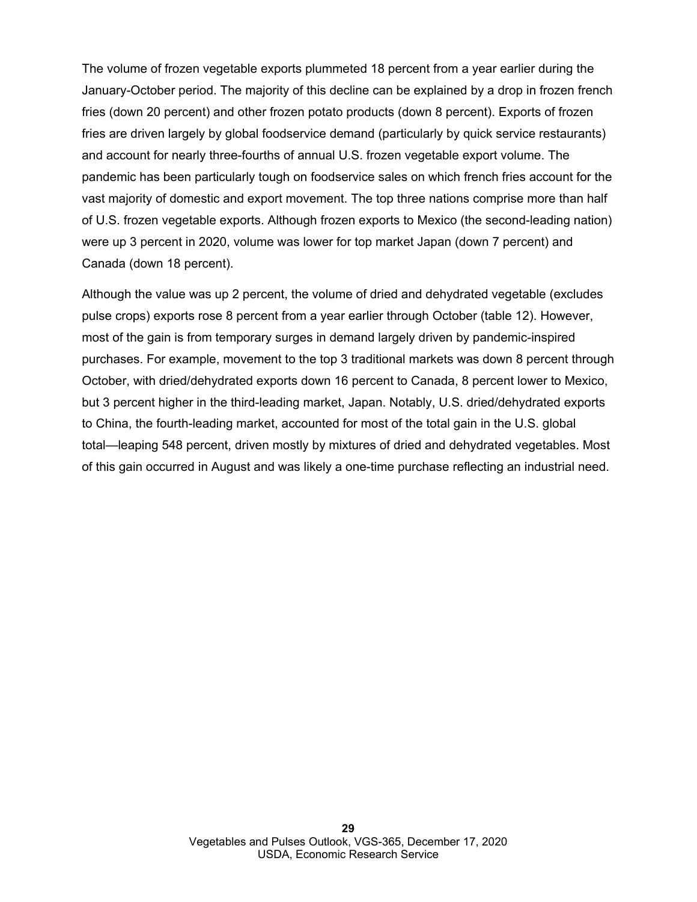The volume of frozen vegetable exports plummeted 18 percent from a year earlier during the January-October period. The majority of this decline can be explained by a drop in frozen french fries (down 20 percent) and other frozen potato products (down 8 percent). Exports of frozen fries are driven largely by global foodservice demand (particularly by quick service restaurants) and account for nearly three-fourths of annual U.S. frozen vegetable export volume. The pandemic has been particularly tough on foodservice sales on which french fries account for the vast majority of domestic and export movement. The top three nations comprise more than half of U.S. frozen vegetable exports. Although frozen exports to Mexico (the second-leading nation) were up 3 percent in 2020, volume was lower for top market Japan (down 7 percent) and Canada (down 18 percent).

Although the value was up 2 percent, the volume of dried and dehydrated vegetable (excludes pulse crops) exports rose 8 percent from a year earlier through October (table 12). However, most of the gain is from temporary surges in demand largely driven by pandemic-inspired purchases. For example, movement to the top 3 traditional markets was down 8 percent through October, with dried/dehydrated exports down 16 percent to Canada, 8 percent lower to Mexico, but 3 percent higher in the third-leading market, Japan. Notably, U.S. dried/dehydrated exports to China, the fourth-leading market, accounted for most of the total gain in the U.S. global total—leaping 548 percent, driven mostly by mixtures of dried and dehydrated vegetables. Most of this gain occurred in August and was likely a one-time purchase reflecting an industrial need.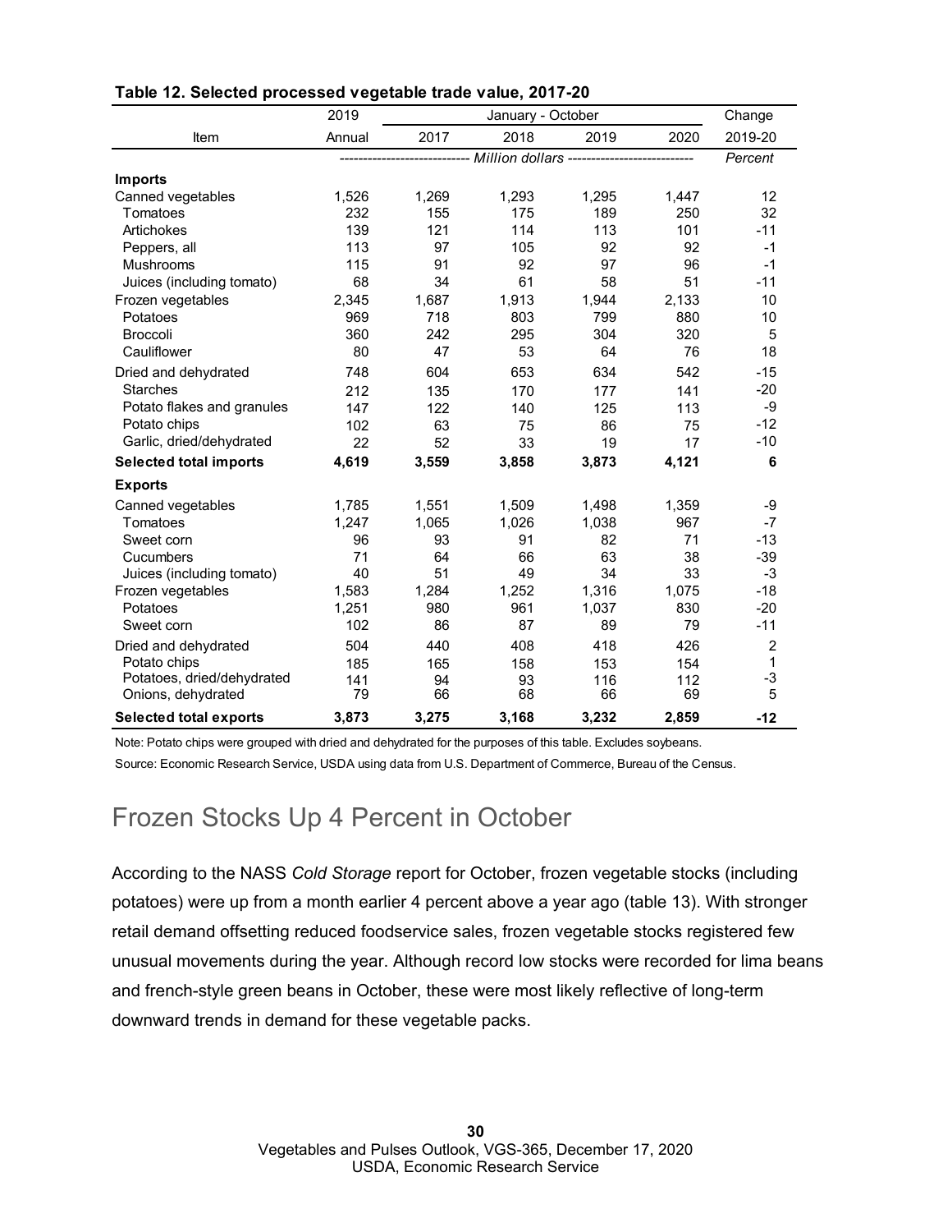**Table 12. Selected processed vegetable trade value, 2017-20**

| Item | 2019 | January - October | | | | Change |
|---|---|---|---|---|---|---|
| | Annual | 2017 | 2018 | 2019 | 2020 | 2019-20 |
| | Million dollars | | | | | Percent |
| **Imports** | | | | | | |
| Canned vegetables | 1,526 | 1,269 | 1,293 | 1,295 | 1,447 | 12 |
| Tomatoes | 232 | 155 | 175 | 189 | 250 | 32 |
| Artichokes | 139 | 121 | 114 | 113 | 101 | -11 |
| Peppers, all | 113 | 97 | 105 | 92 | 92 | -1 |
| Mushrooms | 115 | 91 | 92 | 97 | 96 | -1 |
| Juices (including tomato) | 68 | 34 | 61 | 58 | 51 | -11 |
| Frozen vegetables | 2,345 | 1,687 | 1,913 | 1,944 | 2,133 | 10 |
| Potatoes | 969 | 718 | 803 | 799 | 880 | 10 |
| Broccoli | 360 | 242 | 295 | 304 | 320 | 5 |
| Cauliflower | 80 | 47 | 53 | 64 | 76 | 18 |
| Dried and dehydrated | 748 | 604 | 653 | 634 | 542 | -15 |
| Starches | 212 | 135 | 170 | 177 | 141 | -20 |
| Potato flakes and granules | 147 | 122 | 140 | 125 | 113 | -9 |
| Potato chips | 102 | 63 | 75 | 86 | 75 | -12 |
| Garlic, dried/dehydrated | 22 | 52 | 33 | 19 | 17 | -10 |
| **Selected total imports** | **4,619** | **3,559** | **3,858** | **3,873** | **4,121** | **6** |
| **Exports** | | | | | | |
| Canned vegetables | 1,785 | 1,551 | 1,509 | 1,498 | 1,359 | -9 |
| Tomatoes | 1,247 | 1,065 | 1,026 | 1,038 | 967 | -7 |
| Sweet corn | 96 | 93 | 91 | 82 | 71 | -13 |
| Cucumbers | 71 | 64 | 66 | 63 | 38 | -39 |
| Juices (including tomato) | 40 | 51 | 49 | 34 | 33 | -3 |
| Frozen vegetables | 1,583 | 1,284 | 1,252 | 1,316 | 1,075 | -18 |
| Potatoes | 1,251 | 980 | 961 | 1,037 | 830 | -20 |
| Sweet corn | 102 | 86 | 87 | 89 | 79 | -11 |
| Dried and dehydrated | 504 | 440 | 408 | 418 | 426 | 2 |
| Potato chips | 185 | 165 | 158 | 153 | 154 | 1 |
| Potatoes, dried/dehydrated | 141 | 94 | 93 | 116 | 112 | -3 |
| Onions, dehydrated | 79 | 66 | 68 | 66 | 69 | 5 |
| **Selected total exports** | **3,873** | **3,275** | **3,168** | **3,232** | **2,859** | **-12** |

Note: Potato chips were grouped with dried and dehydrated for the purposes of this table. Excludes soybeans.

Source: Economic Research Service, USDA using data from U.S. Department of Commerce, Bureau of the Census.

# Frozen Stocks Up 4 Percent in October

According to the NASS *Cold Storage* report for October, frozen vegetable stocks (including potatoes) were up from a month earlier 4 percent above a year ago (table 13). With stronger retail demand offsetting reduced foodservice sales, frozen vegetable stocks registered few unusual movements during the year. Although record low stocks were recorded for lima beans and french-style green beans in October, these were most likely reflective of long-term downward trends in demand for these vegetable packs.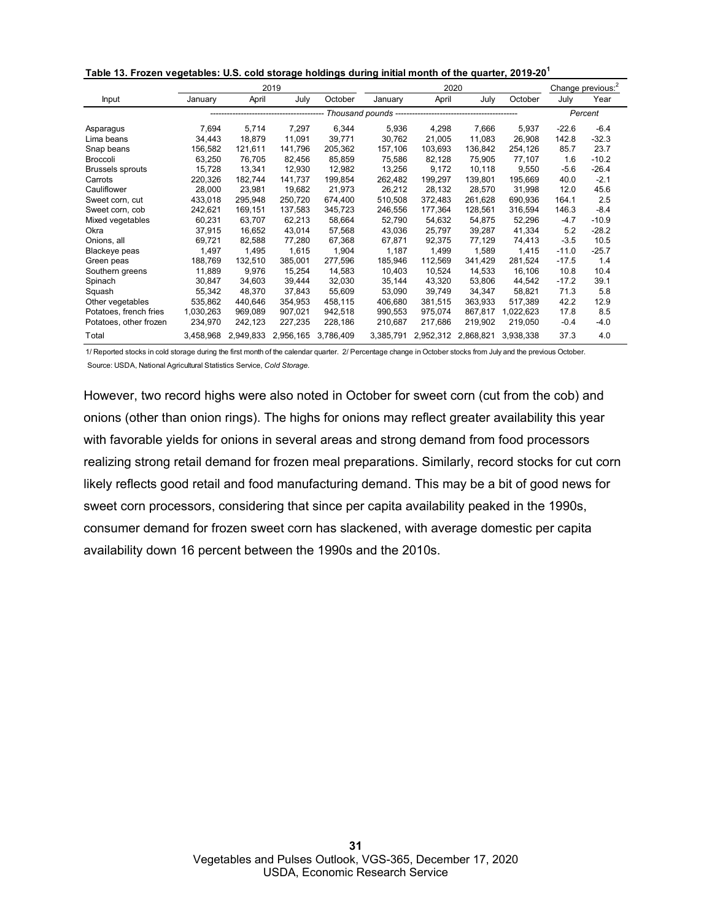**Table 13. Frozen vegetables: U.S. cold storage holdings during initial month of the quarter, 2019-20[1]**

| Input | 2019 | | | | 2020 | | | | Change previous:[2] | |
|---|---|---|---|---|---|---|---|---|---|---|
| | January | April | July | October | January | April | July | October | July | Year |
| | Thousand pounds | | | | | | | | Percent | |
| Asparagus | 7,694 | 5,714 | 7,297 | 6,344 | 5,936 | 4,298 | 7,666 | 5,937 | -22.6 | -6.4 |
| Lima beans | 34,443 | 18,879 | 11,091 | 39,771 | 30,762 | 21,005 | 11,083 | 26,908 | 142.8 | -32.3 |
| Snap beans | 156,582 | 121,611 | 141,796 | 205,362 | 157,106 | 103,693 | 136,842 | 254,126 | 85.7 | 23.7 |
| Broccoli | 63,250 | 76,705 | 82,456 | 85,859 | 75,586 | 82,128 | 75,905 | 77,107 | 1.6 | -10.2 |
| Brussels sprouts | 15,728 | 13,341 | 12,930 | 12,982 | 13,256 | 9,172 | 10,118 | 9,550 | -5.6 | -26.4 |
| Carrots | 220,326 | 182,744 | 141,737 | 199,854 | 262,482 | 199,297 | 139,801 | 195,669 | 40.0 | -2.1 |
| Cauliflower | 28,000 | 23,981 | 19,682 | 21,973 | 26,212 | 28,132 | 28,570 | 31,998 | 12.0 | 45.6 |
| Sweet corn, cut | 433,018 | 295,948 | 250,720 | 674,400 | 510,508 | 372,483 | 261,628 | 690,936 | 164.1 | 2.5 |
| Sweet corn, cob | 242,621 | 169,151 | 137,583 | 345,723 | 246,556 | 177,364 | 128,561 | 316,594 | 146.3 | -8.4 |
| Mixed vegetables | 60,231 | 63,707 | 62,213 | 58,664 | 52,790 | 54,632 | 54,875 | 52,296 | -4.7 | -10.9 |
| Okra | 37,915 | 16,652 | 43,014 | 57,568 | 43,036 | 25,797 | 39,287 | 41,334 | 5.2 | -28.2 |
| Onions, all | 69,721 | 82,588 | 77,280 | 67,368 | 67,871 | 92,375 | 77,129 | 74,413 | -3.5 | 10.5 |
| Blackeye peas | 1,497 | 1,495 | 1,615 | 1,904 | 1,187 | 1,499 | 1,589 | 1,415 | -11.0 | -25.7 |
| Green peas | 188,769 | 132,510 | 385,001 | 277,596 | 185,946 | 112,569 | 341,429 | 281,524 | -17.5 | 1.4 |
| Southern greens | 11,889 | 9,976 | 15,254 | 14,583 | 10,403 | 10,524 | 14,533 | 16,106 | 10.8 | 10.4 |
| Spinach | 30,847 | 34,603 | 39,444 | 32,030 | 35,144 | 43,320 | 53,806 | 44,542 | -17.2 | 39.1 |
| Squash | 55,342 | 48,370 | 37,843 | 55,609 | 53,090 | 39,749 | 34,347 | 58,821 | 71.3 | 5.8 |
| Other vegetables | 535,862 | 440,646 | 354,953 | 458,115 | 406,680 | 381,515 | 363,933 | 517,389 | 42.2 | 12.9 |
| Potatoes, french fries | 1,030,263 | 969,089 | 907,021 | 942,518 | 990,553 | 975,074 | 867,817 | 1,022,623 | 17.8 | 8.5 |
| Potatoes, other frozen | 234,970 | 242,123 | 227,235 | 228,186 | 210,687 | 217,686 | 219,902 | 219,050 | -0.4 | -4.0 |
| Total | 3,458,968 | 2,949,833 | 2,956,165 | 3,786,409 | 3,385,791 | 2,952,312 | 2,868,821 | 3,938,338 | 37.3 | 4.0 |

1/ Reported stocks in cold storage during the first month of the calendar quarter. 2/ Percentage change in October stocks from July and the previous October.

Source: USDA, National Agricultural Statistics Service, *Cold Storage.*

However, two record highs were also noted in October for sweet corn (cut from the cob) and onions (other than onion rings). The highs for onions may reflect greater availability this year with favorable yields for onions in several areas and strong demand from food processors realizing strong retail demand for frozen meal preparations. Similarly, record stocks for cut corn likely reflects good retail and food manufacturing demand. This may be a bit of good news for sweet corn processors, considering that since per capita availability peaked in the 1990s, consumer demand for frozen sweet corn has slackened, with average domestic per capita availability down 16 percent between the 1990s and the 2010s.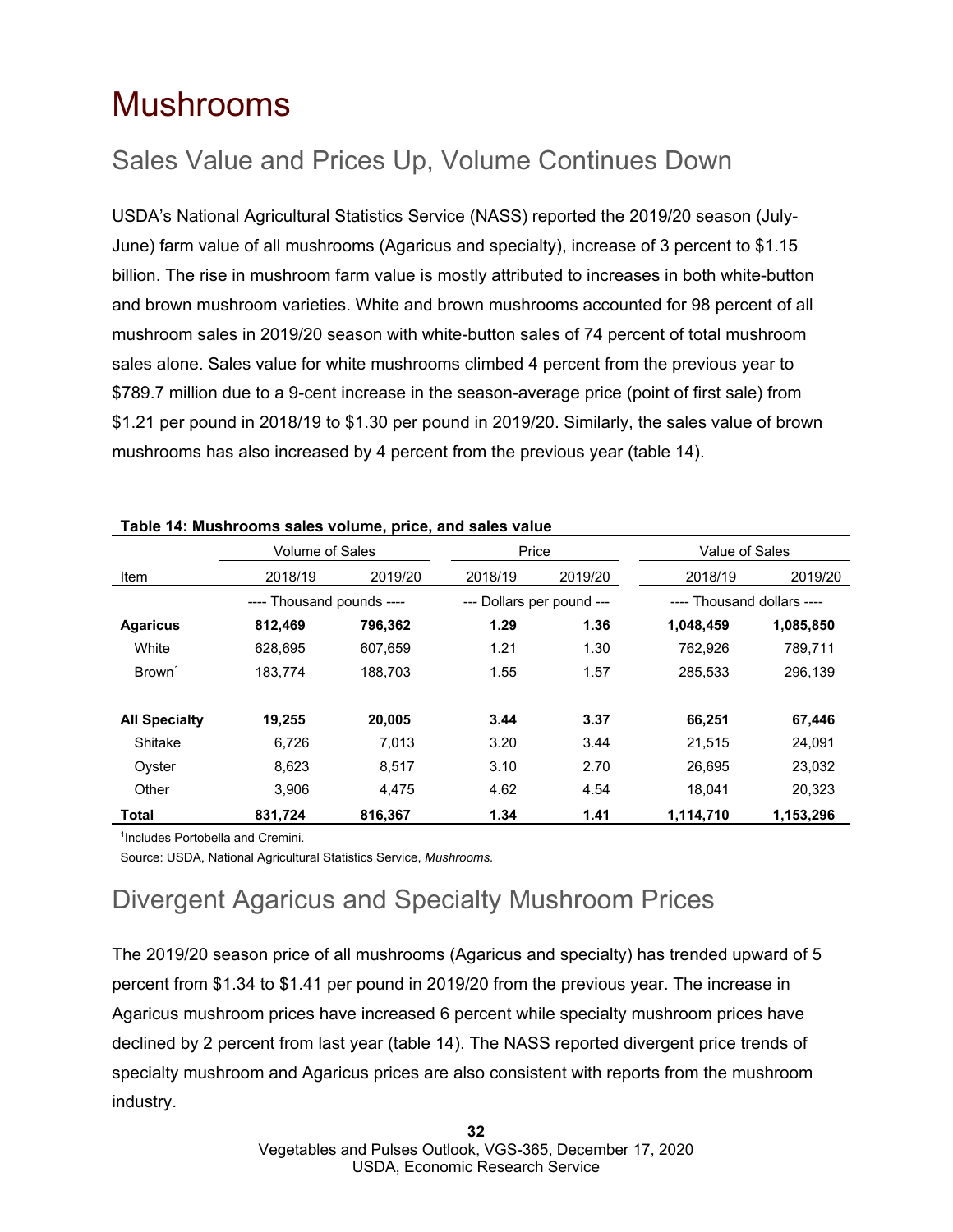# Mushrooms

## Sales Value and Prices Up, Volume Continues Down

USDA's National Agricultural Statistics Service (NASS) reported the 2019/20 season (July-June) farm value of all mushrooms (Agaricus and specialty), increase of 3 percent to $1.15 billion. The rise in mushroom farm value is mostly attributed to increases in both white-button and brown mushroom varieties. White and brown mushrooms accounted for 98 percent of all mushroom sales in 2019/20 season with white-button sales of 74 percent of total mushroom sales alone. Sales value for white mushrooms climbed 4 percent from the previous year to $789.7 million due to a 9-cent increase in the season-average price (point of first sale) from $1.21 per pound in 2018/19 to $1.30 per pound in 2019/20. Similarly, the sales value of brown mushrooms has also increased by 4 percent from the previous year (table 14).

**Table 14: Mushrooms sales volume, price, and sales value**

| | Volume of Sales | | Price | | Value of Sales | |
|---|---|---|---|---|---|---|
| Item | 2018/19 | 2019/20 | 2018/19 | 2019/20 | 2018/19 | 2019/20 |
| | ---- Thousand pounds ---- | | --- Dollars per pound --- | | ---- Thousand dollars ---- | |
| **Agaricus** | **812,469** | **796,362** | **1.29** | **1.36** | **1,048,459** | **1,085,850** |
| White | 628,695 | 607,659 | 1.21 | 1.30 | 762,926 | 789,711 |
| Brown[1] | 183,774 | 188,703 | 1.55 | 1.57 | 285,533 | 296,139 |
| **All Specialty** | **19,255** | **20,005** | **3.44** | **3.37** | **66,251** | **67,446** |
| Shitake | 6,726 | 7,013 | 3.20 | 3.44 | 21,515 | 24,091 |
| Oyster | 8,623 | 8,517 | 3.10 | 2.70 | 26,695 | 23,032 |
| Other | 3,906 | 4,475 | 4.62 | 4.54 | 18,041 | 20,323 |
| **Total** | **831,724** | **816,367** | **1.34** | **1.41** | **1,114,710** | **1,153,296** |

[1]Includes Portobella and Cremini.

Source: USDA, National Agricultural Statistics Service, *Mushrooms*.

## Divergent Agaricus and Specialty Mushroom Prices

The 2019/20 season price of all mushrooms (Agaricus and specialty) has trended upward of 5 percent from $1.34 to $1.41 per pound in 2019/20 from the previous year. The increase in Agaricus mushroom prices have increased 6 percent while specialty mushroom prices have declined by 2 percent from last year (table 14). The NASS reported divergent price trends of specialty mushroom and Agaricus prices are also consistent with reports from the mushroom industry.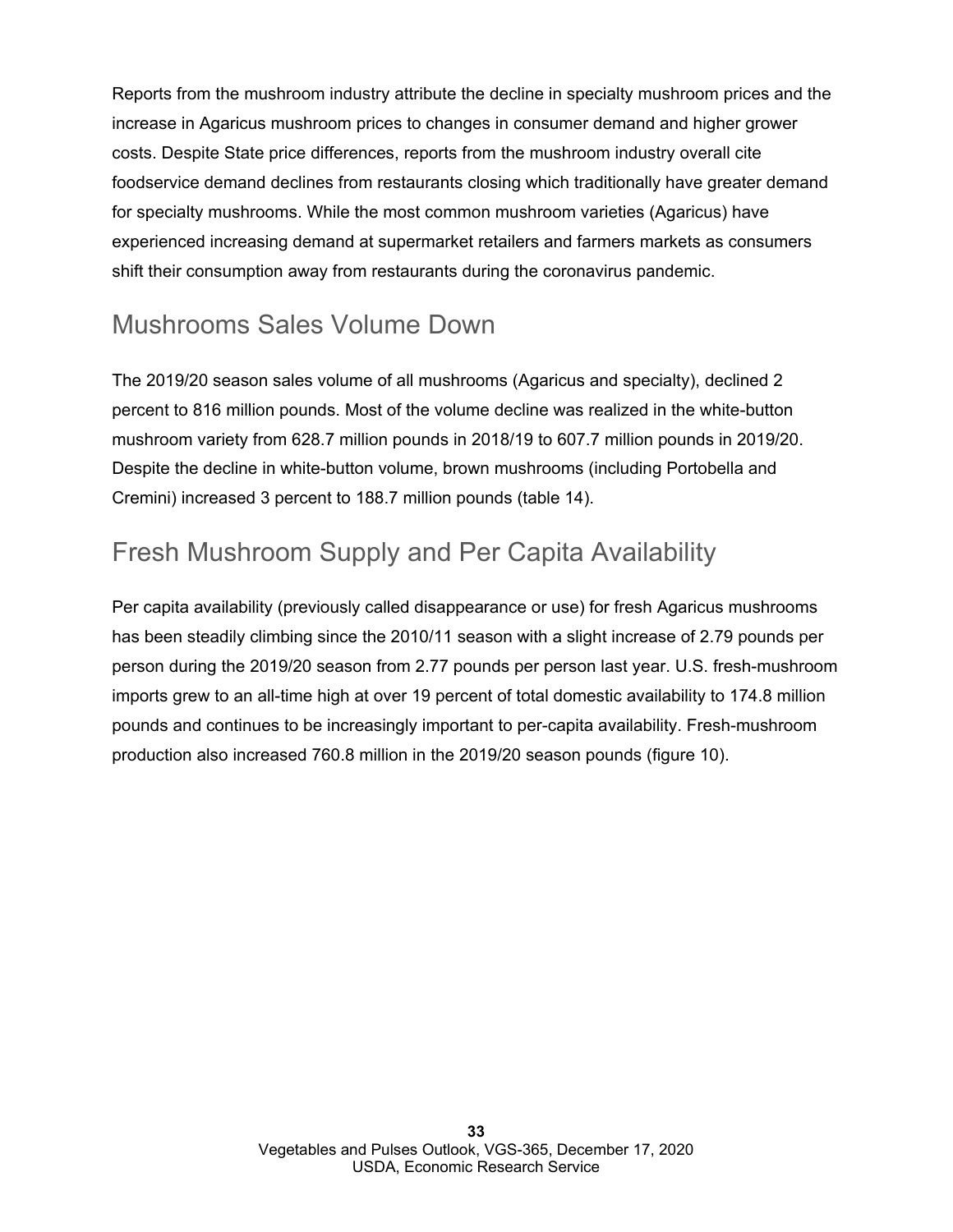Reports from the mushroom industry attribute the decline in specialty mushroom prices and the increase in Agaricus mushroom prices to changes in consumer demand and higher grower costs. Despite State price differences, reports from the mushroom industry overall cite foodservice demand declines from restaurants closing which traditionally have greater demand for specialty mushrooms. While the most common mushroom varieties (Agaricus) have experienced increasing demand at supermarket retailers and farmers markets as consumers shift their consumption away from restaurants during the coronavirus pandemic.

## Mushrooms Sales Volume Down

The 2019/20 season sales volume of all mushrooms (Agaricus and specialty), declined 2 percent to 816 million pounds. Most of the volume decline was realized in the white-button mushroom variety from 628.7 million pounds in 2018/19 to 607.7 million pounds in 2019/20. Despite the decline in white-button volume, brown mushrooms (including Portobella and Cremini) increased 3 percent to 188.7 million pounds (table 14).

## Fresh Mushroom Supply and Per Capita Availability

Per capita availability (previously called disappearance or use) for fresh Agaricus mushrooms has been steadily climbing since the 2010/11 season with a slight increase of 2.79 pounds per person during the 2019/20 season from 2.77 pounds per person last year. U.S. fresh-mushroom imports grew to an all-time high at over 19 percent of total domestic availability to 174.8 million pounds and continues to be increasingly important to per-capita availability. Fresh-mushroom production also increased 760.8 million in the 2019/20 season pounds (figure 10).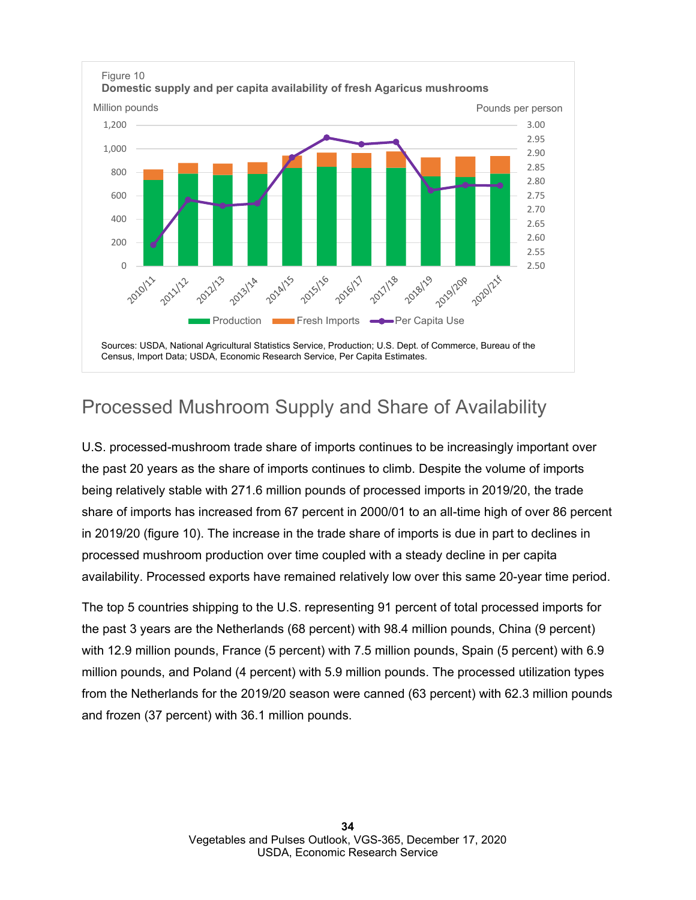Figure 10

**Domestic supply and per capita availability of fresh Agaricus mushrooms**

Sources: USDA, National Agricultural Statistics Service, Production; U.S. Dept. of Commerce, Bureau of the Census, Import Data; USDA, Economic Research Service, Per Capita Estimates.

## Processed Mushroom Supply and Share of Availability

U.S. processed-mushroom trade share of imports continues to be increasingly important over the past 20 years as the share of imports continues to climb. Despite the volume of imports being relatively stable with 271.6 million pounds of processed imports in 2019/20, the trade share of imports has increased from 67 percent in 2000/01 to an all-time high of over 86 percent in 2019/20 (figure 10). The increase in the trade share of imports is due in part to declines in processed mushroom production over time coupled with a steady decline in per capita availability. Processed exports have remained relatively low over this same 20-year time period.

The top 5 countries shipping to the U.S. representing 91 percent of total processed imports for the past 3 years are the Netherlands (68 percent) with 98.4 million pounds, China (9 percent) with 12.9 million pounds, France (5 percent) with 7.5 million pounds, Spain (5 percent) with 6.9 million pounds, and Poland (4 percent) with 5.9 million pounds. The processed utilization types from the Netherlands for the 2019/20 season were canned (63 percent) with 62.3 million pounds and frozen (37 percent) with 36.1 million pounds.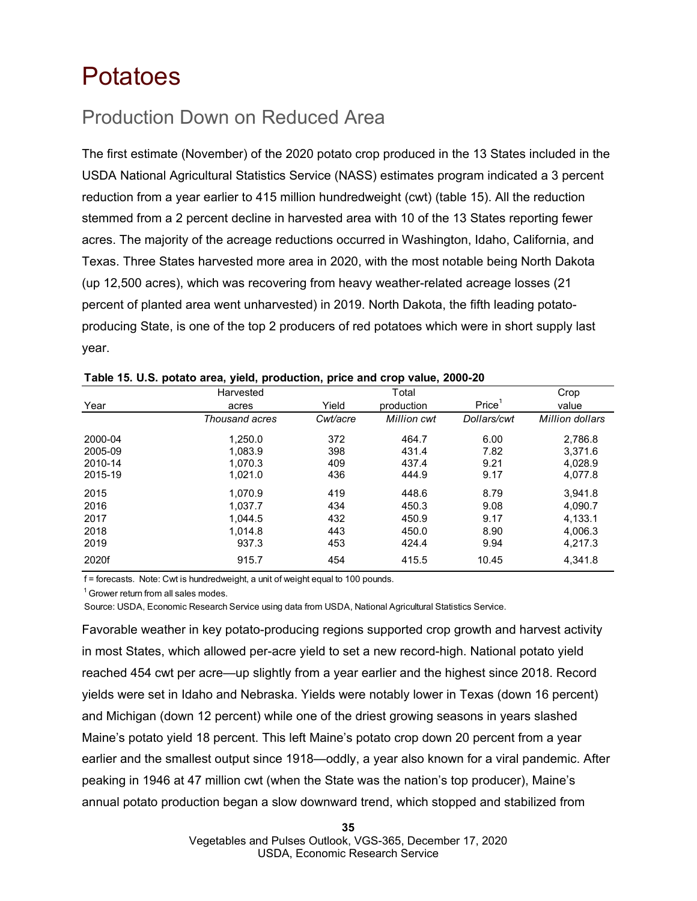# Potatoes

## Production Down on Reduced Area

The first estimate (November) of the 2020 potato crop produced in the 13 States included in the USDA National Agricultural Statistics Service (NASS) estimates program indicated a 3 percent reduction from a year earlier to 415 million hundredweight (cwt) (table 15). All the reduction stemmed from a 2 percent decline in harvested area with 10 of the 13 States reporting fewer acres. The majority of the acreage reductions occurred in Washington, Idaho, California, and Texas. Three States harvested more area in 2020, with the most notable being North Dakota (up 12,500 acres), which was recovering from heavy weather-related acreage losses (21 percent of planted area went unharvested) in 2019. North Dakota, the fifth leading potato-producing State, is one of the top 2 producers of red potatoes which were in short supply last year.

**Table 15. U.S. potato area, yield, production, price and crop value, 2000-20**

| Year | Harvested acres | Yield | Total production | Price[1] | Crop value |
|---|---|---|---|---|---|
| | *Thousand acres* | *Cwt/acre* | *Million cwt* | *Dollars/cwt* | *Million dollars* |
| 2000-04 | 1,250.0 | 372 | 464.7 | 6.00 | 2,786.8 |
| 2005-09 | 1,083.9 | 398 | 431.4 | 7.82 | 3,371.6 |
| 2010-14 | 1,070.3 | 409 | 437.4 | 9.21 | 4,028.9 |
| 2015-19 | 1,021.0 | 436 | 444.9 | 9.17 | 4,077.8 |
| 2015 | 1,070.9 | 419 | 448.6 | 8.79 | 3,941.8 |
| 2016 | 1,037.7 | 434 | 450.3 | 9.08 | 4,090.7 |
| 2017 | 1,044.5 | 432 | 450.9 | 9.17 | 4,133.1 |
| 2018 | 1,014.8 | 443 | 450.0 | 8.90 | 4,006.3 |
| 2019 | 937.3 | 453 | 424.4 | 9.94 | 4,217.3 |
| 2020f | 915.7 | 454 | 415.5 | 10.45 | 4,341.8 |

f = forecasts. Note: Cwt is hundredweight, a unit of weight equal to 100 pounds.

[1] Grower return from all sales modes.

Source: USDA, Economic Research Service using data from USDA, National Agricultural Statistics Service.

Favorable weather in key potato-producing regions supported crop growth and harvest activity in most States, which allowed per-acre yield to set a new record-high. National potato yield reached 454 cwt per acre—up slightly from a year earlier and the highest since 2018. Record yields were set in Idaho and Nebraska. Yields were notably lower in Texas (down 16 percent) and Michigan (down 12 percent) while one of the driest growing seasons in years slashed Maine's potato yield 18 percent. This left Maine's potato crop down 20 percent from a year earlier and the smallest output since 1918—oddly, a year also known for a viral pandemic. After peaking in 1946 at 47 million cwt (when the State was the nation's top producer), Maine's annual potato production began a slow downward trend, which stopped and stabilized from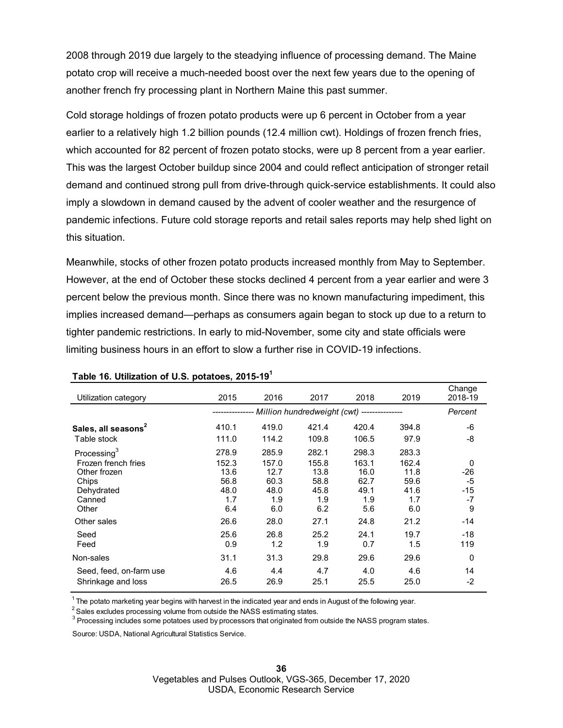2008 through 2019 due largely to the steadying influence of processing demand. The Maine potato crop will receive a much-needed boost over the next few years due to the opening of another french fry processing plant in Northern Maine this past summer.

Cold storage holdings of frozen potato products were up 6 percent in October from a year earlier to a relatively high 1.2 billion pounds (12.4 million cwt). Holdings of frozen french fries, which accounted for 82 percent of frozen potato stocks, were up 8 percent from a year earlier. This was the largest October buildup since 2004 and could reflect anticipation of stronger retail demand and continued strong pull from drive-through quick-service establishments. It could also imply a slowdown in demand caused by the advent of cooler weather and the resurgence of pandemic infections. Future cold storage reports and retail sales reports may help shed light on this situation.

Meanwhile, stocks of other frozen potato products increased monthly from May to September. However, at the end of October these stocks declined 4 percent from a year earlier and were 3 percent below the previous month. Since there was no known manufacturing impediment, this implies increased demand—perhaps as consumers again began to stock up due to a return to tighter pandemic restrictions. In early to mid-November, some city and state officials were limiting business hours in an effort to slow a further rise in COVID-19 infections.

**Table 16. Utilization of U.S. potatoes, 2015-19[1]**

| Utilization category | 2015 | 2016 | 2017 | 2018 | 2019 | Change 2018-19 |
|---|---|---|---|---|---|---|
| | *Million hundredweight (cwt)* | | | | | *Percent* |
| **Sales, all seasons[2]** | 410.1 | 419.0 | 421.4 | 420.4 | 394.8 | -6 |
| Table stock | 111.0 | 114.2 | 109.8 | 106.5 | 97.9 | -8 |
| Processing[3] | 278.9 | 285.9 | 282.1 | 298.3 | 283.3 | |
| Frozen french fries | 152.3 | 157.0 | 155.8 | 163.1 | 162.4 | 0 |
| Other frozen | 13.6 | 12.7 | 13.8 | 16.0 | 11.8 | -26 |
| Chips | 56.8 | 60.3 | 58.8 | 62.7 | 59.6 | -5 |
| Dehydrated | 48.0 | 48.0 | 45.8 | 49.1 | 41.6 | -15 |
| Canned | 1.7 | 1.9 | 1.9 | 1.9 | 1.7 | -7 |
| Other | 6.4 | 6.0 | 6.2 | 5.6 | 6.0 | 9 |
| Other sales | 26.6 | 28.0 | 27.1 | 24.8 | 21.2 | -14 |
| Seed | 25.6 | 26.8 | 25.2 | 24.1 | 19.7 | -18 |
| Feed | 0.9 | 1.2 | 1.9 | 0.7 | 1.5 | 119 |
| Non-sales | 31.1 | 31.3 | 29.8 | 29.6 | 29.6 | 0 |
| Seed, feed, on-farm use | 4.6 | 4.4 | 4.7 | 4.0 | 4.6 | 14 |
| Shrinkage and loss | 26.5 | 26.9 | 25.1 | 25.5 | 25.0 | -2 |

[1] The potato marketing year begins with harvest in the indicated year and ends in August of the following year.
[2] Sales excludes processing volume from outside the NASS estimating states.
[3] Processing includes some potatoes used by processors that originated from outside the NASS program states.

Source: USDA, National Agricultural Statistics Service.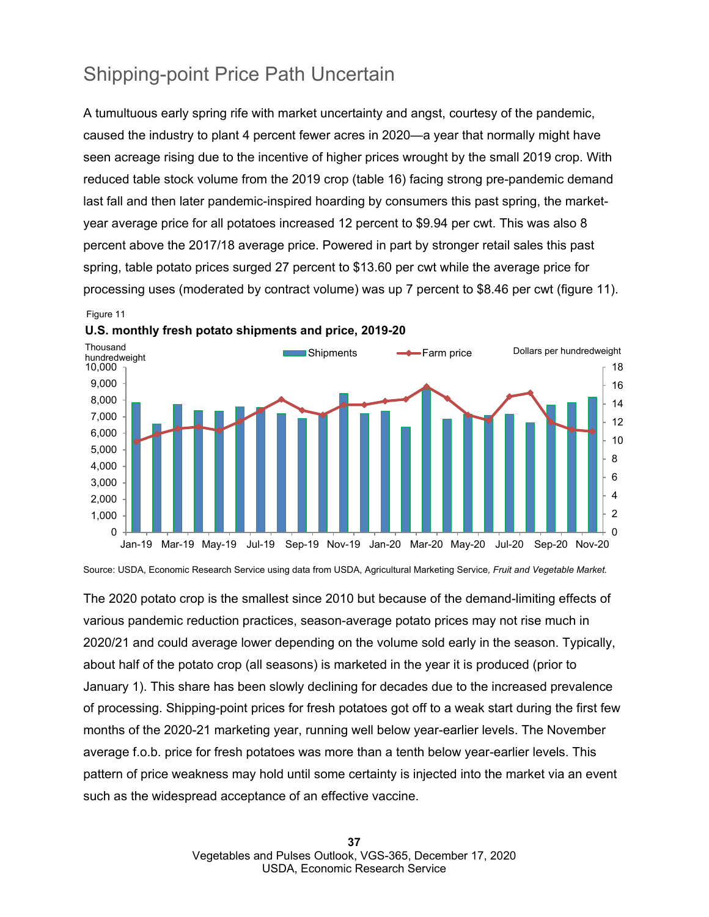## Shipping-point Price Path Uncertain

A tumultuous early spring rife with market uncertainty and angst, courtesy of the pandemic, caused the industry to plant 4 percent fewer acres in 2020—a year that normally might have seen acreage rising due to the incentive of higher prices wrought by the small 2019 crop. With reduced table stock volume from the 2019 crop (table 16) facing strong pre-pandemic demand last fall and then later pandemic-inspired hoarding by consumers this past spring, the market-year average price for all potatoes increased 12 percent to $9.94 per cwt. This was also 8 percent above the 2017/18 average price. Powered in part by stronger retail sales this past spring, table potato prices surged 27 percent to $13.60 per cwt while the average price for processing uses (moderated by contract volume) was up 7 percent to $8.46 per cwt (figure 11).

Figure 11

**U.S. monthly fresh potato shipments and price, 2019-20**

Source: USDA, Economic Research Service using data from USDA, Agricultural Marketing Service, *Fruit and Vegetable Market.*

The 2020 potato crop is the smallest since 2010 but because of the demand-limiting effects of various pandemic reduction practices, season-average potato prices may not rise much in 2020/21 and could average lower depending on the volume sold early in the season. Typically, about half of the potato crop (all seasons) is marketed in the year it is produced (prior to January 1). This share has been slowly declining for decades due to the increased prevalence of processing. Shipping-point prices for fresh potatoes got off to a weak start during the first few months of the 2020-21 marketing year, running well below year-earlier levels. The November average f.o.b. price for fresh potatoes was more than a tenth below year-earlier levels. This pattern of price weakness may hold until some certainty is injected into the market via an event such as the widespread acceptance of an effective vaccine.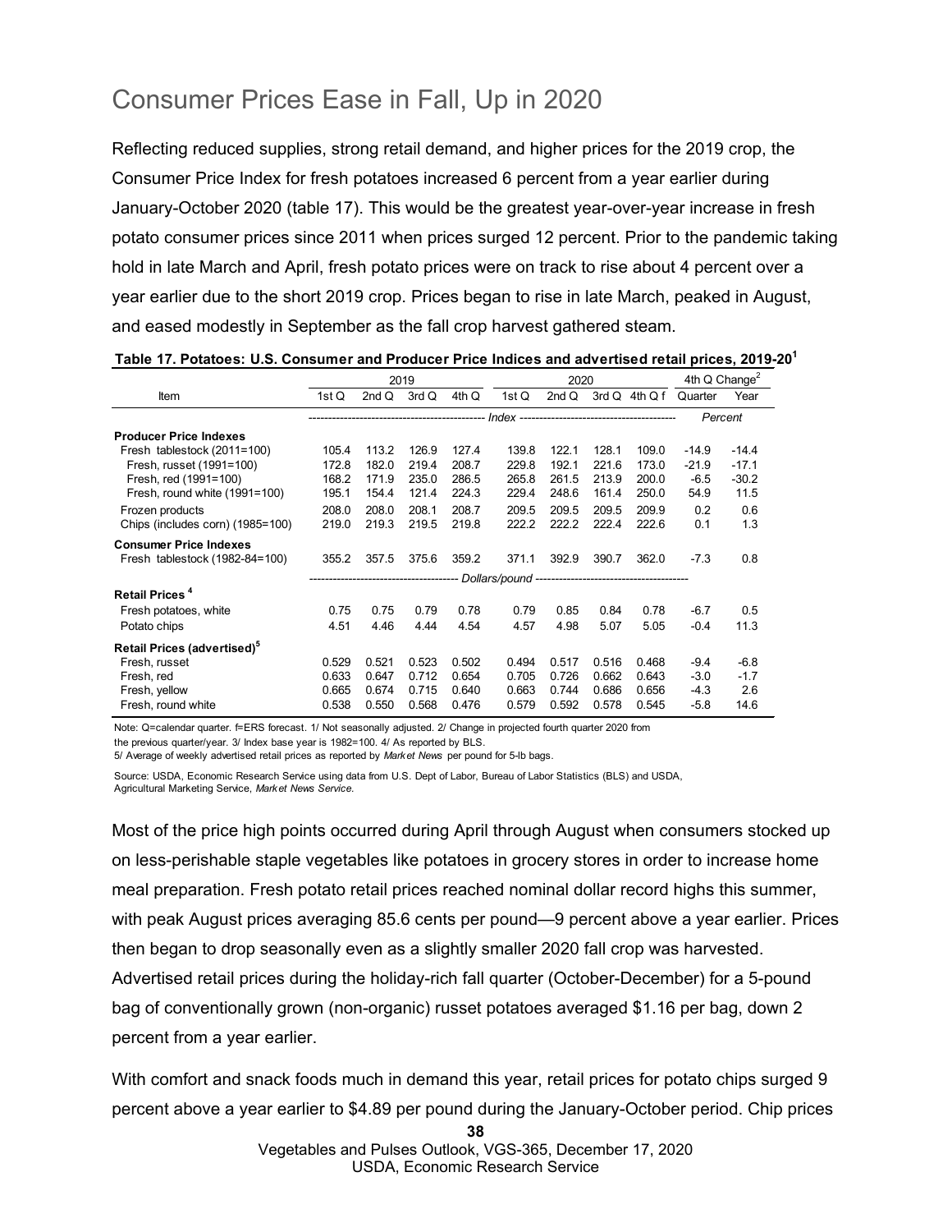## Consumer Prices Ease in Fall, Up in 2020

Reflecting reduced supplies, strong retail demand, and higher prices for the 2019 crop, the Consumer Price Index for fresh potatoes increased 6 percent from a year earlier during January-October 2020 (table 17). This would be the greatest year-over-year increase in fresh potato consumer prices since 2011 when prices surged 12 percent. Prior to the pandemic taking hold in late March and April, fresh potato prices were on track to rise about 4 percent over a year earlier due to the short 2019 crop. Prices began to rise in late March, peaked in August, and eased modestly in September as the fall crop harvest gathered steam.

**Table 17. Potatoes: U.S. Consumer and Producer Price Indices and advertised retail prices, 2019-20[1]**

| Item | 2019 | | | | 2020 | | | | 4th Q Change[2] | |
|---|---|---|---|---|---|---|---|---|---|---|
| | 1st Q | 2nd Q | 3rd Q | 4th Q | 1st Q | 2nd Q | 3rd Q | 4th Q f | Quarter | Year |
| | Index | | | | | | | | Percent | |
| **Producer Price Indexes** | | | | | | | | | | |
| Fresh tablestock (2011=100) | 105.4 | 113.2 | 126.9 | 127.4 | 139.8 | 122.1 | 128.1 | 109.0 | -14.9 | -14.4 |
| Fresh, russet (1991=100) | 172.8 | 182.0 | 219.4 | 208.7 | 229.8 | 192.1 | 221.6 | 173.0 | -21.9 | -17.1 |
| Fresh, red (1991=100) | 168.2 | 171.9 | 235.0 | 286.5 | 265.8 | 261.5 | 213.9 | 200.0 | -6.5 | -30.2 |
| Fresh, round white (1991=100) | 195.1 | 154.4 | 121.4 | 224.3 | 229.4 | 248.6 | 161.4 | 250.0 | 54.9 | 11.5 |
| Frozen products | 208.0 | 208.0 | 208.1 | 208.7 | 209.5 | 209.5 | 209.5 | 209.9 | 0.2 | 0.6 |
| Chips (includes corn) (1985=100) | 219.0 | 219.3 | 219.5 | 219.8 | 222.2 | 222.2 | 222.4 | 222.6 | 0.1 | 1.3 |
| **Consumer Price Indexes** | | | | | | | | | | |
| Fresh tablestock (1982-84=100) | 355.2 | 357.5 | 375.6 | 359.2 | 371.1 | 392.9 | 390.7 | 362.0 | -7.3 | 0.8 |
| | Dollars/pound | | | | | | | | | |
| **Retail Prices [4]** | | | | | | | | | | |
| Fresh potatoes, white | 0.75 | 0.75 | 0.79 | 0.78 | 0.79 | 0.85 | 0.84 | 0.78 | -6.7 | 0.5 |
| Potato chips | 4.51 | 4.46 | 4.44 | 4.54 | 4.57 | 4.98 | 5.07 | 5.05 | -0.4 | 11.3 |
| **Retail Prices (advertised)[5]** | | | | | | | | | | |
| Fresh, russet | 0.529 | 0.521 | 0.523 | 0.502 | 0.494 | 0.517 | 0.516 | 0.468 | -9.4 | -6.8 |
| Fresh, red | 0.633 | 0.647 | 0.712 | 0.654 | 0.705 | 0.726 | 0.662 | 0.643 | -3.0 | -1.7 |
| Fresh, yellow | 0.665 | 0.674 | 0.715 | 0.640 | 0.663 | 0.744 | 0.686 | 0.656 | -4.3 | 2.6 |
| Fresh, round white | 0.538 | 0.550 | 0.568 | 0.476 | 0.579 | 0.592 | 0.578 | 0.545 | -5.8 | 14.6 |

Note: Q=calendar quarter. f=ERS forecast. 1/ Not seasonally adjusted. 2/ Change in projected fourth quarter 2020 from the previous quarter/year. 3/ Index base year is 1982=100. 4/ As reported by BLS.
5/ Average of weekly advertised retail prices as reported by *Market News* per pound for 5-lb bags.

Source: USDA, Economic Research Service using data from U.S. Dept of Labor, Bureau of Labor Statistics (BLS) and USDA, Agricultural Marketing Service, *Market News Service*.

Most of the price high points occurred during April through August when consumers stocked up on less-perishable staple vegetables like potatoes in grocery stores in order to increase home meal preparation. Fresh potato retail prices reached nominal dollar record highs this summer, with peak August prices averaging 85.6 cents per pound—9 percent above a year earlier. Prices then began to drop seasonally even as a slightly smaller 2020 fall crop was harvested. Advertised retail prices during the holiday-rich fall quarter (October-December) for a 5-pound bag of conventionally grown (non-organic) russet potatoes averaged $1.16 per bag, down 2 percent from a year earlier.

With comfort and snack foods much in demand this year, retail prices for potato chips surged 9 percent above a year earlier to $4.89 per pound during the January-October period. Chip prices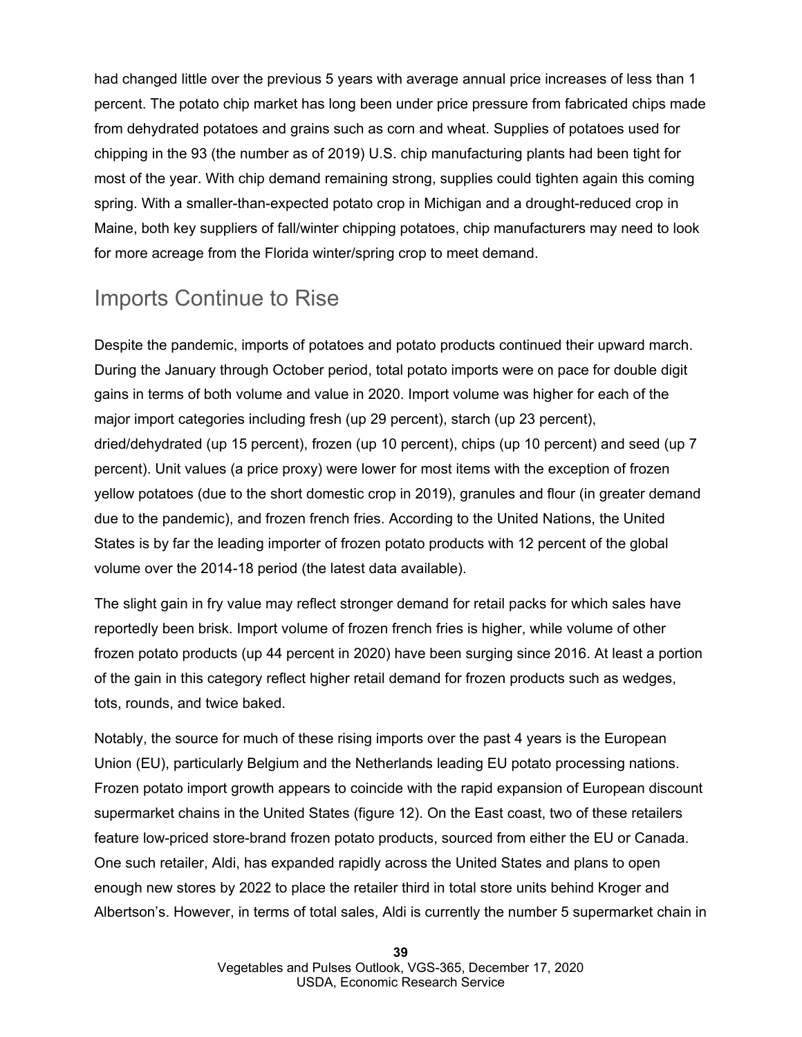had changed little over the previous 5 years with average annual price increases of less than 1 percent. The potato chip market has long been under price pressure from fabricated chips made from dehydrated potatoes and grains such as corn and wheat. Supplies of potatoes used for chipping in the 93 (the number as of 2019) U.S. chip manufacturing plants had been tight for most of the year. With chip demand remaining strong, supplies could tighten again this coming spring. With a smaller-than-expected potato crop in Michigan and a drought-reduced crop in Maine, both key suppliers of fall/winter chipping potatoes, chip manufacturers may need to look for more acreage from the Florida winter/spring crop to meet demand.

## Imports Continue to Rise

Despite the pandemic, imports of potatoes and potato products continued their upward march. During the January through October period, total potato imports were on pace for double digit gains in terms of both volume and value in 2020. Import volume was higher for each of the major import categories including fresh (up 29 percent), starch (up 23 percent), dried/dehydrated (up 15 percent), frozen (up 10 percent), chips (up 10 percent) and seed (up 7 percent). Unit values (a price proxy) were lower for most items with the exception of frozen yellow potatoes (due to the short domestic crop in 2019), granules and flour (in greater demand due to the pandemic), and frozen french fries. According to the United Nations, the United States is by far the leading importer of frozen potato products with 12 percent of the global volume over the 2014-18 period (the latest data available).

The slight gain in fry value may reflect stronger demand for retail packs for which sales have reportedly been brisk. Import volume of frozen french fries is higher, while volume of other frozen potato products (up 44 percent in 2020) have been surging since 2016. At least a portion of the gain in this category reflect higher retail demand for frozen products such as wedges, tots, rounds, and twice baked.

Notably, the source for much of these rising imports over the past 4 years is the European Union (EU), particularly Belgium and the Netherlands leading EU potato processing nations. Frozen potato import growth appears to coincide with the rapid expansion of European discount supermarket chains in the United States (figure 12). On the East coast, two of these retailers feature low-priced store-brand frozen potato products, sourced from either the EU or Canada. One such retailer, Aldi, has expanded rapidly across the United States and plans to open enough new stores by 2022 to place the retailer third in total store units behind Kroger and Albertson's. However, in terms of total sales, Aldi is currently the number 5 supermarket chain in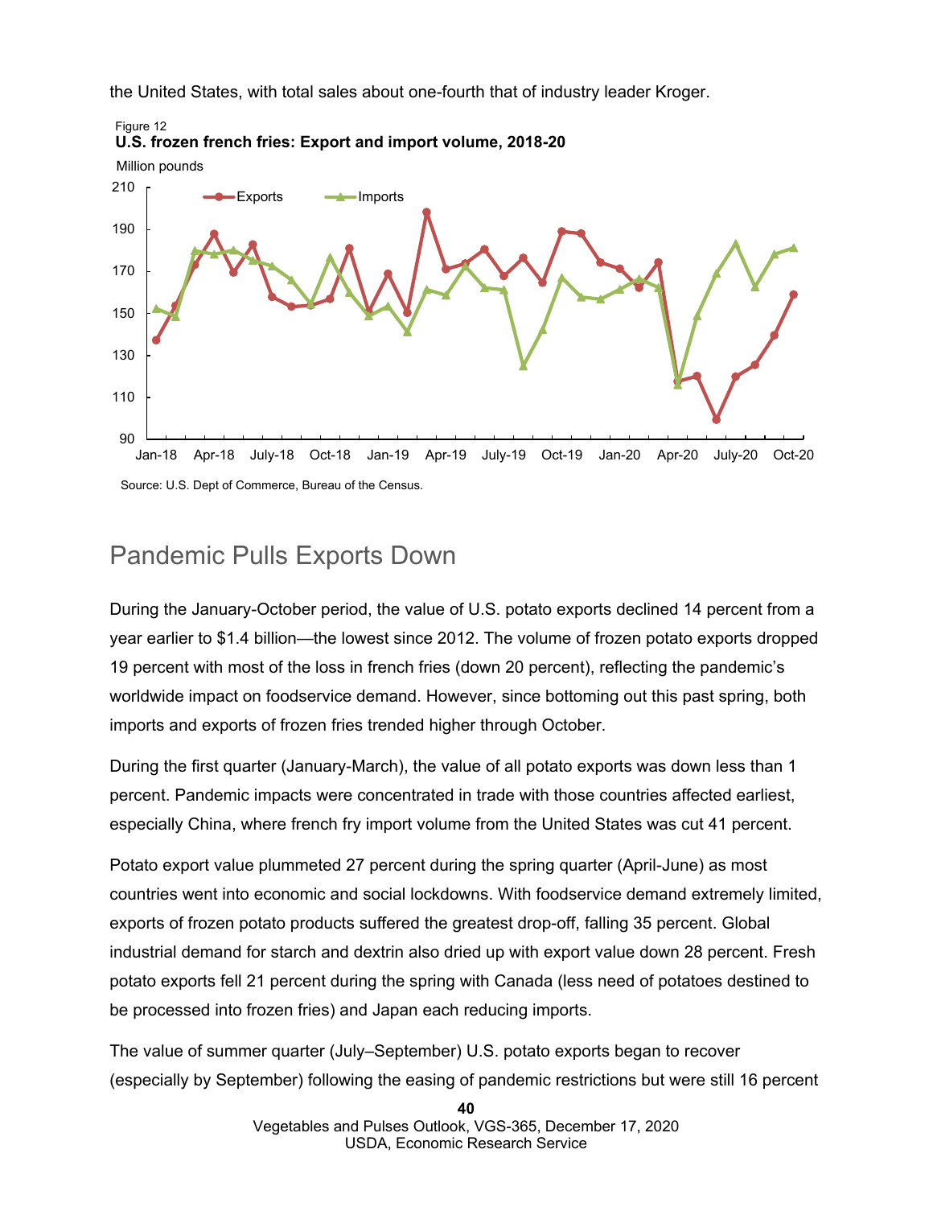the United States, with total sales about one-fourth that of industry leader Kroger.

Figure 12
**U.S. frozen french fries: Export and import volume, 2018-20**

Source: U.S. Dept of Commerce, Bureau of the Census.

## Pandemic Pulls Exports Down

During the January-October period, the value of U.S. potato exports declined 14 percent from a year earlier to $1.4 billion—the lowest since 2012. The volume of frozen potato exports dropped 19 percent with most of the loss in french fries (down 20 percent), reflecting the pandemic's worldwide impact on foodservice demand. However, since bottoming out this past spring, both imports and exports of frozen fries trended higher through October.

During the first quarter (January-March), the value of all potato exports was down less than 1 percent. Pandemic impacts were concentrated in trade with those countries affected earliest, especially China, where french fry import volume from the United States was cut 41 percent.

Potato export value plummeted 27 percent during the spring quarter (April-June) as most countries went into economic and social lockdowns. With foodservice demand extremely limited, exports of frozen potato products suffered the greatest drop-off, falling 35 percent. Global industrial demand for starch and dextrin also dried up with export value down 28 percent. Fresh potato exports fell 21 percent during the spring with Canada (less need of potatoes destined to be processed into frozen fries) and Japan each reducing imports.

The value of summer quarter (July–September) U.S. potato exports began to recover (especially by September) following the easing of pandemic restrictions but were still 16 percent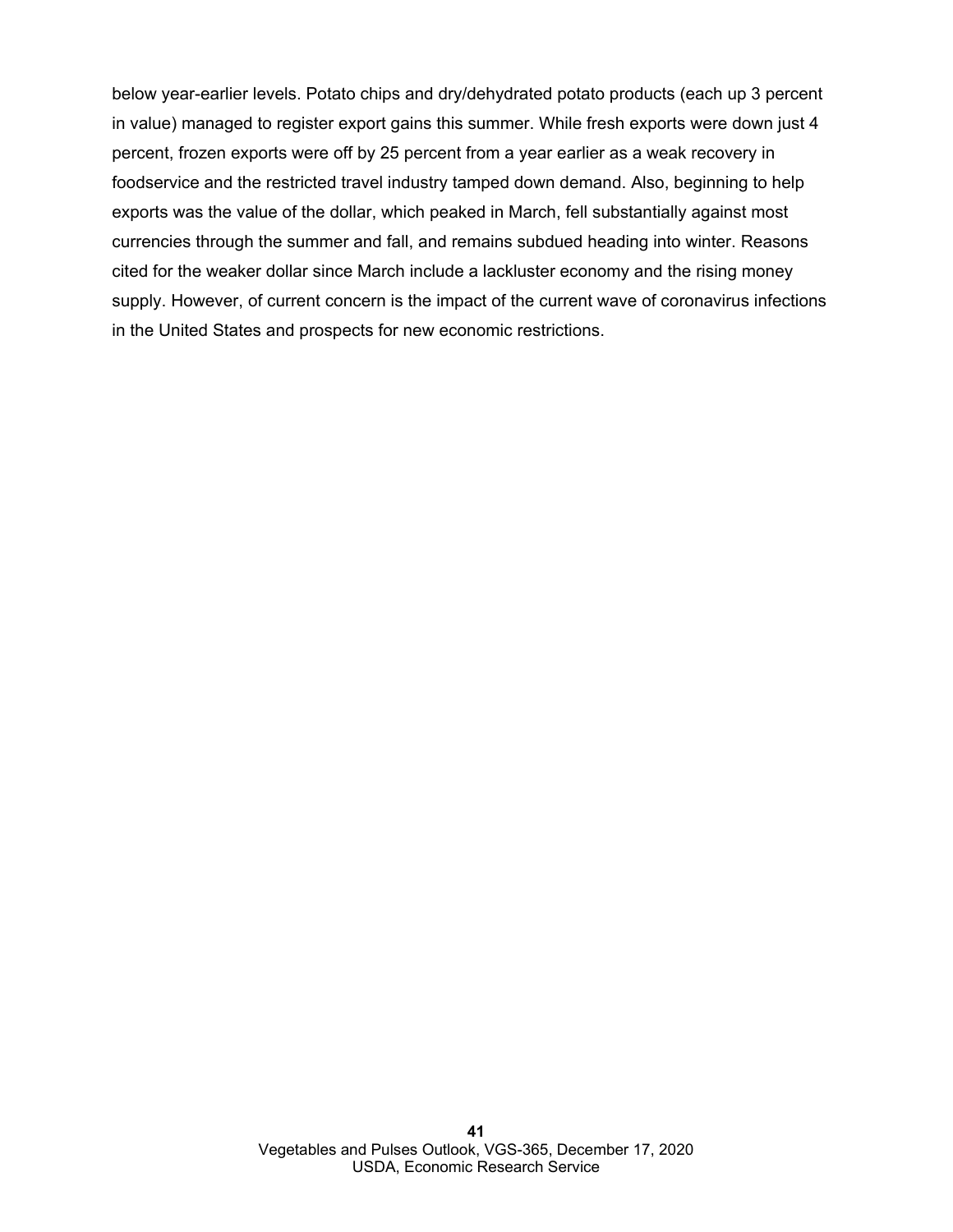below year-earlier levels. Potato chips and dry/dehydrated potato products (each up 3 percent in value) managed to register export gains this summer. While fresh exports were down just 4 percent, frozen exports were off by 25 percent from a year earlier as a weak recovery in foodservice and the restricted travel industry tamped down demand. Also, beginning to help exports was the value of the dollar, which peaked in March, fell substantially against most currencies through the summer and fall, and remains subdued heading into winter. Reasons cited for the weaker dollar since March include a lackluster economy and the rising money supply. However, of current concern is the impact of the current wave of coronavirus infections in the United States and prospects for new economic restrictions.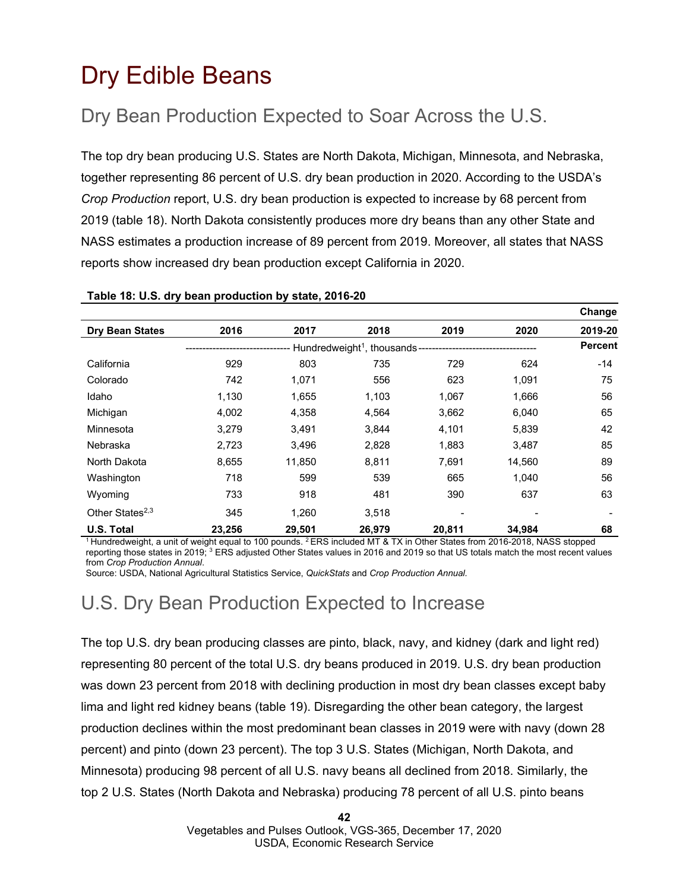# Dry Edible Beans

## Dry Bean Production Expected to Soar Across the U.S.

The top dry bean producing U.S. States are North Dakota, Michigan, Minnesota, and Nebraska, together representing 86 percent of U.S. dry bean production in 2020. According to the USDA's *Crop Production* report, U.S. dry bean production is expected to increase by 68 percent from 2019 (table 18). North Dakota consistently produces more dry beans than any other State and NASS estimates a production increase of 89 percent from 2019. Moreover, all states that NASS reports show increased dry bean production except California in 2020.

**Table 18: U.S. dry bean production by state, 2016-20**

| Dry Bean States | 2016 | 2017 | 2018 | 2019 | 2020 | Change 2019-20 |
|---|---|---|---|---|---|---|
| | Hundredweight[1], thousands | | | | | Percent |
| California | 929 | 803 | 735 | 729 | 624 | -14 |
| Colorado | 742 | 1,071 | 556 | 623 | 1,091 | 75 |
| Idaho | 1,130 | 1,655 | 1,103 | 1,067 | 1,666 | 56 |
| Michigan | 4,002 | 4,358 | 4,564 | 3,662 | 6,040 | 65 |
| Minnesota | 3,279 | 3,491 | 3,844 | 4,101 | 5,839 | 42 |
| Nebraska | 2,723 | 3,496 | 2,828 | 1,883 | 3,487 | 85 |
| North Dakota | 8,655 | 11,850 | 8,811 | 7,691 | 14,560 | 89 |
| Washington | 718 | 599 | 539 | 665 | 1,040 | 56 |
| Wyoming | 733 | 918 | 481 | 390 | 637 | 63 |
| Other States[2,3] | 345 | 1,260 | 3,518 | - | - | - |
| **U.S. Total** | **23,256** | **29,501** | **26,979** | **20,811** | **34,984** | **68** |

[1] Hundredweight, a unit of weight equal to 100 pounds. [2] ERS included MT & TX in Other States from 2016-2018, NASS stopped reporting those states in 2019; [3] ERS adjusted Other States values in 2016 and 2019 so that US totals match the most recent values from *Crop Production Annual*.

Source: USDA, National Agricultural Statistics Service, *QuickStats* and *Crop Production Annual*.

## U.S. Dry Bean Production Expected to Increase

The top U.S. dry bean producing classes are pinto, black, navy, and kidney (dark and light red) representing 80 percent of the total U.S. dry beans produced in 2019. U.S. dry bean production was down 23 percent from 2018 with declining production in most dry bean classes except baby lima and light red kidney beans (table 19). Disregarding the other bean category, the largest production declines within the most predominant bean classes in 2019 were with navy (down 28 percent) and pinto (down 23 percent). The top 3 U.S. States (Michigan, North Dakota, and Minnesota) producing 98 percent of all U.S. navy beans all declined from 2018. Similarly, the top 2 U.S. States (North Dakota and Nebraska) producing 78 percent of all U.S. pinto beans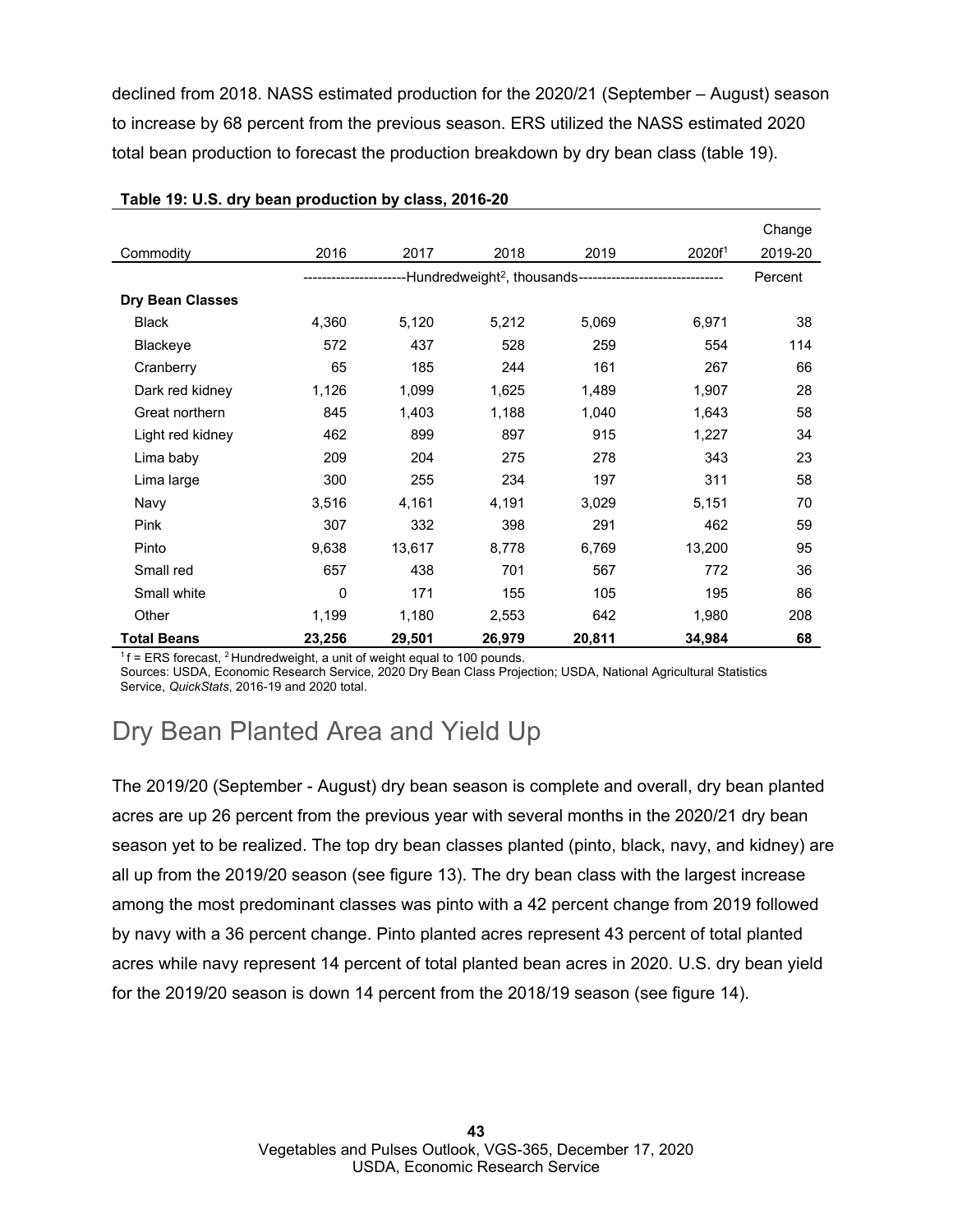declined from 2018. NASS estimated production for the 2020/21 (September – August) season to increase by 68 percent from the previous season. ERS utilized the NASS estimated 2020 total bean production to forecast the production breakdown by dry bean class (table 19).

**Table 19: U.S. dry bean production by class, 2016-20**

| Commodity | 2016 | 2017 | 2018 | 2019 | 2020f[1] | Change 2019-20 |
|---|---|---|---|---|---|---|
| | Hundredweight[2], thousands | | | | | Percent |
| **Dry Bean Classes** | | | | | | |
| Black | 4,360 | 5,120 | 5,212 | 5,069 | 6,971 | 38 |
| Blackeye | 572 | 437 | 528 | 259 | 554 | 114 |
| Cranberry | 65 | 185 | 244 | 161 | 267 | 66 |
| Dark red kidney | 1,126 | 1,099 | 1,625 | 1,489 | 1,907 | 28 |
| Great northern | 845 | 1,403 | 1,188 | 1,040 | 1,643 | 58 |
| Light red kidney | 462 | 899 | 897 | 915 | 1,227 | 34 |
| Lima baby | 209 | 204 | 275 | 278 | 343 | 23 |
| Lima large | 300 | 255 | 234 | 197 | 311 | 58 |
| Navy | 3,516 | 4,161 | 4,191 | 3,029 | 5,151 | 70 |
| Pink | 307 | 332 | 398 | 291 | 462 | 59 |
| Pinto | 9,638 | 13,617 | 8,778 | 6,769 | 13,200 | 95 |
| Small red | 657 | 438 | 701 | 567 | 772 | 36 |
| Small white | 0 | 171 | 155 | 105 | 195 | 86 |
| Other | 1,199 | 1,180 | 2,553 | 642 | 1,980 | 208 |
| **Total Beans** | **23,256** | **29,501** | **26,979** | **20,811** | **34,984** | **68** |

[1] f = ERS forecast, [2] Hundredweight, a unit of weight equal to 100 pounds.
Sources: USDA, Economic Research Service, 2020 Dry Bean Class Projection; USDA, National Agricultural Statistics Service, *QuickStats*, 2016-19 and 2020 total.

## Dry Bean Planted Area and Yield Up

The 2019/20 (September - August) dry bean season is complete and overall, dry bean planted acres are up 26 percent from the previous year with several months in the 2020/21 dry bean season yet to be realized. The top dry bean classes planted (pinto, black, navy, and kidney) are all up from the 2019/20 season (see figure 13). The dry bean class with the largest increase among the most predominant classes was pinto with a 42 percent change from 2019 followed by navy with a 36 percent change. Pinto planted acres represent 43 percent of total planted acres while navy represent 14 percent of total planted bean acres in 2020. U.S. dry bean yield for the 2019/20 season is down 14 percent from the 2018/19 season (see figure 14).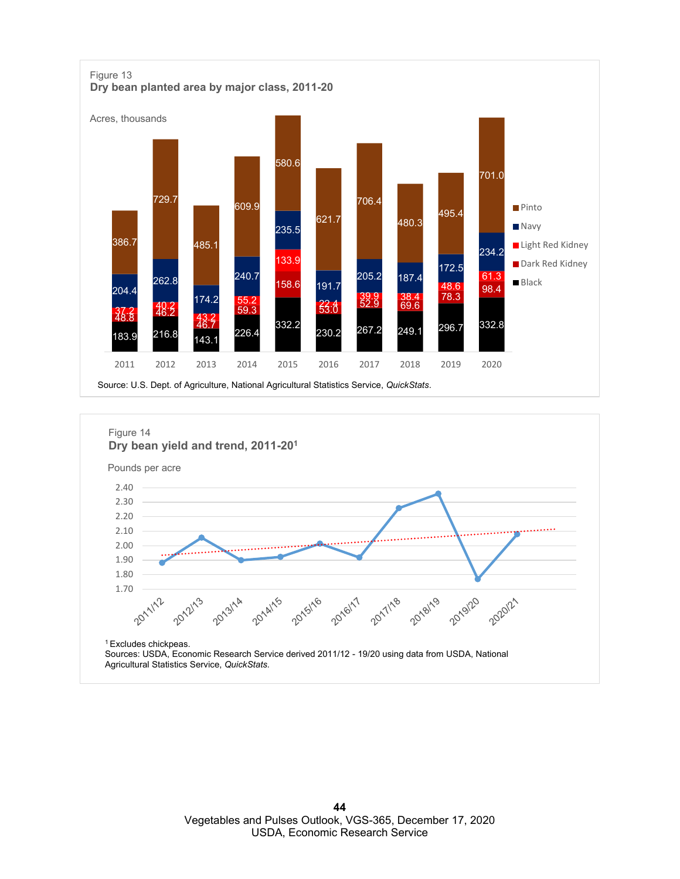Figure 13

**Dry bean planted area by major class, 2011-20**

Acres, thousands

| Year | Black | Dark Red Kidney | Light Red Kidney | Navy | Pinto |
|---|---|---|---|---|---|
| 2011 | 183.9 | 48.8 | 37.2 | 204.4 | 386.7 |
| 2012 | 216.8 | 46.2 | 40.2 | 262.8 | 729.7 |
| 2013 | 143.1 | 46.7 | 43.2 | 174.2 | 485.1 |
| 2014 | 226.4 | 59.3 | 55.2 | 240.7 | 609.9 |
| 2015 | 332.2 | 158.6 | 133.9 | 235.5 | 580.6 |
| 2016 | 230.2 | 53.0 | 22.4 | 191.7 | 621.7 |
| 2017 | 267.2 | 52.9 | 39.9 | 205.2 | 706.4 |
| 2018 | 249.1 | 69.6 | 38.4 | 187.4 | 480.3 |
| 2019 | 296.7 | 78.3 | 48.6 | 172.5 | 495.4 |
| 2020 | 332.8 | 98.4 | 61.3 | 234.2 | 701.0 |

Source: U.S. Dept. of Agriculture, National Agricultural Statistics Service, *QuickStats*.

Figure 14

**Dry bean yield and trend, 2011-20[1]**

Pounds per acre

Y-axis: 1.70 to 2.40. Marketing years: 2011/12, 2012/13, 2013/14, 2014/15, 2015/16, 2016/17, 2017/18, 2018/19, 2019/20, 2020/21.

[1] Excludes chickpeas.

Sources: USDA, Economic Research Service derived 2011/12 - 19/20 using data from USDA, National Agricultural Statistics Service, *QuickStats*.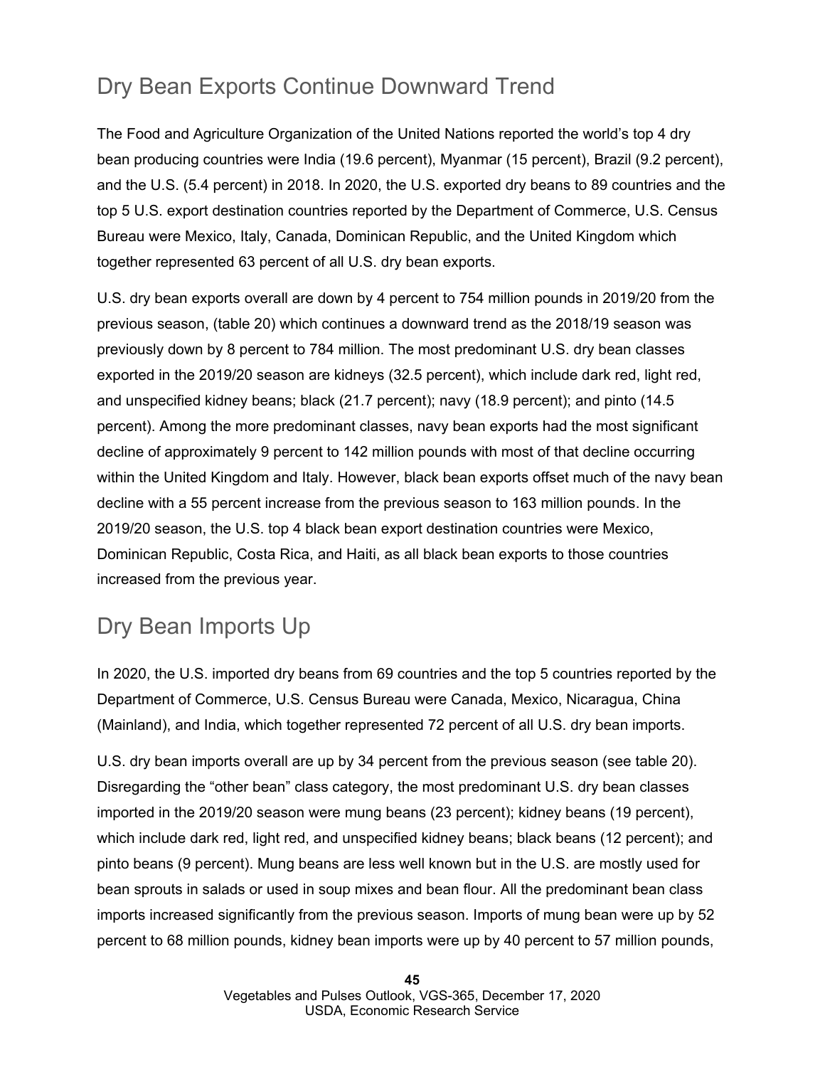## Dry Bean Exports Continue Downward Trend

The Food and Agriculture Organization of the United Nations reported the world's top 4 dry bean producing countries were India (19.6 percent), Myanmar (15 percent), Brazil (9.2 percent), and the U.S. (5.4 percent) in 2018. In 2020, the U.S. exported dry beans to 89 countries and the top 5 U.S. export destination countries reported by the Department of Commerce, U.S. Census Bureau were Mexico, Italy, Canada, Dominican Republic, and the United Kingdom which together represented 63 percent of all U.S. dry bean exports.

U.S. dry bean exports overall are down by 4 percent to 754 million pounds in 2019/20 from the previous season, (table 20) which continues a downward trend as the 2018/19 season was previously down by 8 percent to 784 million. The most predominant U.S. dry bean classes exported in the 2019/20 season are kidneys (32.5 percent), which include dark red, light red, and unspecified kidney beans; black (21.7 percent); navy (18.9 percent); and pinto (14.5 percent). Among the more predominant classes, navy bean exports had the most significant decline of approximately 9 percent to 142 million pounds with most of that decline occurring within the United Kingdom and Italy. However, black bean exports offset much of the navy bean decline with a 55 percent increase from the previous season to 163 million pounds. In the 2019/20 season, the U.S. top 4 black bean export destination countries were Mexico, Dominican Republic, Costa Rica, and Haiti, as all black bean exports to those countries increased from the previous year.

## Dry Bean Imports Up

In 2020, the U.S. imported dry beans from 69 countries and the top 5 countries reported by the Department of Commerce, U.S. Census Bureau were Canada, Mexico, Nicaragua, China (Mainland), and India, which together represented 72 percent of all U.S. dry bean imports.

U.S. dry bean imports overall are up by 34 percent from the previous season (see table 20). Disregarding the "other bean" class category, the most predominant U.S. dry bean classes imported in the 2019/20 season were mung beans (23 percent); kidney beans (19 percent), which include dark red, light red, and unspecified kidney beans; black beans (12 percent); and pinto beans (9 percent). Mung beans are less well known but in the U.S. are mostly used for bean sprouts in salads or used in soup mixes and bean flour. All the predominant bean class imports increased significantly from the previous season. Imports of mung bean were up by 52 percent to 68 million pounds, kidney bean imports were up by 40 percent to 57 million pounds,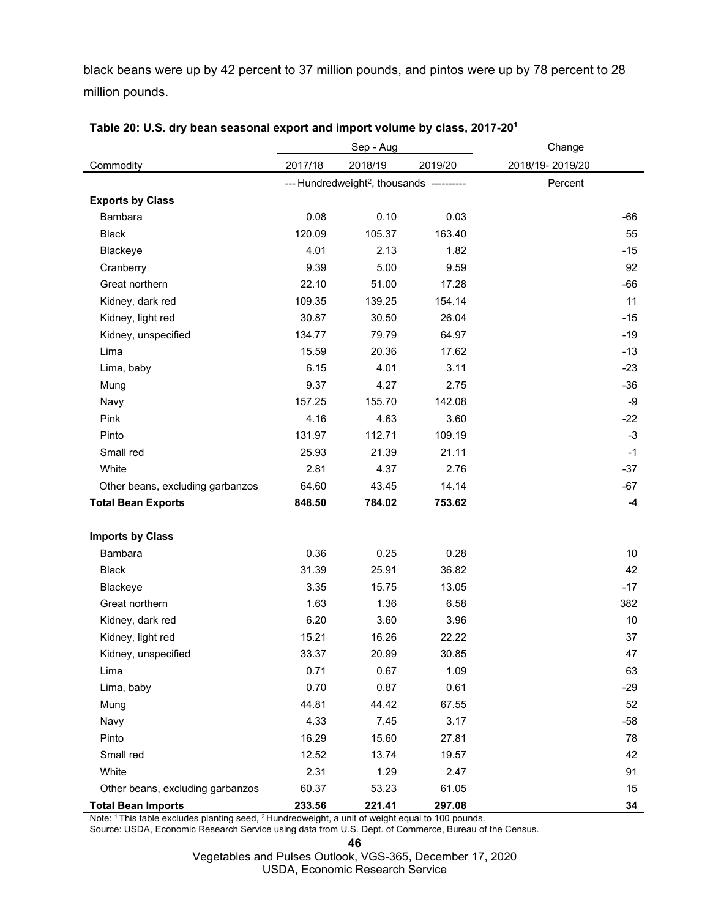black beans were up by 42 percent to 37 million pounds, and pintos were up by 78 percent to 28 million pounds.

**Table 20: U.S. dry bean seasonal export and import volume by class, 2017-20[1]**

| Commodity | Sep - Aug | | | Change |
|---|---|---|---|---|
| | 2017/18 | 2018/19 | 2019/20 | 2018/19- 2019/20 |
| | --- Hundredweight[2], thousands --- | | | Percent |
| **Exports by Class** | | | | |
| Bambara | 0.08 | 0.10 | 0.03 | -66 |
| Black | 120.09 | 105.37 | 163.40 | 55 |
| Blackeye | 4.01 | 2.13 | 1.82 | -15 |
| Cranberry | 9.39 | 5.00 | 9.59 | 92 |
| Great northern | 22.10 | 51.00 | 17.28 | -66 |
| Kidney, dark red | 109.35 | 139.25 | 154.14 | 11 |
| Kidney, light red | 30.87 | 30.50 | 26.04 | -15 |
| Kidney, unspecified | 134.77 | 79.79 | 64.97 | -19 |
| Lima | 15.59 | 20.36 | 17.62 | -13 |
| Lima, baby | 6.15 | 4.01 | 3.11 | -23 |
| Mung | 9.37 | 4.27 | 2.75 | -36 |
| Navy | 157.25 | 155.70 | 142.08 | -9 |
| Pink | 4.16 | 4.63 | 3.60 | -22 |
| Pinto | 131.97 | 112.71 | 109.19 | -3 |
| Small red | 25.93 | 21.39 | 21.11 | -1 |
| White | 2.81 | 4.37 | 2.76 | -37 |
| Other beans, excluding garbanzos | 64.60 | 43.45 | 14.14 | -67 |
| **Total Bean Exports** | **848.50** | **784.02** | **753.62** | **-4** |
| | | | | |
| **Imports by Class** | | | | |
| Bambara | 0.36 | 0.25 | 0.28 | 10 |
| Black | 31.39 | 25.91 | 36.82 | 42 |
| Blackeye | 3.35 | 15.75 | 13.05 | -17 |
| Great northern | 1.63 | 1.36 | 6.58 | 382 |
| Kidney, dark red | 6.20 | 3.60 | 3.96 | 10 |
| Kidney, light red | 15.21 | 16.26 | 22.22 | 37 |
| Kidney, unspecified | 33.37 | 20.99 | 30.85 | 47 |
| Lima | 0.71 | 0.67 | 1.09 | 63 |
| Lima, baby | 0.70 | 0.87 | 0.61 | -29 |
| Mung | 44.81 | 44.42 | 67.55 | 52 |
| Navy | 4.33 | 7.45 | 3.17 | -58 |
| Pinto | 16.29 | 15.60 | 27.81 | 78 |
| Small red | 12.52 | 13.74 | 19.57 | 42 |
| White | 2.31 | 1.29 | 2.47 | 91 |
| Other beans, excluding garbanzos | 60.37 | 53.23 | 61.05 | 15 |
| **Total Bean Imports** | **233.56** | **221.41** | **297.08** | **34** |

Note: [1] This table excludes planting seed, [2] Hundredweight, a unit of weight equal to 100 pounds.
Source: USDA, Economic Research Service using data from U.S. Dept. of Commerce, Bureau of the Census.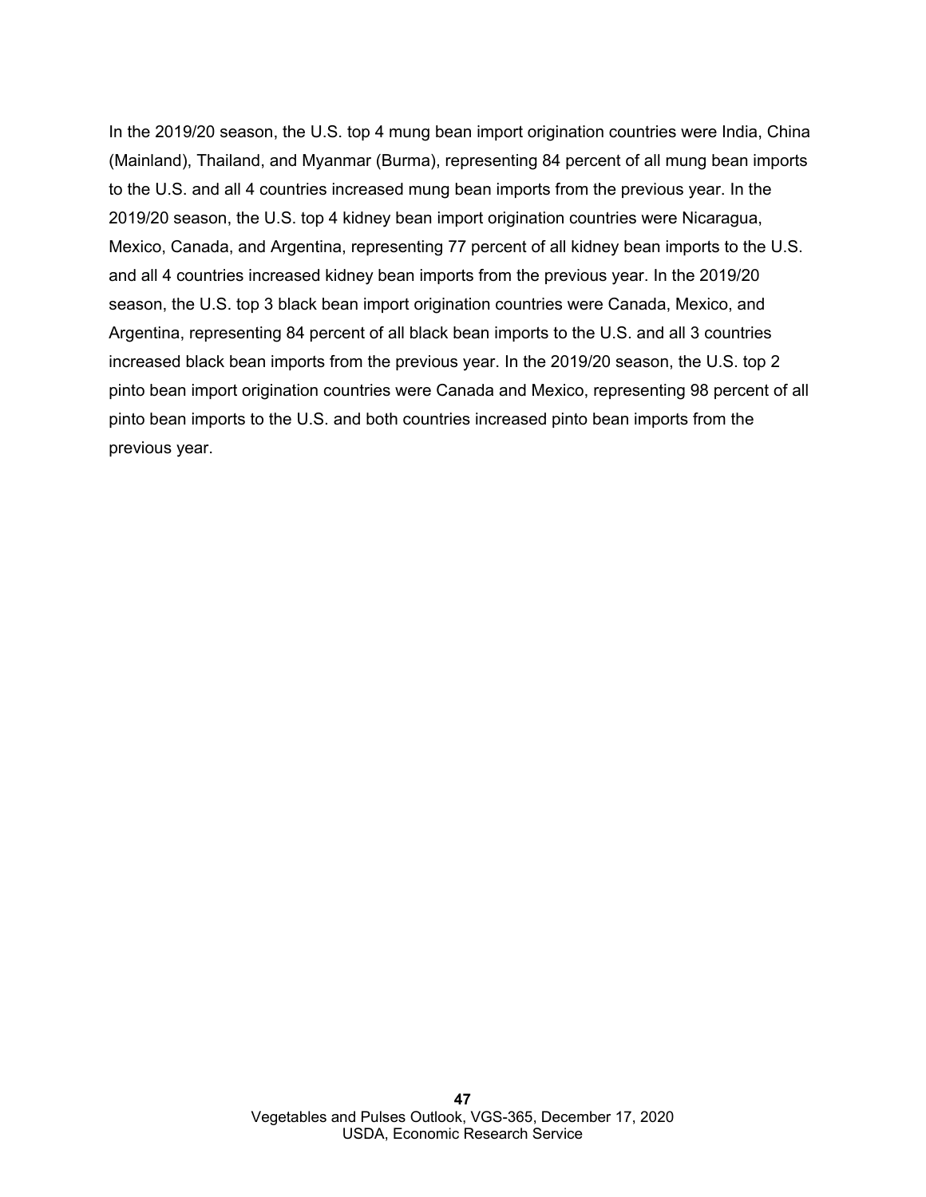In the 2019/20 season, the U.S. top 4 mung bean import origination countries were India, China (Mainland), Thailand, and Myanmar (Burma), representing 84 percent of all mung bean imports to the U.S. and all 4 countries increased mung bean imports from the previous year. In the 2019/20 season, the U.S. top 4 kidney bean import origination countries were Nicaragua, Mexico, Canada, and Argentina, representing 77 percent of all kidney bean imports to the U.S. and all 4 countries increased kidney bean imports from the previous year. In the 2019/20 season, the U.S. top 3 black bean import origination countries were Canada, Mexico, and Argentina, representing 84 percent of all black bean imports to the U.S. and all 3 countries increased black bean imports from the previous year. In the 2019/20 season, the U.S. top 2 pinto bean import origination countries were Canada and Mexico, representing 98 percent of all pinto bean imports to the U.S. and both countries increased pinto bean imports from the previous year.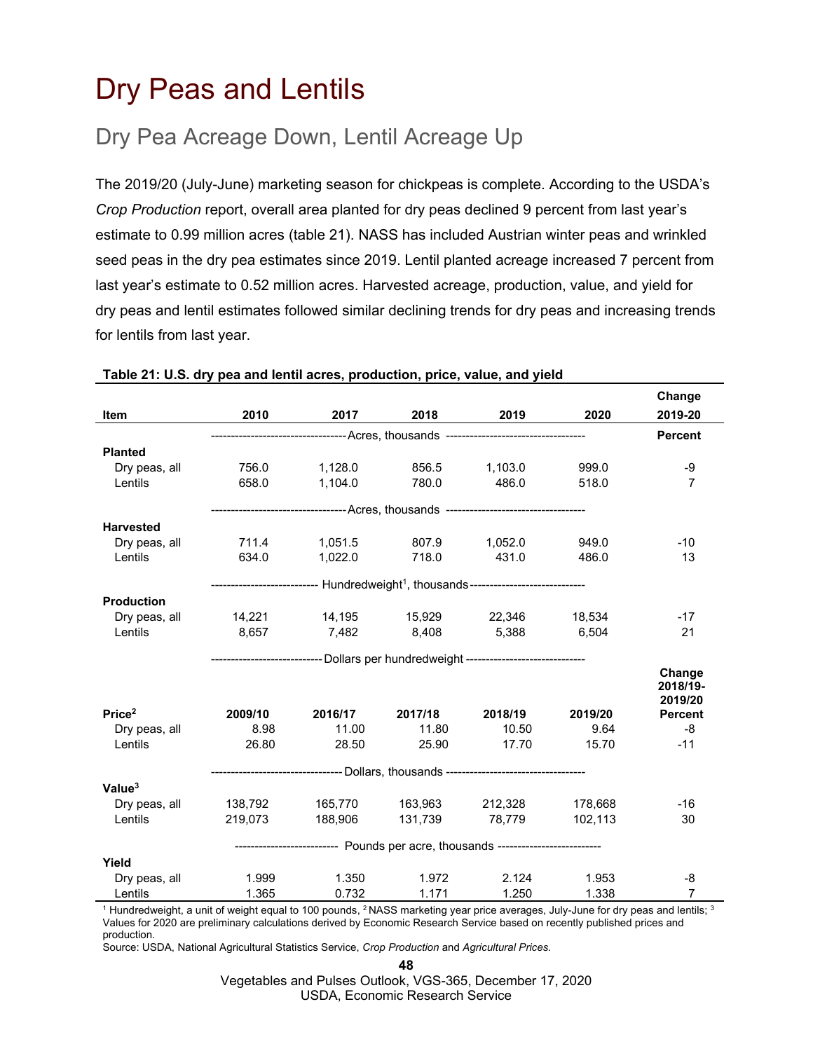# Dry Peas and Lentils

## Dry Pea Acreage Down, Lentil Acreage Up

The 2019/20 (July-June) marketing season for chickpeas is complete. According to the USDA's *Crop Production* report, overall area planted for dry peas declined 9 percent from last year's estimate to 0.99 million acres (table 21). NASS has included Austrian winter peas and wrinkled seed peas in the dry pea estimates since 2019. Lentil planted acreage increased 7 percent from last year's estimate to 0.52 million acres. Harvested acreage, production, value, and yield for dry peas and lentil estimates followed similar declining trends for dry peas and increasing trends for lentils from last year.

**Table 21: U.S. dry pea and lentil acres, production, price, value, and yield**

| Item | 2010 | 2017 | 2018 | 2019 | 2020 | Change 2019-20 |
|---|---|---|---|---|---|---|
| | Acres, thousands | | | | | Percent |
| **Planted** | | | | | | |
| Dry peas, all | 756.0 | 1,128.0 | 856.5 | 1,103.0 | 999.0 | -9 |
| Lentils | 658.0 | 1,104.0 | 780.0 | 486.0 | 518.0 | 7 |
| | Acres, thousands | | | | | |
| **Harvested** | | | | | | |
| Dry peas, all | 711.4 | 1,051.5 | 807.9 | 1,052.0 | 949.0 | -10 |
| Lentils | 634.0 | 1,022.0 | 718.0 | 431.0 | 486.0 | 13 |
| | Hundredweight[1], thousands | | | | | |
| **Production** | | | | | | |
| Dry peas, all | 14,221 | 14,195 | 15,929 | 22,346 | 18,534 | -17 |
| Lentils | 8,657 | 7,482 | 8,408 | 5,388 | 6,504 | 21 |
| | Dollars per hundredweight | | | | | |
| **Price[2]** | **2009/10** | **2016/17** | **2017/18** | **2018/19** | **2019/20** | **Change 2018/19-2019/20 Percent** |
| Dry peas, all | 8.98 | 11.00 | 11.80 | 10.50 | 9.64 | -8 |
| Lentils | 26.80 | 28.50 | 25.90 | 17.70 | 15.70 | -11 |
| | Dollars, thousands | | | | | |
| **Value[3]** | | | | | | |
| Dry peas, all | 138,792 | 165,770 | 163,963 | 212,328 | 178,668 | -16 |
| Lentils | 219,073 | 188,906 | 131,739 | 78,779 | 102,113 | 30 |
| | Pounds per acre, thousands | | | | | |
| **Yield** | | | | | | |
| Dry peas, all | 1.999 | 1.350 | 1.972 | 2.124 | 1.953 | -8 |
| Lentils | 1.365 | 0.732 | 1.171 | 1.250 | 1.338 | 7 |

[1] Hundredweight, a unit of weight equal to 100 pounds, [2] NASS marketing year price averages, July-June for dry peas and lentils; [3] Values for 2020 are preliminary calculations derived by Economic Research Service based on recently published prices and production.

Source: USDA, National Agricultural Statistics Service, *Crop Production* and *Agricultural Prices.*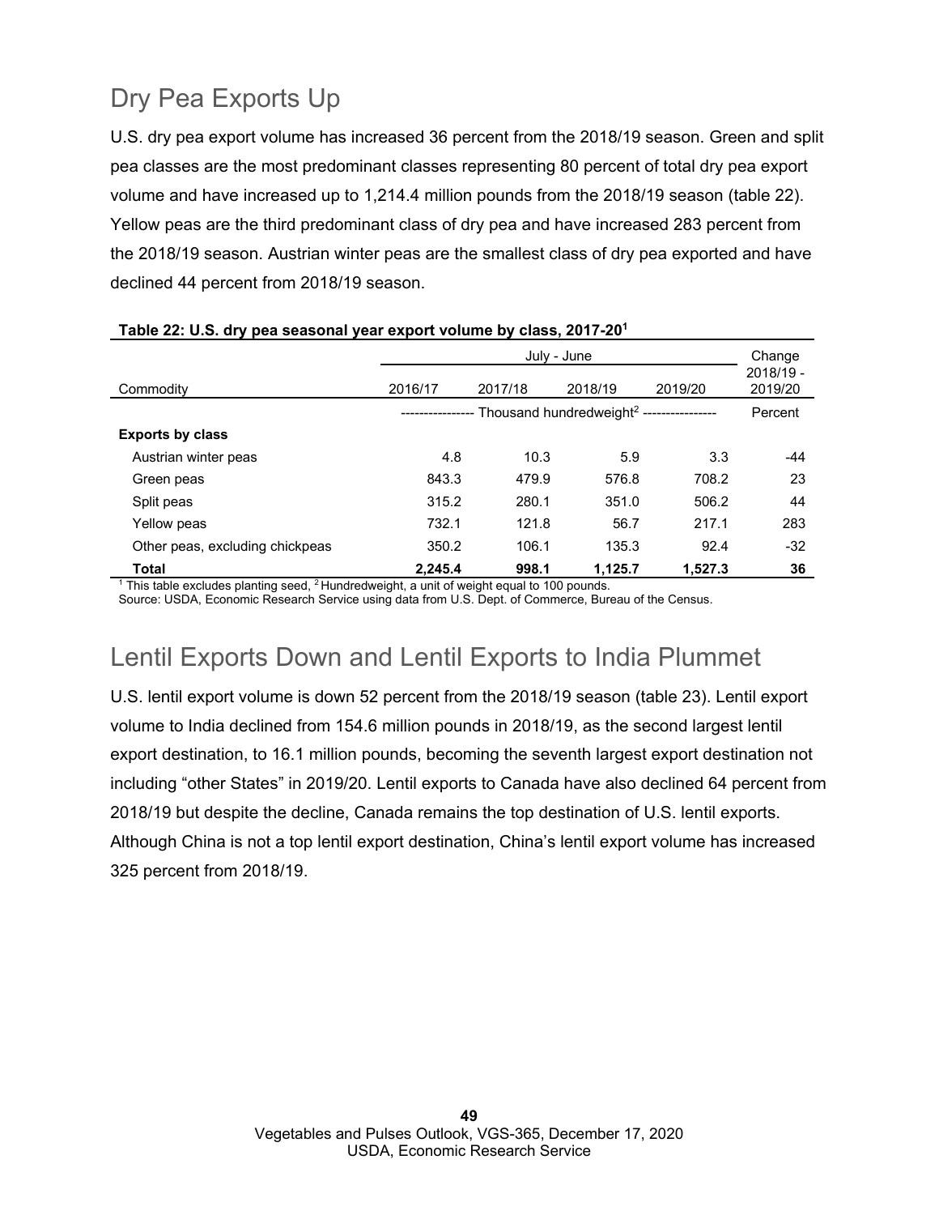## Dry Pea Exports Up

U.S. dry pea export volume has increased 36 percent from the 2018/19 season. Green and split pea classes are the most predominant classes representing 80 percent of total dry pea export volume and have increased up to 1,214.4 million pounds from the 2018/19 season (table 22). Yellow peas are the third predominant class of dry pea and have increased 283 percent from the 2018/19 season. Austrian winter peas are the smallest class of dry pea exported and have declined 44 percent from 2018/19 season.

**Table 22: U.S. dry pea seasonal year export volume by class, 2017-20[1]**

| | July - June | | | | Change |
|---|---|---|---|---|---|
| Commodity | 2016/17 | 2017/18 | 2018/19 | 2019/20 | 2018/19 - 2019/20 |
| | Thousand hundredweight[2] | | | | Percent |
| **Exports by class** | | | | | |
| Austrian winter peas | 4.8 | 10.3 | 5.9 | 3.3 | -44 |
| Green peas | 843.3 | 479.9 | 576.8 | 708.2 | 23 |
| Split peas | 315.2 | 280.1 | 351.0 | 506.2 | 44 |
| Yellow peas | 732.1 | 121.8 | 56.7 | 217.1 | 283 |
| Other peas, excluding chickpeas | 350.2 | 106.1 | 135.3 | 92.4 | -32 |
| **Total** | **2,245.4** | **998.1** | **1,125.7** | **1,527.3** | **36** |

[1] This table excludes planting seed, [2] Hundredweight, a unit of weight equal to 100 pounds.
Source: USDA, Economic Research Service using data from U.S. Dept. of Commerce, Bureau of the Census.

## Lentil Exports Down and Lentil Exports to India Plummet

U.S. lentil export volume is down 52 percent from the 2018/19 season (table 23). Lentil export volume to India declined from 154.6 million pounds in 2018/19, as the second largest lentil export destination, to 16.1 million pounds, becoming the seventh largest export destination not including "other States" in 2019/20. Lentil exports to Canada have also declined 64 percent from 2018/19 but despite the decline, Canada remains the top destination of U.S. lentil exports. Although China is not a top lentil export destination, China's lentil export volume has increased 325 percent from 2018/19.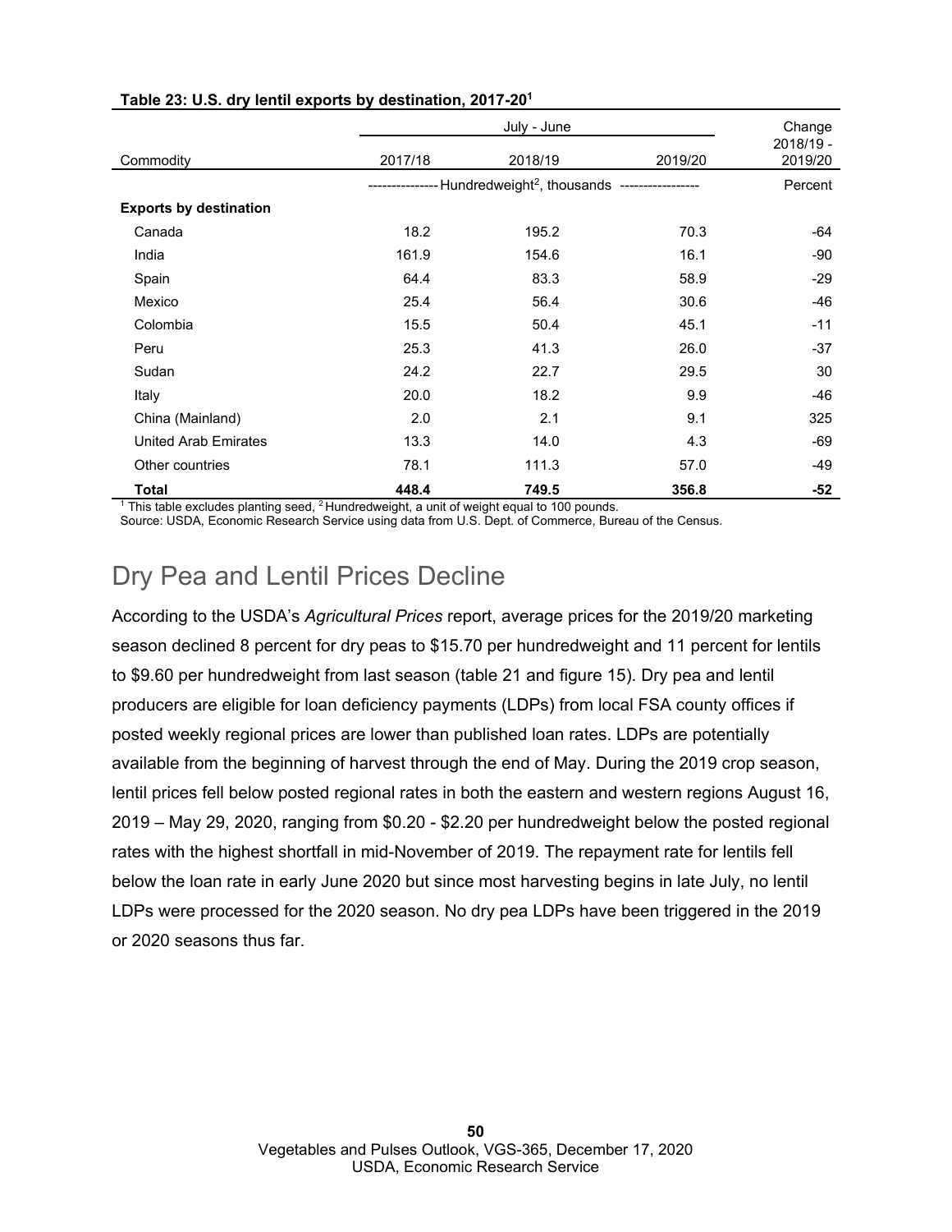**Table 23: U.S. dry lentil exports by destination, 2017-20[1]**

| Commodity | July - June | | | Change 2018/19 - 2019/20 |
|---|---|---|---|---|
| | 2017/18 | 2018/19 | 2019/20 | |
| | Hundredweight[2], thousands | | | Percent |
| **Exports by destination** | | | | |
| Canada | 18.2 | 195.2 | 70.3 | -64 |
| India | 161.9 | 154.6 | 16.1 | -90 |
| Spain | 64.4 | 83.3 | 58.9 | -29 |
| Mexico | 25.4 | 56.4 | 30.6 | -46 |
| Colombia | 15.5 | 50.4 | 45.1 | -11 |
| Peru | 25.3 | 41.3 | 26.0 | -37 |
| Sudan | 24.2 | 22.7 | 29.5 | 30 |
| Italy | 20.0 | 18.2 | 9.9 | -46 |
| China (Mainland) | 2.0 | 2.1 | 9.1 | 325 |
| United Arab Emirates | 13.3 | 14.0 | 4.3 | -69 |
| Other countries | 78.1 | 111.3 | 57.0 | -49 |
| **Total** | **448.4** | **749.5** | **356.8** | **-52** |

[1] This table excludes planting seed, [2] Hundredweight, a unit of weight equal to 100 pounds.
Source: USDA, Economic Research Service using data from U.S. Dept. of Commerce, Bureau of the Census.

## Dry Pea and Lentil Prices Decline

According to the USDA's *Agricultural Prices* report, average prices for the 2019/20 marketing season declined 8 percent for dry peas to $15.70 per hundredweight and 11 percent for lentils to $9.60 per hundredweight from last season (table 21 and figure 15). Dry pea and lentil producers are eligible for loan deficiency payments (LDPs) from local FSA county offices if posted weekly regional prices are lower than published loan rates. LDPs are potentially available from the beginning of harvest through the end of May. During the 2019 crop season, lentil prices fell below posted regional rates in both the eastern and western regions August 16, 2019 – May 29, 2020, ranging from $0.20 - $2.20 per hundredweight below the posted regional rates with the highest shortfall in mid-November of 2019. The repayment rate for lentils fell below the loan rate in early June 2020 but since most harvesting begins in late July, no lentil LDPs were processed for the 2020 season. No dry pea LDPs have been triggered in the 2019 or 2020 seasons thus far.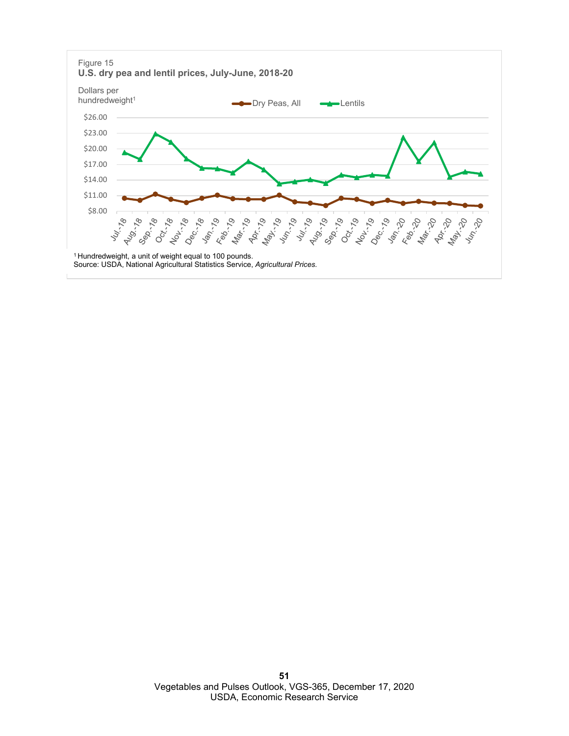Figure 15
**U.S. dry pea and lentil prices, July-June, 2018-20**

Dollars per hundredweight[1]

Dry Peas, All — Lentils

[1] Hundredweight, a unit of weight equal to 100 pounds.
Source: USDA, National Agricultural Statistics Service, *Agricultural Prices.*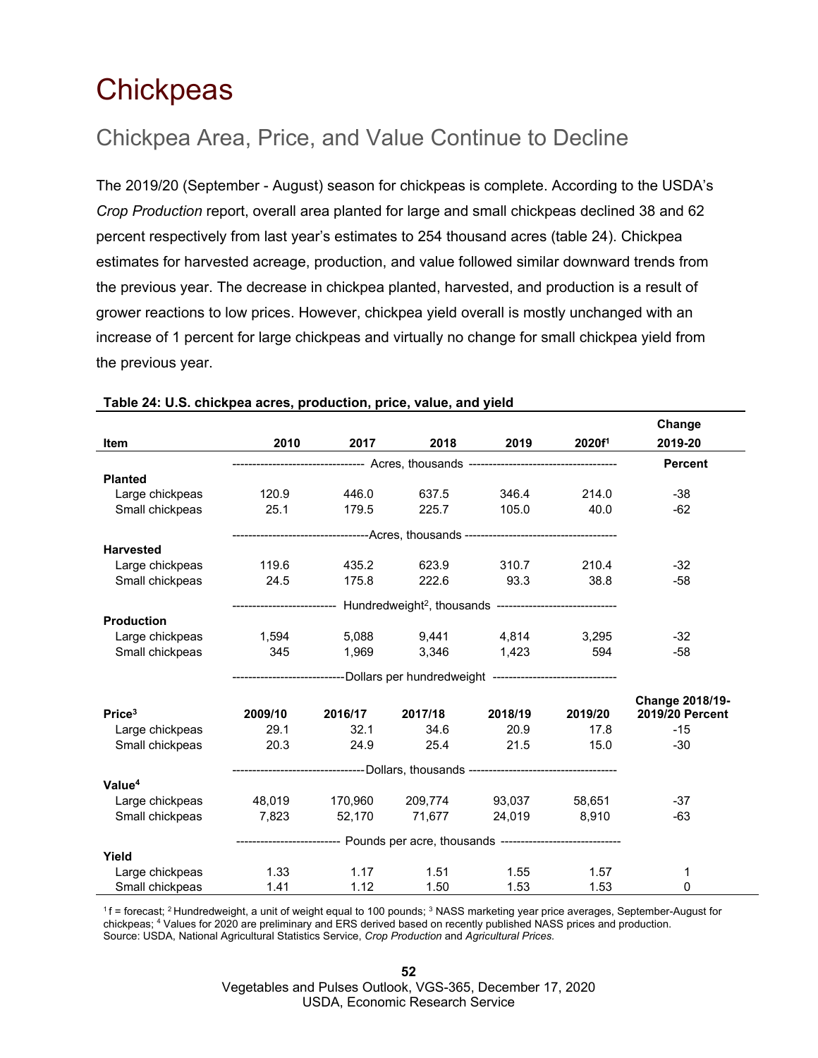# Chickpeas

## Chickpea Area, Price, and Value Continue to Decline

The 2019/20 (September - August) season for chickpeas is complete. According to the USDA's *Crop Production* report, overall area planted for large and small chickpeas declined 38 and 62 percent respectively from last year's estimates to 254 thousand acres (table 24). Chickpea estimates for harvested acreage, production, and value followed similar downward trends from the previous year. The decrease in chickpea planted, harvested, and production is a result of grower reactions to low prices. However, chickpea yield overall is mostly unchanged with an increase of 1 percent for large chickpeas and virtually no change for small chickpea yield from the previous year.

**Table 24: U.S. chickpea acres, production, price, value, and yield**

| Item | 2010 | 2017 | 2018 | 2019 | 2020f[1] | Change 2019-20 |
|---|---|---|---|---|---|---|
| | Acres, thousands | | | | | Percent |
| **Planted** | | | | | | |
| Large chickpeas | 120.9 | 446.0 | 637.5 | 346.4 | 214.0 | -38 |
| Small chickpeas | 25.1 | 179.5 | 225.7 | 105.0 | 40.0 | -62 |
| | Acres, thousands | | | | | |
| **Harvested** | | | | | | |
| Large chickpeas | 119.6 | 435.2 | 623.9 | 310.7 | 210.4 | -32 |
| Small chickpeas | 24.5 | 175.8 | 222.6 | 93.3 | 38.8 | -58 |
| | Hundredweight[2], thousands | | | | | |
| **Production** | | | | | | |
| Large chickpeas | 1,594 | 5,088 | 9,441 | 4,814 | 3,295 | -32 |
| Small chickpeas | 345 | 1,969 | 3,346 | 1,423 | 594 | -58 |
| | Dollars per hundredweight | | | | | |
| **Price[3]** | **2009/10** | **2016/17** | **2017/18** | **2018/19** | **2019/20** | **Change 2018/19-2019/20 Percent** |
| Large chickpeas | 29.1 | 32.1 | 34.6 | 20.9 | 17.8 | -15 |
| Small chickpeas | 20.3 | 24.9 | 25.4 | 21.5 | 15.0 | -30 |
| | Dollars, thousands | | | | | |
| **Value[4]** | | | | | | |
| Large chickpeas | 48,019 | 170,960 | 209,774 | 93,037 | 58,651 | -37 |
| Small chickpeas | 7,823 | 52,170 | 71,677 | 24,019 | 8,910 | -63 |
| | Pounds per acre, thousands | | | | | |
| **Yield** | | | | | | |
| Large chickpeas | 1.33 | 1.17 | 1.51 | 1.55 | 1.57 | 1 |
| Small chickpeas | 1.41 | 1.12 | 1.50 | 1.53 | 1.53 | 0 |

[1] f = forecast; [2] Hundredweight, a unit of weight equal to 100 pounds; [3] NASS marketing year price averages, September-August for chickpeas; [4] Values for 2020 are preliminary and ERS derived based on recently published NASS prices and production.
Source: USDA, National Agricultural Statistics Service, *Crop Production* and *Agricultural Prices.*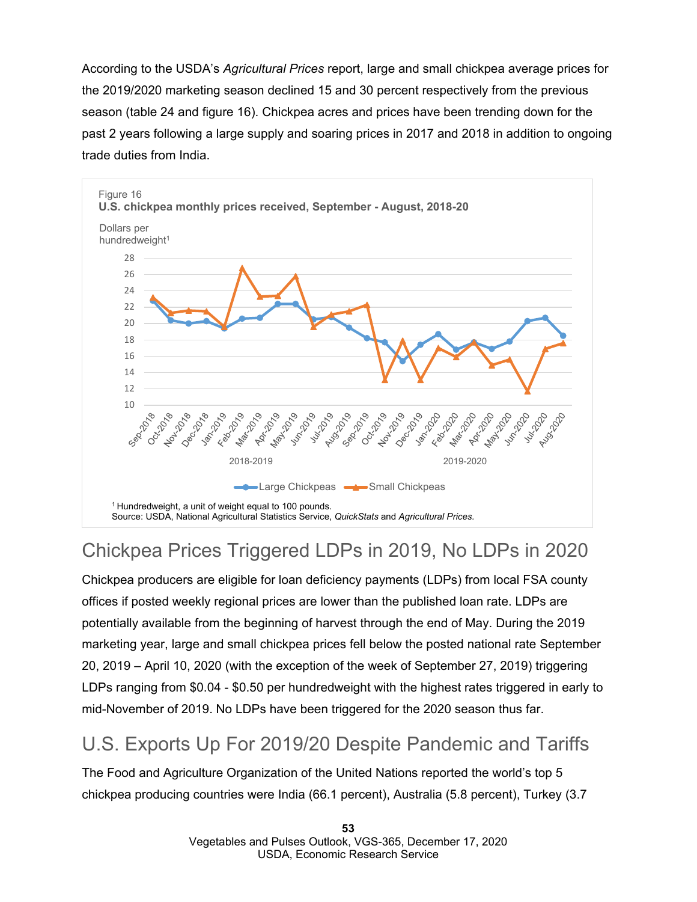According to the USDA's *Agricultural Prices* report, large and small chickpea average prices for the 2019/2020 marketing season declined 15 and 30 percent respectively from the previous season (table 24 and figure 16). Chickpea acres and prices have been trending down for the past 2 years following a large supply and soaring prices in 2017 and 2018 in addition to ongoing trade duties from India.

Figure 16
**U.S. chickpea monthly prices received, September - August, 2018-20**

Dollars per hundredweight[1]

Large Chickpeas — Small Chickpeas

[1] Hundredweight, a unit of weight equal to 100 pounds.
Source: USDA, National Agricultural Statistics Service, *QuickStats* and *Agricultural Prices.*

## Chickpea Prices Triggered LDPs in 2019, No LDPs in 2020

Chickpea producers are eligible for loan deficiency payments (LDPs) from local FSA county offices if posted weekly regional prices are lower than the published loan rate. LDPs are potentially available from the beginning of harvest through the end of May. During the 2019 marketing year, large and small chickpea prices fell below the posted national rate September 20, 2019 – April 10, 2020 (with the exception of the week of September 27, 2019) triggering LDPs ranging from $0.04 - $0.50 per hundredweight with the highest rates triggered in early to mid-November of 2019. No LDPs have been triggered for the 2020 season thus far.

## U.S. Exports Up For 2019/20 Despite Pandemic and Tariffs

The Food and Agriculture Organization of the United Nations reported the world's top 5 chickpea producing countries were India (66.1 percent), Australia (5.8 percent), Turkey (3.7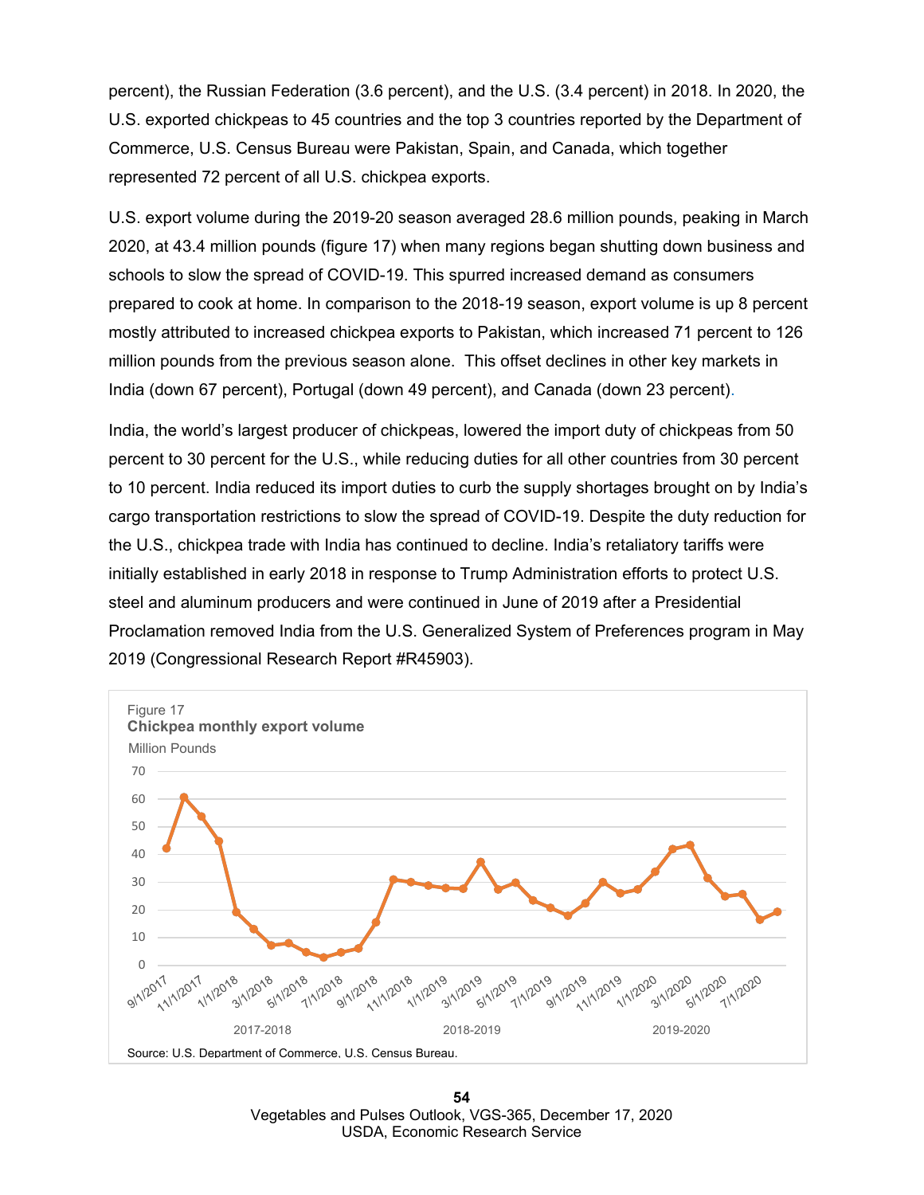percent), the Russian Federation (3.6 percent), and the U.S. (3.4 percent) in 2018. In 2020, the U.S. exported chickpeas to 45 countries and the top 3 countries reported by the Department of Commerce, U.S. Census Bureau were Pakistan, Spain, and Canada, which together represented 72 percent of all U.S. chickpea exports.

U.S. export volume during the 2019-20 season averaged 28.6 million pounds, peaking in March 2020, at 43.4 million pounds (figure 17) when many regions began shutting down business and schools to slow the spread of COVID-19. This spurred increased demand as consumers prepared to cook at home. In comparison to the 2018-19 season, export volume is up 8 percent mostly attributed to increased chickpea exports to Pakistan, which increased 71 percent to 126 million pounds from the previous season alone. This offset declines in other key markets in India (down 67 percent), Portugal (down 49 percent), and Canada (down 23 percent).

India, the world's largest producer of chickpeas, lowered the import duty of chickpeas from 50 percent to 30 percent for the U.S., while reducing duties for all other countries from 30 percent to 10 percent. India reduced its import duties to curb the supply shortages brought on by India's cargo transportation restrictions to slow the spread of COVID-19. Despite the duty reduction for the U.S., chickpea trade with India has continued to decline. India's retaliatory tariffs were initially established in early 2018 in response to Trump Administration efforts to protect U.S. steel and aluminum producers and were continued in June of 2019 after a Presidential Proclamation removed India from the U.S. Generalized System of Preferences program in May 2019 (Congressional Research Report #R45903).

Figure 17
**Chickpea monthly export volume**
Million Pounds

Source: U.S. Department of Commerce, U.S. Census Bureau.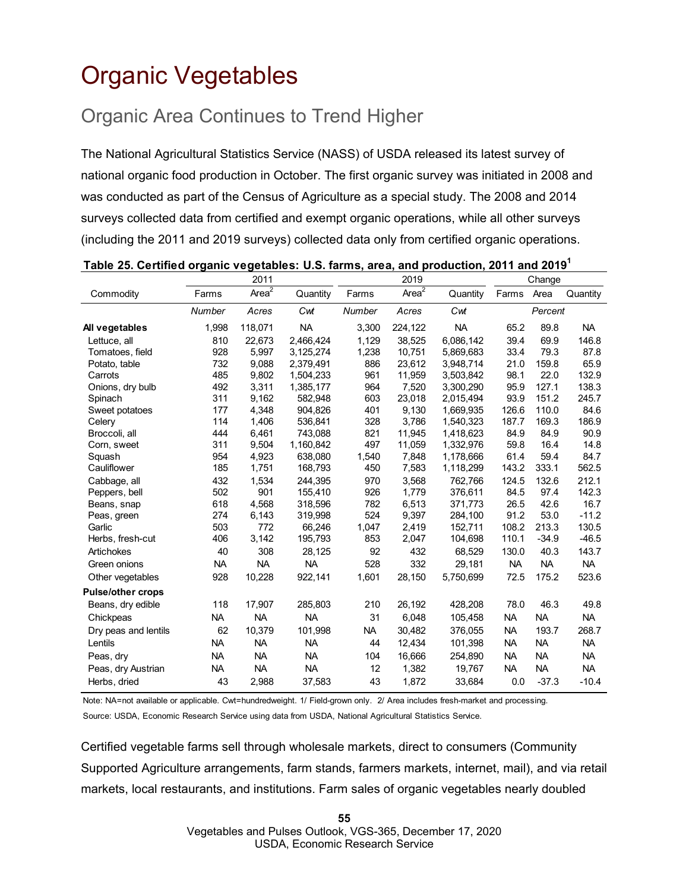# Organic Vegetables

## Organic Area Continues to Trend Higher

The National Agricultural Statistics Service (NASS) of USDA released its latest survey of national organic food production in October. The first organic survey was initiated in 2008 and was conducted as part of the Census of Agriculture as a special study. The 2008 and 2014 surveys collected data from certified and exempt organic operations, while all other surveys (including the 2011 and 2019 surveys) collected data only from certified organic operations.

**Table 25. Certified organic vegetables: U.S. farms, area, and production, 2011 and 2019[1]**

| Commodity | 2011 | | | 2019 | | | Change | | |
|---|---|---|---|---|---|---|---|---|---|
| | Farms | Area[2] | Quantity | Farms | Area[2] | Quantity | Farms | Area | Quantity |
| | *Number* | *Acres* | *Cwt* | *Number* | *Acres* | *Cwt* | *Percent* | | |
| **All vegetables** | 1,998 | 118,071 | NA | 3,300 | 224,122 | NA | 65.2 | 89.8 | NA |
| Lettuce, all | 810 | 22,673 | 2,466,424 | 1,129 | 38,525 | 6,086,142 | 39.4 | 69.9 | 146.8 |
| Tomatoes, field | 928 | 5,997 | 3,125,274 | 1,238 | 10,751 | 5,869,683 | 33.4 | 79.3 | 87.8 |
| Potato, table | 732 | 9,088 | 2,379,491 | 886 | 23,612 | 3,948,714 | 21.0 | 159.8 | 65.9 |
| Carrots | 485 | 9,802 | 1,504,233 | 961 | 11,959 | 3,503,842 | 98.1 | 22.0 | 132.9 |
| Onions, dry bulb | 492 | 3,311 | 1,385,177 | 964 | 7,520 | 3,300,290 | 95.9 | 127.1 | 138.3 |
| Spinach | 311 | 9,162 | 582,948 | 603 | 23,018 | 2,015,494 | 93.9 | 151.2 | 245.7 |
| Sweet potatoes | 177 | 4,348 | 904,826 | 401 | 9,130 | 1,669,935 | 126.6 | 110.0 | 84.6 |
| Celery | 114 | 1,406 | 536,841 | 328 | 3,786 | 1,540,323 | 187.7 | 169.3 | 186.9 |
| Broccoli, all | 444 | 6,461 | 743,088 | 821 | 11,945 | 1,418,623 | 84.9 | 84.9 | 90.9 |
| Corn, sweet | 311 | 9,504 | 1,160,842 | 497 | 11,059 | 1,332,976 | 59.8 | 16.4 | 14.8 |
| Squash | 954 | 4,923 | 638,080 | 1,540 | 7,848 | 1,178,666 | 61.4 | 59.4 | 84.7 |
| Cauliflower | 185 | 1,751 | 168,793 | 450 | 7,583 | 1,118,299 | 143.2 | 333.1 | 562.5 |
| Cabbage, all | 432 | 1,534 | 244,395 | 970 | 3,568 | 762,766 | 124.5 | 132.6 | 212.1 |
| Peppers, bell | 502 | 901 | 155,410 | 926 | 1,779 | 376,611 | 84.5 | 97.4 | 142.3 |
| Beans, snap | 618 | 4,568 | 318,596 | 782 | 6,513 | 371,773 | 26.5 | 42.6 | 16.7 |
| Peas, green | 274 | 6,143 | 319,998 | 524 | 9,397 | 284,100 | 91.2 | 53.0 | -11.2 |
| Garlic | 503 | 772 | 66,246 | 1,047 | 2,419 | 152,711 | 108.2 | 213.3 | 130.5 |
| Herbs, fresh-cut | 406 | 3,142 | 195,793 | 853 | 2,047 | 104,698 | 110.1 | -34.9 | -46.5 |
| Artichokes | 40 | 308 | 28,125 | 92 | 432 | 68,529 | 130.0 | 40.3 | 143.7 |
| Green onions | NA | NA | NA | 528 | 332 | 29,181 | NA | NA | NA |
| Other vegetables | 928 | 10,228 | 922,141 | 1,601 | 28,150 | 5,750,699 | 72.5 | 175.2 | 523.6 |
| **Pulse/other crops** | | | | | | | | | |
| Beans, dry edible | 118 | 17,907 | 285,803 | 210 | 26,192 | 428,208 | 78.0 | 46.3 | 49.8 |
| Chickpeas | NA | NA | NA | 31 | 6,048 | 105,458 | NA | NA | NA |
| Dry peas and lentils | 62 | 10,379 | 101,998 | NA | 30,482 | 376,055 | NA | 193.7 | 268.7 |
| Lentils | NA | NA | NA | 44 | 12,434 | 101,398 | NA | NA | NA |
| Peas, dry | NA | NA | NA | 104 | 16,666 | 254,890 | NA | NA | NA |
| Peas, dry Austrian | NA | NA | NA | 12 | 1,382 | 19,767 | NA | NA | NA |
| Herbs, dried | 43 | 2,988 | 37,583 | 43 | 1,872 | 33,684 | 0.0 | -37.3 | -10.4 |

Note: NA=not available or applicable. Cwt=hundredweight. 1/ Field-grown only. 2/ Area includes fresh-market and processing.

Source: USDA, Economic Research Service using data from USDA, National Agricultural Statistics Service.

Certified vegetable farms sell through wholesale markets, direct to consumers (Community Supported Agriculture arrangements, farm stands, farmers markets, internet, mail), and via retail markets, local restaurants, and institutions. Farm sales of organic vegetables nearly doubled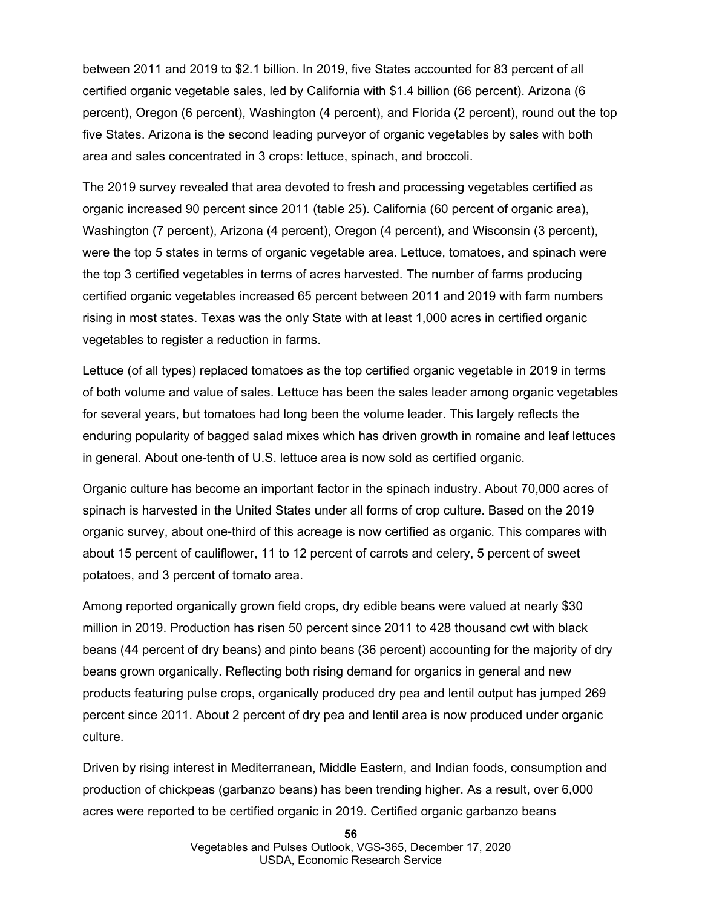between 2011 and 2019 to $2.1 billion. In 2019, five States accounted for 83 percent of all certified organic vegetable sales, led by California with $1.4 billion (66 percent). Arizona (6 percent), Oregon (6 percent), Washington (4 percent), and Florida (2 percent), round out the top five States. Arizona is the second leading purveyor of organic vegetables by sales with both area and sales concentrated in 3 crops: lettuce, spinach, and broccoli.

The 2019 survey revealed that area devoted to fresh and processing vegetables certified as organic increased 90 percent since 2011 (table 25). California (60 percent of organic area), Washington (7 percent), Arizona (4 percent), Oregon (4 percent), and Wisconsin (3 percent), were the top 5 states in terms of organic vegetable area. Lettuce, tomatoes, and spinach were the top 3 certified vegetables in terms of acres harvested. The number of farms producing certified organic vegetables increased 65 percent between 2011 and 2019 with farm numbers rising in most states. Texas was the only State with at least 1,000 acres in certified organic vegetables to register a reduction in farms.

Lettuce (of all types) replaced tomatoes as the top certified organic vegetable in 2019 in terms of both volume and value of sales. Lettuce has been the sales leader among organic vegetables for several years, but tomatoes had long been the volume leader. This largely reflects the enduring popularity of bagged salad mixes which has driven growth in romaine and leaf lettuces in general. About one-tenth of U.S. lettuce area is now sold as certified organic.

Organic culture has become an important factor in the spinach industry. About 70,000 acres of spinach is harvested in the United States under all forms of crop culture. Based on the 2019 organic survey, about one-third of this acreage is now certified as organic. This compares with about 15 percent of cauliflower, 11 to 12 percent of carrots and celery, 5 percent of sweet potatoes, and 3 percent of tomato area.

Among reported organically grown field crops, dry edible beans were valued at nearly $30 million in 2019. Production has risen 50 percent since 2011 to 428 thousand cwt with black beans (44 percent of dry beans) and pinto beans (36 percent) accounting for the majority of dry beans grown organically. Reflecting both rising demand for organics in general and new products featuring pulse crops, organically produced dry pea and lentil output has jumped 269 percent since 2011. About 2 percent of dry pea and lentil area is now produced under organic culture.

Driven by rising interest in Mediterranean, Middle Eastern, and Indian foods, consumption and production of chickpeas (garbanzo beans) has been trending higher. As a result, over 6,000 acres were reported to be certified organic in 2019. Certified organic garbanzo beans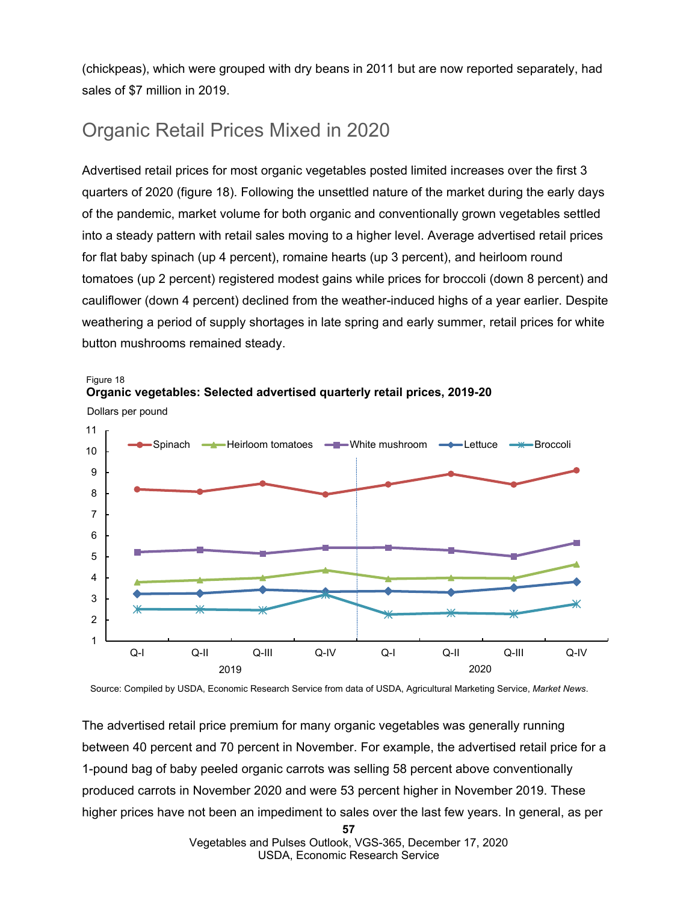(chickpeas), which were grouped with dry beans in 2011 but are now reported separately, had sales of $7 million in 2019.

## Organic Retail Prices Mixed in 2020

Advertised retail prices for most organic vegetables posted limited increases over the first 3 quarters of 2020 (figure 18). Following the unsettled nature of the market during the early days of the pandemic, market volume for both organic and conventionally grown vegetables settled into a steady pattern with retail sales moving to a higher level. Average advertised retail prices for flat baby spinach (up 4 percent), romaine hearts (up 3 percent), and heirloom round tomatoes (up 2 percent) registered modest gains while prices for broccoli (down 8 percent) and cauliflower (down 4 percent) declined from the weather-induced highs of a year earlier. Despite weathering a period of supply shortages in late spring and early summer, retail prices for white button mushrooms remained steady.

Figure 18

**Organic vegetables: Selected advertised quarterly retail prices, 2019-20**

Source: Compiled by USDA, Economic Research Service from data of USDA, Agricultural Marketing Service, *Market News*.

The advertised retail price premium for many organic vegetables was generally running between 40 percent and 70 percent in November. For example, the advertised retail price for a 1-pound bag of baby peeled organic carrots was selling 58 percent above conventionally produced carrots in November 2020 and were 53 percent higher in November 2019. These higher prices have not been an impediment to sales over the last few years. In general, as per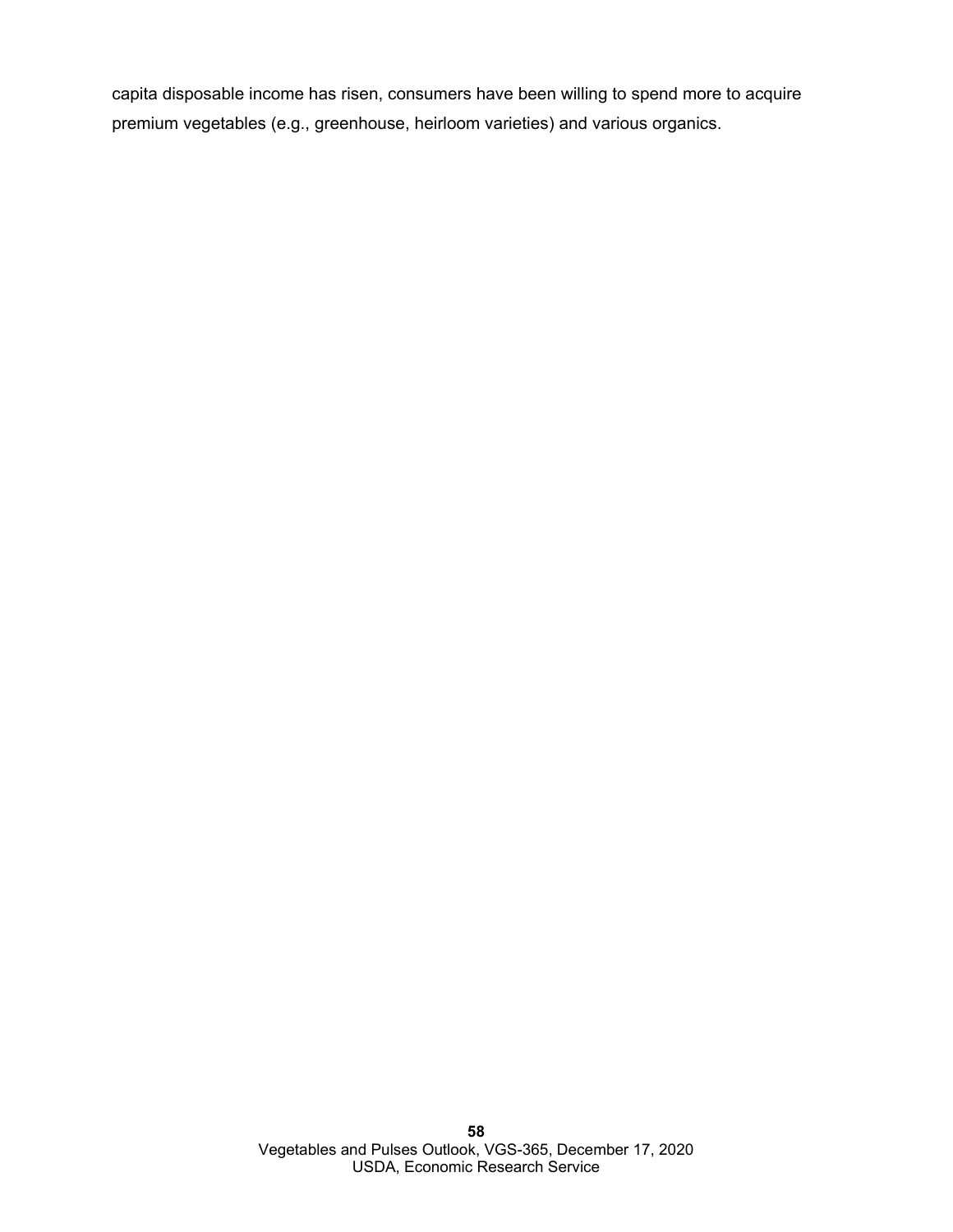capita disposable income has risen, consumers have been willing to spend more to acquire premium vegetables (e.g., greenhouse, heirloom varieties) and various organics.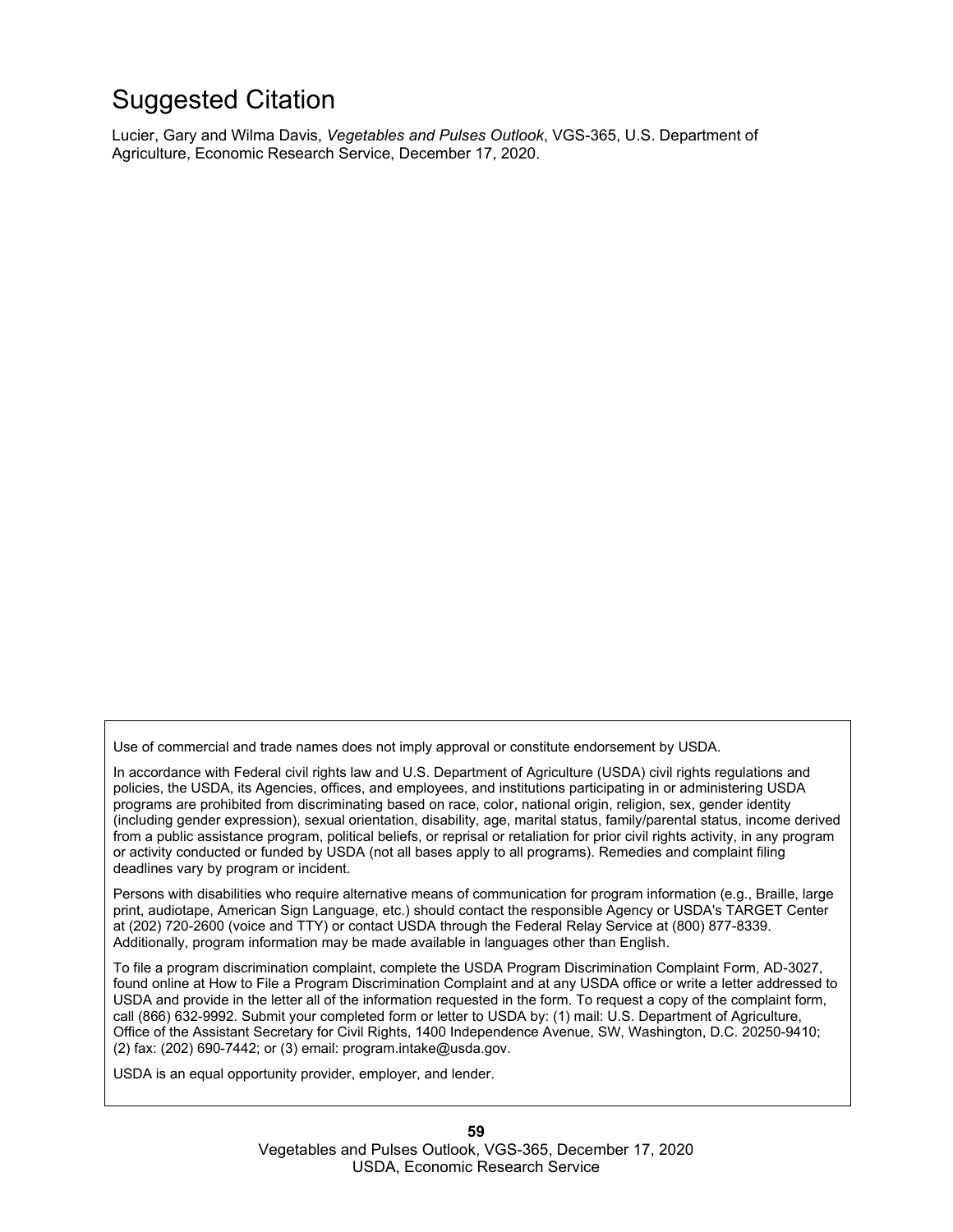## Suggested Citation

Lucier, Gary and Wilma Davis, *Vegetables and Pulses Outlook*, VGS-365, U.S. Department of Agriculture, Economic Research Service, December 17, 2020.

Use of commercial and trade names does not imply approval or constitute endorsement by USDA.

In accordance with Federal civil rights law and U.S. Department of Agriculture (USDA) civil rights regulations and policies, the USDA, its Agencies, offices, and employees, and institutions participating in or administering USDA programs are prohibited from discriminating based on race, color, national origin, religion, sex, gender identity (including gender expression), sexual orientation, disability, age, marital status, family/parental status, income derived from a public assistance program, political beliefs, or reprisal or retaliation for prior civil rights activity, in any program or activity conducted or funded by USDA (not all bases apply to all programs). Remedies and complaint filing deadlines vary by program or incident.

Persons with disabilities who require alternative means of communication for program information (e.g., Braille, large print, audiotape, American Sign Language, etc.) should contact the responsible Agency or USDA's TARGET Center at (202) 720-2600 (voice and TTY) or contact USDA through the Federal Relay Service at (800) 877-8339. Additionally, program information may be made available in languages other than English.

To file a program discrimination complaint, complete the USDA Program Discrimination Complaint Form, AD-3027, found online at How to File a Program Discrimination Complaint and at any USDA office or write a letter addressed to USDA and provide in the letter all of the information requested in the form. To request a copy of the complaint form, call (866) 632-9992. Submit your completed form or letter to USDA by: (1) mail: U.S. Department of Agriculture, Office of the Assistant Secretary for Civil Rights, 1400 Independence Avenue, SW, Washington, D.C. 20250-9410; (2) fax: (202) 690-7442; or (3) email: program.intake@usda.gov.

USDA is an equal opportunity provider, employer, and lender.